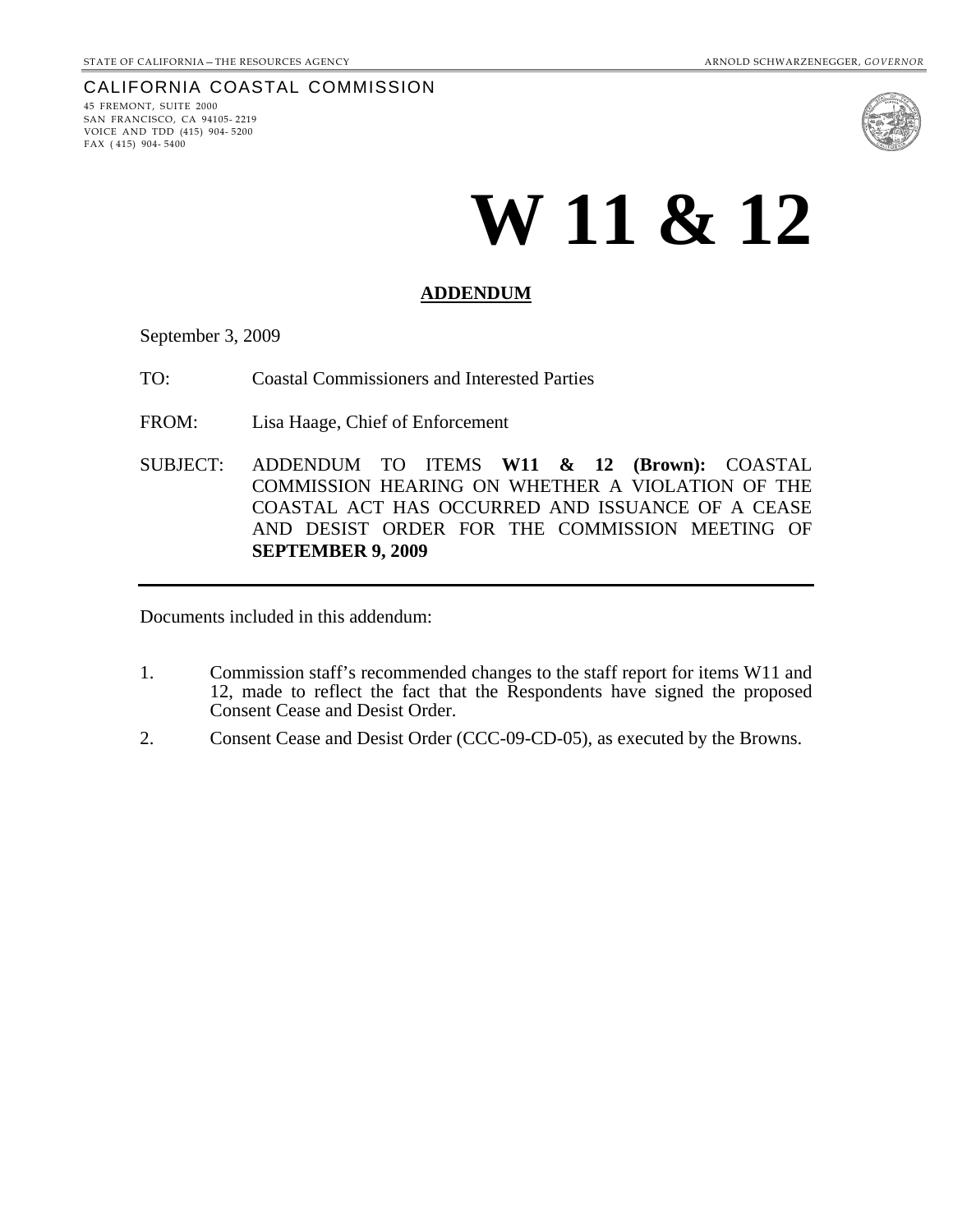STATE OF CALIFORNIA – THE RESOURCES AGENCY — ARNOLD SCHWARZENEGGER, *GOVERNOR*

CALIFORNIA COASTAL COMMISSION
45 FREMONT, SUITE 2000
SAN FRANCISCO, CA 94105-2219
VOICE AND TDD (415) 904-5200
FAX (415) 904-5400

# W 11 & 12

**ADDENDUM**

September 3, 2009

TO: Coastal Commissioners and Interested Parties

FROM: Lisa Haage, Chief of Enforcement

SUBJECT: ADDENDUM TO ITEMS **W11 & 12 (Brown):** COASTAL COMMISSION HEARING ON WHETHER A VIOLATION OF THE COASTAL ACT HAS OCCURRED AND ISSUANCE OF A CEASE AND DESIST ORDER FOR THE COMMISSION MEETING OF **SEPTEMBER 9, 2009**

---

Documents included in this addendum:

1. Commission staff's recommended changes to the staff report for items W11 and 12, made to reflect the fact that the Respondents have signed the proposed Consent Cease and Desist Order.
2. Consent Cease and Desist Order (CCC-09-CD-05), as executed by the Browns.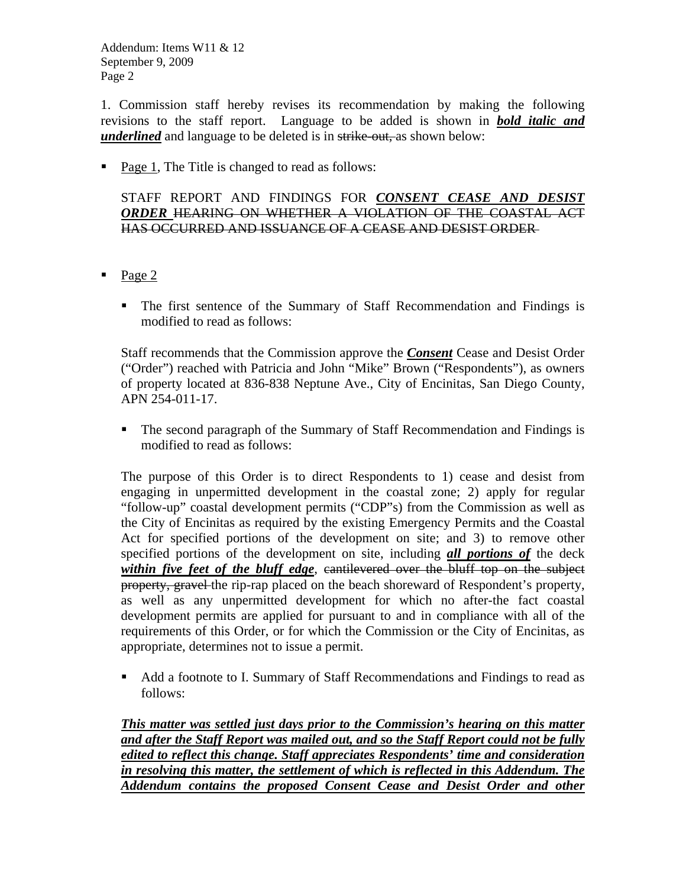1. Commission staff hereby revises its recommendation by making the following revisions to the staff report. Language to be added is shown in ***<u>bold italic and underlined</u>*** and language to be deleted is in ~~strike-out,~~ as shown below:

- <u>Page 1</u>, The Title is changed to read as follows:

  STAFF REPORT AND FINDINGS FOR ***<u>CONSENT CEASE AND DESIST ORDER</u>*** ~~HEARING ON WHETHER A VIOLATION OF THE COASTAL ACT HAS OCCURRED AND ISSUANCE OF A CEASE AND DESIST ORDER~~

- <u>Page 2</u>

  - The first sentence of the Summary of Staff Recommendation and Findings is modified to read as follows:

  Staff recommends that the Commission approve the ***<u>Consent</u>*** Cease and Desist Order ("Order") reached with Patricia and John "Mike" Brown ("Respondents"), as owners of property located at 836-838 Neptune Ave., City of Encinitas, San Diego County, APN 254-011-17.

  - The second paragraph of the Summary of Staff Recommendation and Findings is modified to read as follows:

  The purpose of this Order is to direct Respondents to 1) cease and desist from engaging in unpermitted development in the coastal zone; 2) apply for regular "follow-up" coastal development permits ("CDP"s) from the Commission as well as the City of Encinitas as required by the existing Emergency Permits and the Coastal Act for specified portions of the development on site; and 3) to remove other specified portions of the development on site, including ***<u>all portions of</u>*** the deck ***<u>within five feet of the bluff edge</u>***, ~~cantilevered over the bluff top on the subject property, gravel~~ the rip-rap placed on the beach shoreward of Respondent's property, as well as any unpermitted development for which no after-the fact coastal development permits are applied for pursuant to and in compliance with all of the requirements of this Order, or for which the Commission or the City of Encinitas, as appropriate, determines not to issue a permit.

  - Add a footnote to I. Summary of Staff Recommendations and Findings to read as follows:

  ***<u>This matter was settled just days prior to the Commission's hearing on this matter and after the Staff Report was mailed out, and so the Staff Report could not be fully edited to reflect this change. Staff appreciates Respondents' time and consideration in resolving this matter, the settlement of which is reflected in this Addendum. The Addendum contains the proposed Consent Cease and Desist Order and other</u>***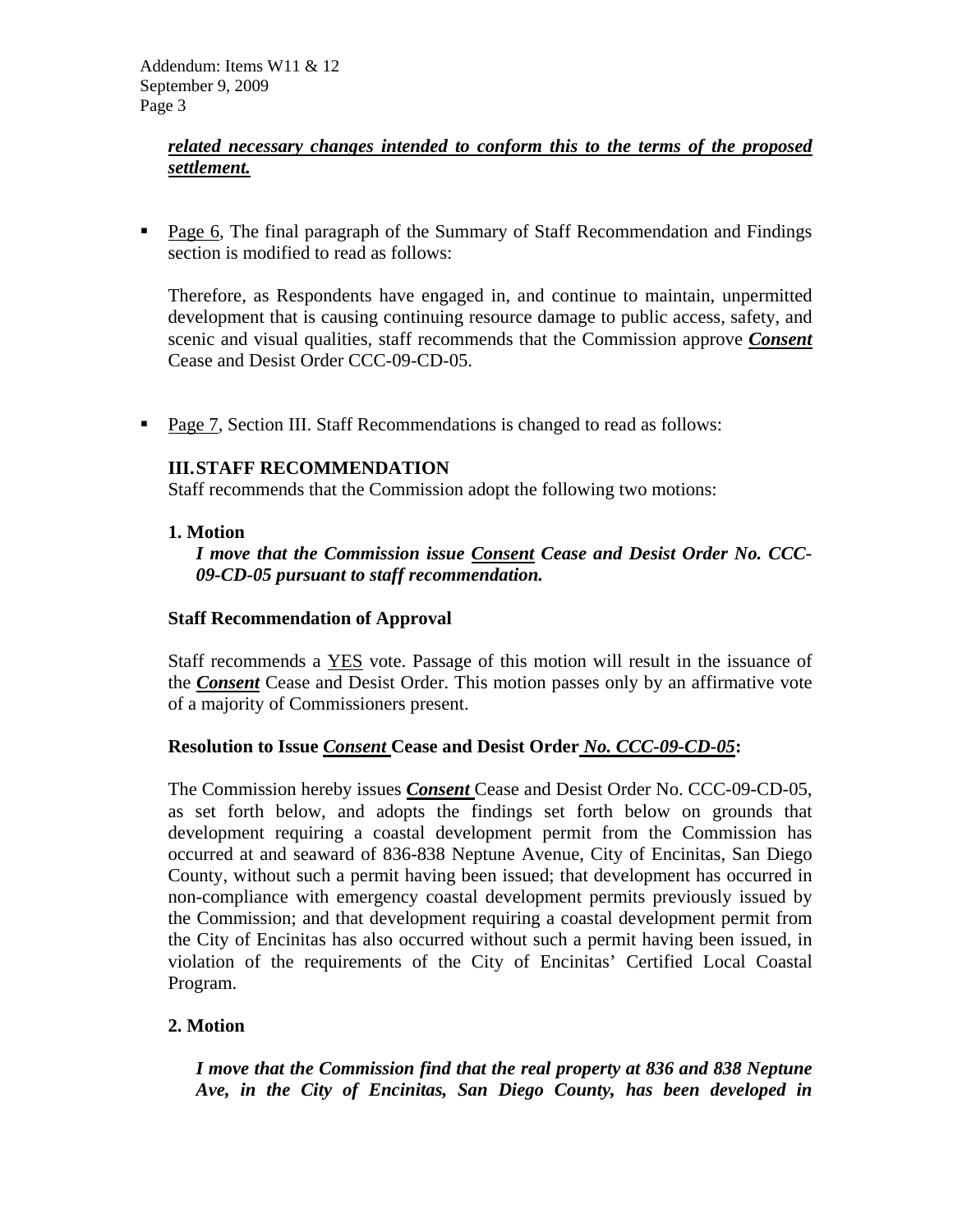***related necessary changes intended to conform this to the terms of the proposed settlement.***

- Page 6, The final paragraph of the Summary of Staff Recommendation and Findings section is modified to read as follows:

  Therefore, as Respondents have engaged in, and continue to maintain, unpermitted development that is causing continuing resource damage to public access, safety, and scenic and visual qualities, staff recommends that the Commission approve ***Consent*** Cease and Desist Order CCC-09-CD-05.

- Page 7, Section III. Staff Recommendations is changed to read as follows:

  **III. STAFF RECOMMENDATION**

  Staff recommends that the Commission adopt the following two motions:

  **1. Motion**

  ***I move that the Commission issue Consent Cease and Desist Order No. CCC-09-CD-05 pursuant to staff recommendation.***

  **Staff Recommendation of Approval**

  Staff recommends a YES vote. Passage of this motion will result in the issuance of the ***Consent*** Cease and Desist Order. This motion passes only by an affirmative vote of a majority of Commissioners present.

  **Resolution to Issue *Consent* Cease and Desist Order *No. CCC-09-CD-05*:**

  The Commission hereby issues ***Consent*** Cease and Desist Order No. CCC-09-CD-05, as set forth below, and adopts the findings set forth below on grounds that development requiring a coastal development permit from the Commission has occurred at and seaward of 836-838 Neptune Avenue, City of Encinitas, San Diego County, without such a permit having been issued; that development has occurred in non-compliance with emergency coastal development permits previously issued by the Commission; and that development requiring a coastal development permit from the City of Encinitas has also occurred without such a permit having been issued, in violation of the requirements of the City of Encinitas' Certified Local Coastal Program.

  **2. Motion**

  ***I move that the Commission find that the real property at 836 and 838 Neptune Ave, in the City of Encinitas, San Diego County, has been developed in***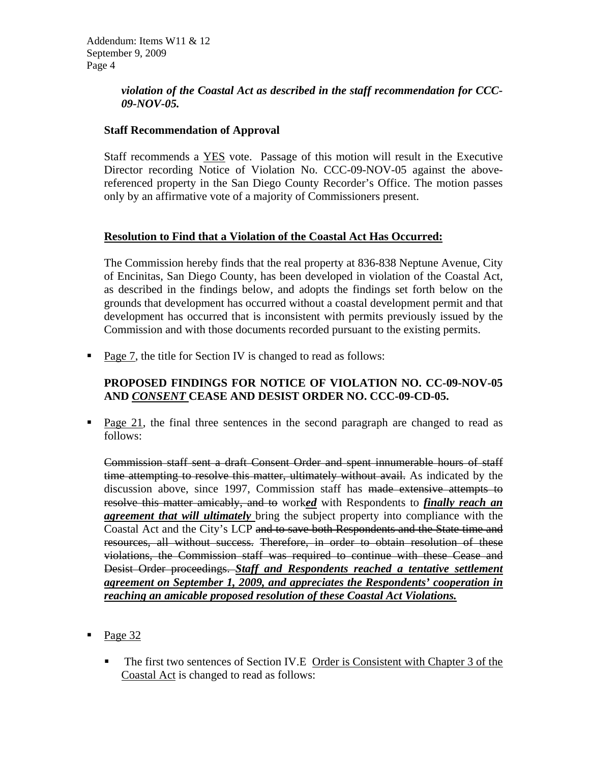***violation of the Coastal Act as described in the staff recommendation for CCC-09-NOV-05.***

**Staff Recommendation of Approval**

Staff recommends a <u>YES</u> vote. Passage of this motion will result in the Executive Director recording Notice of Violation No. CCC-09-NOV-05 against the above-referenced property in the San Diego County Recorder's Office. The motion passes only by an affirmative vote of a majority of Commissioners present.

<u>**Resolution to Find that a Violation of the Coastal Act Has Occurred:**</u>

The Commission hereby finds that the real property at 836-838 Neptune Avenue, City of Encinitas, San Diego County, has been developed in violation of the Coastal Act, as described in the findings below, and adopts the findings set forth below on the grounds that development has occurred without a coastal development permit and that development has occurred that is inconsistent with permits previously issued by the Commission and with those documents recorded pursuant to the existing permits.

- <u>Page 7</u>, the title for Section IV is changed to read as follows:

  **PROPOSED FINDINGS FOR NOTICE OF VIOLATION NO. CC-09-NOV-05 AND *<u>CONSENT</u>* CEASE AND DESIST ORDER NO. CCC-09-CD-05.**

- <u>Page 21</u>, the final three sentences in the second paragraph are changed to read as follows:

  ~~Commission staff sent a draft Consent Order and spent innumerable hours of staff time attempting to resolve this matter, ultimately without avail.~~ As indicated by the discussion above, since 1997, Commission staff has ~~made extensive attempts to resolve this matter amicably, and to~~ work***<u>ed</u>*** with Respondents to ***<u>finally reach an agreement that will ultimately</u>*** bring the subject property into compliance with the Coastal Act and the City's LCP ~~and to save both Respondents and the State time and resources, all without success.~~ ~~Therefore, in order to obtain resolution of these violations, the Commission staff was required to continue with these Cease and Desist Order proceedings.~~ ***<u>Staff and Respondents reached a tentative settlement agreement on September 1, 2009, and appreciates the Respondents' cooperation in reaching an amicable proposed resolution of these Coastal Act Violations.</u>***

- <u>Page 32</u>

  - The first two sentences of Section IV.E <u>Order is Consistent with Chapter 3 of the Coastal Act</u> is changed to read as follows: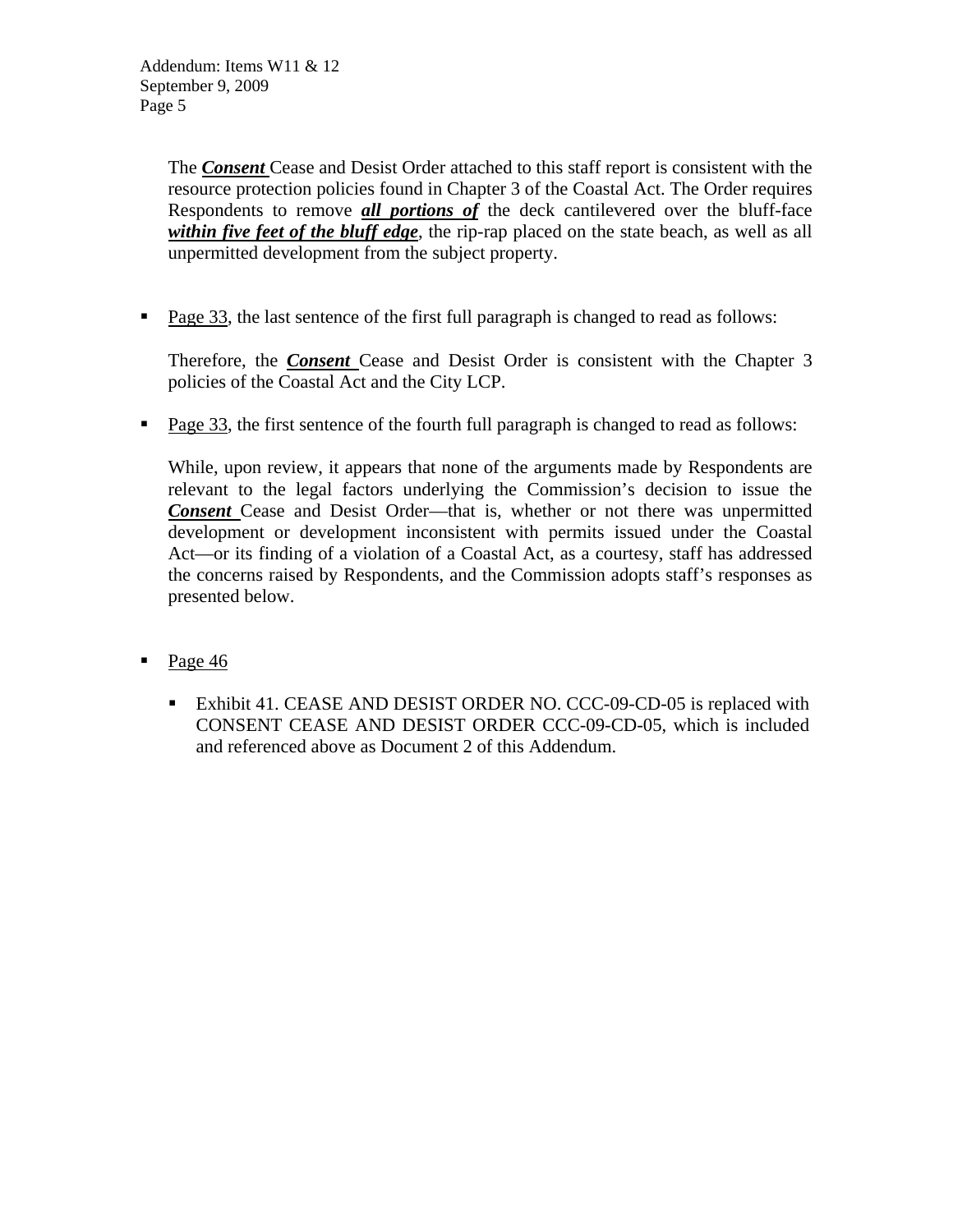The ***Consent*** Cease and Desist Order attached to this staff report is consistent with the resource protection policies found in Chapter 3 of the Coastal Act. The Order requires Respondents to remove ***all portions of*** the deck cantilevered over the bluff-face ***within five feet of the bluff edge***, the rip-rap placed on the state beach, as well as all unpermitted development from the subject property.

- Page 33, the last sentence of the first full paragraph is changed to read as follows:

  Therefore, the ***Consent*** Cease and Desist Order is consistent with the Chapter 3 policies of the Coastal Act and the City LCP.

- Page 33, the first sentence of the fourth full paragraph is changed to read as follows:

  While, upon review, it appears that none of the arguments made by Respondents are relevant to the legal factors underlying the Commission's decision to issue the ***Consent*** Cease and Desist Order—that is, whether or not there was unpermitted development or development inconsistent with permits issued under the Coastal Act—or its finding of a violation of a Coastal Act, as a courtesy, staff has addressed the concerns raised by Respondents, and the Commission adopts staff's responses as presented below.

- Page 46

  - Exhibit 41. CEASE AND DESIST ORDER NO. CCC-09-CD-05 is replaced with CONSENT CEASE AND DESIST ORDER CCC-09-CD-05, which is included and referenced above as Document 2 of this Addendum.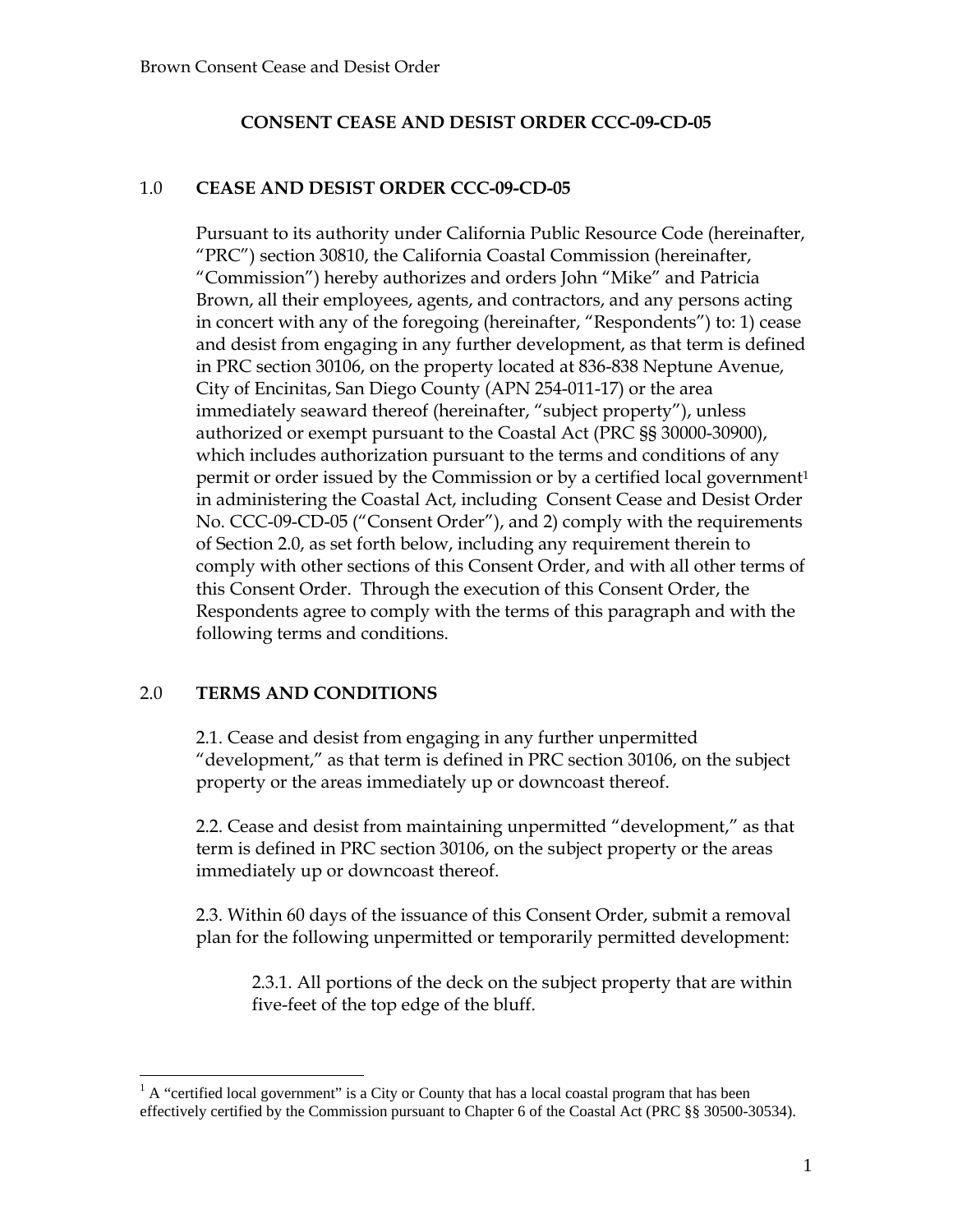## CONSENT CEASE AND DESIST ORDER CCC-09-CD-05

### 1.0 CEASE AND DESIST ORDER CCC-09-CD-05

Pursuant to its authority under California Public Resource Code (hereinafter, "PRC") section 30810, the California Coastal Commission (hereinafter, "Commission") hereby authorizes and orders John "Mike" and Patricia Brown, all their employees, agents, and contractors, and any persons acting in concert with any of the foregoing (hereinafter, "Respondents") to: 1) cease and desist from engaging in any further development, as that term is defined in PRC section 30106, on the property located at 836-838 Neptune Avenue, City of Encinitas, San Diego County (APN 254-011-17) or the area immediately seaward thereof (hereinafter, "subject property"), unless authorized or exempt pursuant to the Coastal Act (PRC §§ 30000-30900), which includes authorization pursuant to the terms and conditions of any permit or order issued by the Commission or by a certified local government[1] in administering the Coastal Act, including Consent Cease and Desist Order No. CCC-09-CD-05 ("Consent Order"), and 2) comply with the requirements of Section 2.0, as set forth below, including any requirement therein to comply with other sections of this Consent Order, and with all other terms of this Consent Order. Through the execution of this Consent Order, the Respondents agree to comply with the terms of this paragraph and with the following terms and conditions.

### 2.0 TERMS AND CONDITIONS

2.1. Cease and desist from engaging in any further unpermitted "development," as that term is defined in PRC section 30106, on the subject property or the areas immediately up or downcoast thereof.

2.2. Cease and desist from maintaining unpermitted "development," as that term is defined in PRC section 30106, on the subject property or the areas immediately up or downcoast thereof.

2.3. Within 60 days of the issuance of this Consent Order, submit a removal plan for the following unpermitted or temporarily permitted development:

2.3.1. All portions of the deck on the subject property that are within five-feet of the top edge of the bluff.

[1] A "certified local government" is a City or County that has a local coastal program that has been effectively certified by the Commission pursuant to Chapter 6 of the Coastal Act (PRC §§ 30500-30534).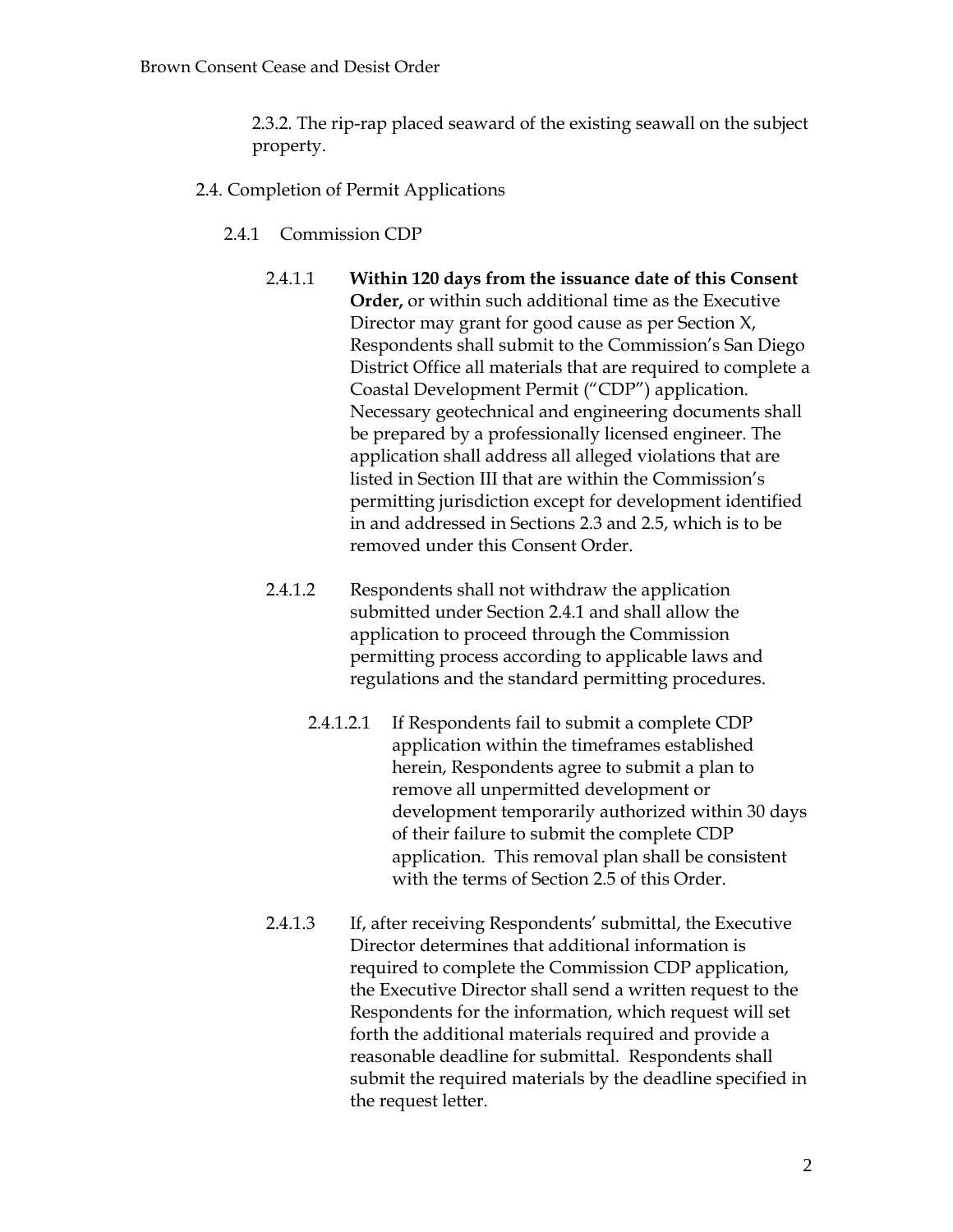2.3.2. The rip-rap placed seaward of the existing seawall on the subject property.

2.4. Completion of Permit Applications

2.4.1 Commission CDP

2.4.1.1 **Within 120 days from the issuance date of this Consent Order,** or within such additional time as the Executive Director may grant for good cause as per Section X, Respondents shall submit to the Commission's San Diego District Office all materials that are required to complete a Coastal Development Permit ("CDP") application. Necessary geotechnical and engineering documents shall be prepared by a professionally licensed engineer. The application shall address all alleged violations that are listed in Section III that are within the Commission's permitting jurisdiction except for development identified in and addressed in Sections 2.3 and 2.5, which is to be removed under this Consent Order.

2.4.1.2 Respondents shall not withdraw the application submitted under Section 2.4.1 and shall allow the application to proceed through the Commission permitting process according to applicable laws and regulations and the standard permitting procedures.

2.4.1.2.1 If Respondents fail to submit a complete CDP application within the timeframes established herein, Respondents agree to submit a plan to remove all unpermitted development or development temporarily authorized within 30 days of their failure to submit the complete CDP application. This removal plan shall be consistent with the terms of Section 2.5 of this Order.

2.4.1.3 If, after receiving Respondents' submittal, the Executive Director determines that additional information is required to complete the Commission CDP application, the Executive Director shall send a written request to the Respondents for the information, which request will set forth the additional materials required and provide a reasonable deadline for submittal. Respondents shall submit the required materials by the deadline specified in the request letter.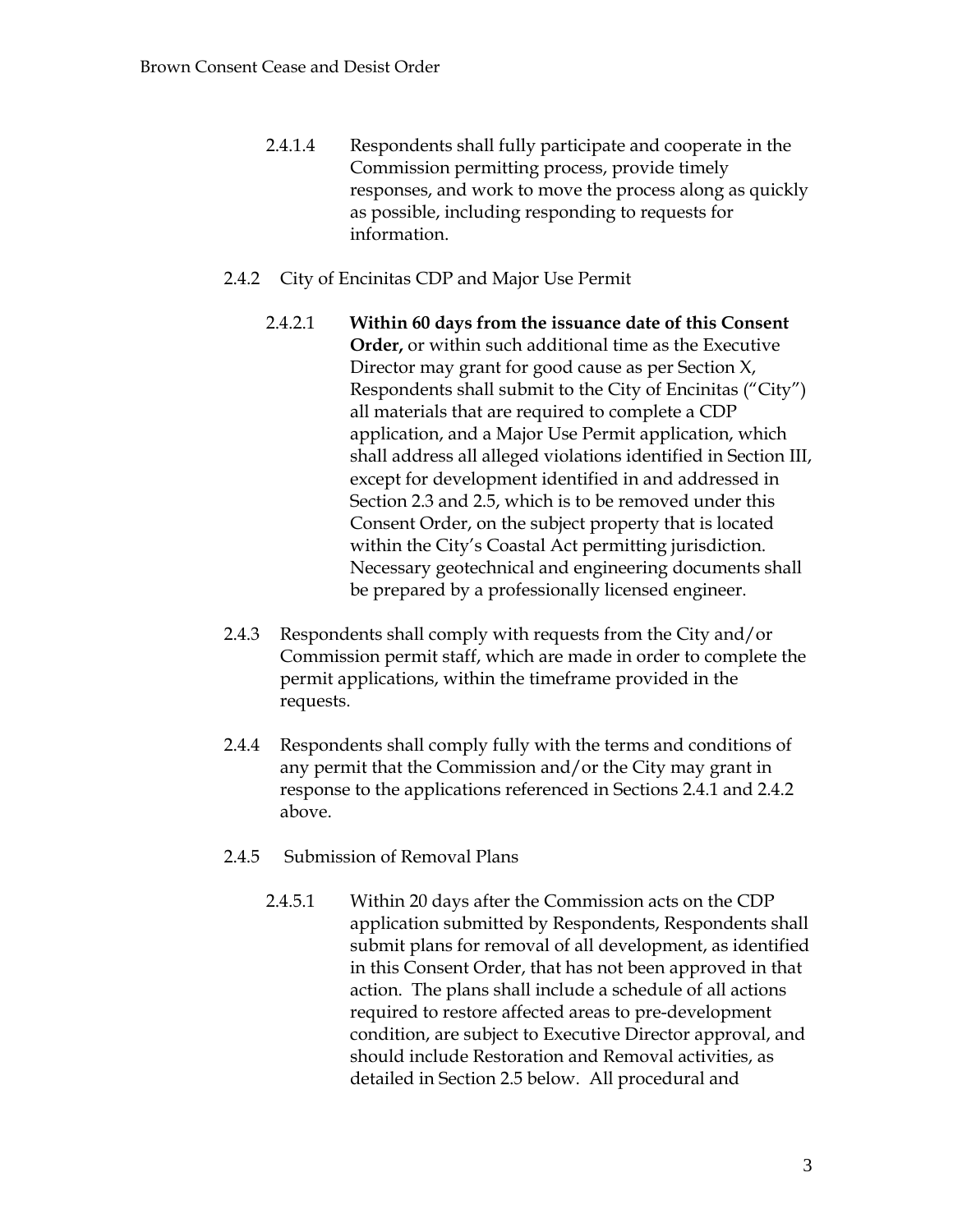2.4.1.4 Respondents shall fully participate and cooperate in the Commission permitting process, provide timely responses, and work to move the process along as quickly as possible, including responding to requests for information.

2.4.2 City of Encinitas CDP and Major Use Permit

2.4.2.1 **Within 60 days from the issuance date of this Consent Order,** or within such additional time as the Executive Director may grant for good cause as per Section X, Respondents shall submit to the City of Encinitas ("City") all materials that are required to complete a CDP application, and a Major Use Permit application, which shall address all alleged violations identified in Section III, except for development identified in and addressed in Section 2.3 and 2.5, which is to be removed under this Consent Order, on the subject property that is located within the City's Coastal Act permitting jurisdiction. Necessary geotechnical and engineering documents shall be prepared by a professionally licensed engineer.

2.4.3 Respondents shall comply with requests from the City and/or Commission permit staff, which are made in order to complete the permit applications, within the timeframe provided in the requests.

2.4.4 Respondents shall comply fully with the terms and conditions of any permit that the Commission and/or the City may grant in response to the applications referenced in Sections 2.4.1 and 2.4.2 above.

2.4.5 Submission of Removal Plans

2.4.5.1 Within 20 days after the Commission acts on the CDP application submitted by Respondents, Respondents shall submit plans for removal of all development, as identified in this Consent Order, that has not been approved in that action. The plans shall include a schedule of all actions required to restore affected areas to pre-development condition, are subject to Executive Director approval, and should include Restoration and Removal activities, as detailed in Section 2.5 below. All procedural and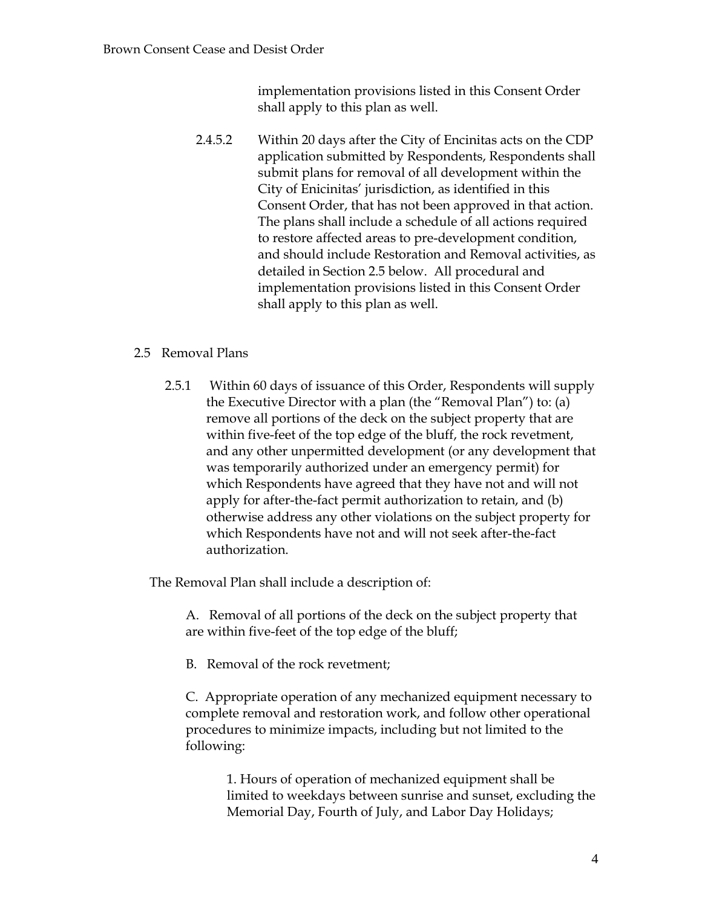implementation provisions listed in this Consent Order shall apply to this plan as well.

2.4.5.2 Within 20 days after the City of Encinitas acts on the CDP application submitted by Respondents, Respondents shall submit plans for removal of all development within the City of Enicinitas' jurisdiction, as identified in this Consent Order, that has not been approved in that action. The plans shall include a schedule of all actions required to restore affected areas to pre-development condition, and should include Restoration and Removal activities, as detailed in Section 2.5 below. All procedural and implementation provisions listed in this Consent Order shall apply to this plan as well.

2.5 Removal Plans

2.5.1 Within 60 days of issuance of this Order, Respondents will supply the Executive Director with a plan (the "Removal Plan") to: (a) remove all portions of the deck on the subject property that are within five-feet of the top edge of the bluff, the rock revetment, and any other unpermitted development (or any development that was temporarily authorized under an emergency permit) for which Respondents have agreed that they have not and will not apply for after-the-fact permit authorization to retain, and (b) otherwise address any other violations on the subject property for which Respondents have not and will not seek after-the-fact authorization.

The Removal Plan shall include a description of:

A. Removal of all portions of the deck on the subject property that are within five-feet of the top edge of the bluff;

B. Removal of the rock revetment;

C. Appropriate operation of any mechanized equipment necessary to complete removal and restoration work, and follow other operational procedures to minimize impacts, including but not limited to the following:

1. Hours of operation of mechanized equipment shall be limited to weekdays between sunrise and sunset, excluding the Memorial Day, Fourth of July, and Labor Day Holidays;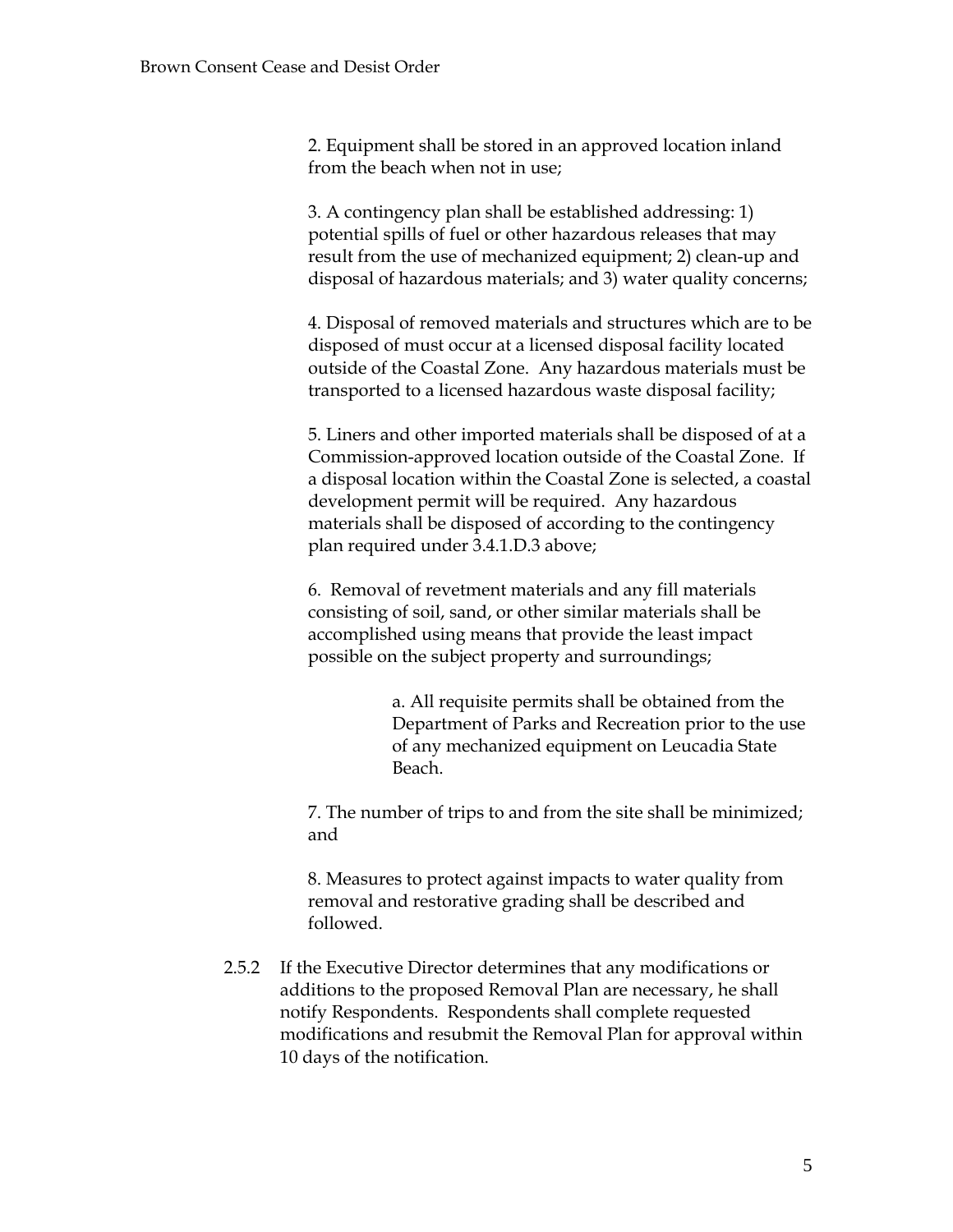2. Equipment shall be stored in an approved location inland from the beach when not in use;

3. A contingency plan shall be established addressing: 1) potential spills of fuel or other hazardous releases that may result from the use of mechanized equipment; 2) clean-up and disposal of hazardous materials; and 3) water quality concerns;

4. Disposal of removed materials and structures which are to be disposed of must occur at a licensed disposal facility located outside of the Coastal Zone. Any hazardous materials must be transported to a licensed hazardous waste disposal facility;

5. Liners and other imported materials shall be disposed of at a Commission-approved location outside of the Coastal Zone. If a disposal location within the Coastal Zone is selected, a coastal development permit will be required. Any hazardous materials shall be disposed of according to the contingency plan required under 3.4.1.D.3 above;

6. Removal of revetment materials and any fill materials consisting of soil, sand, or other similar materials shall be accomplished using means that provide the least impact possible on the subject property and surroundings;

   a. All requisite permits shall be obtained from the Department of Parks and Recreation prior to the use of any mechanized equipment on Leucadia State Beach.

7. The number of trips to and from the site shall be minimized; and

8. Measures to protect against impacts to water quality from removal and restorative grading shall be described and followed.

2.5.2 If the Executive Director determines that any modifications or additions to the proposed Removal Plan are necessary, he shall notify Respondents. Respondents shall complete requested modifications and resubmit the Removal Plan for approval within 10 days of the notification.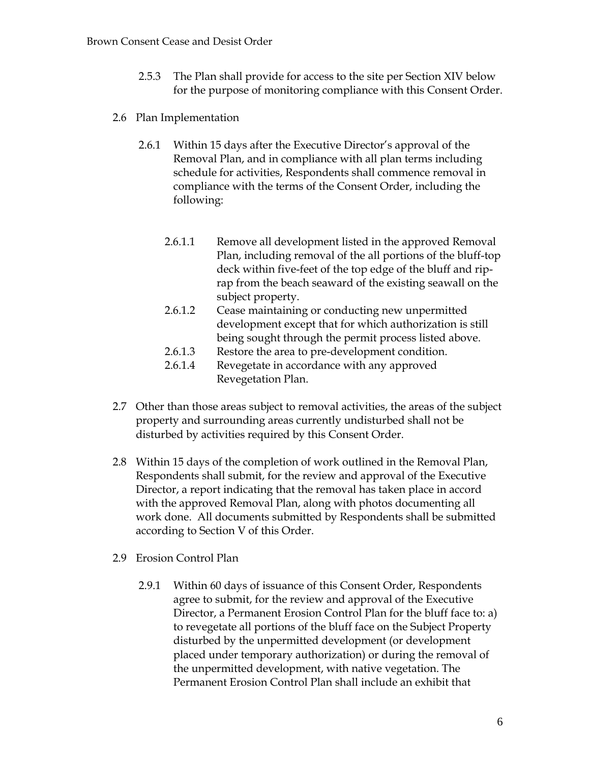2.5.3 The Plan shall provide for access to the site per Section XIV below for the purpose of monitoring compliance with this Consent Order.

2.6 Plan Implementation

2.6.1 Within 15 days after the Executive Director's approval of the Removal Plan, and in compliance with all plan terms including schedule for activities, Respondents shall commence removal in compliance with the terms of the Consent Order, including the following:

2.6.1.1 Remove all development listed in the approved Removal Plan, including removal of the all portions of the bluff-top deck within five-feet of the top edge of the bluff and rip-rap from the beach seaward of the existing seawall on the subject property.

2.6.1.2 Cease maintaining or conducting new unpermitted development except that for which authorization is still being sought through the permit process listed above.

2.6.1.3 Restore the area to pre-development condition.

2.6.1.4 Revegetate in accordance with any approved Revegetation Plan.

2.7 Other than those areas subject to removal activities, the areas of the subject property and surrounding areas currently undisturbed shall not be disturbed by activities required by this Consent Order.

2.8 Within 15 days of the completion of work outlined in the Removal Plan, Respondents shall submit, for the review and approval of the Executive Director, a report indicating that the removal has taken place in accord with the approved Removal Plan, along with photos documenting all work done. All documents submitted by Respondents shall be submitted according to Section V of this Order.

2.9 Erosion Control Plan

2.9.1 Within 60 days of issuance of this Consent Order, Respondents agree to submit, for the review and approval of the Executive Director, a Permanent Erosion Control Plan for the bluff face to: a) to revegetate all portions of the bluff face on the Subject Property disturbed by the unpermitted development (or development placed under temporary authorization) or during the removal of the unpermitted development, with native vegetation. The Permanent Erosion Control Plan shall include an exhibit that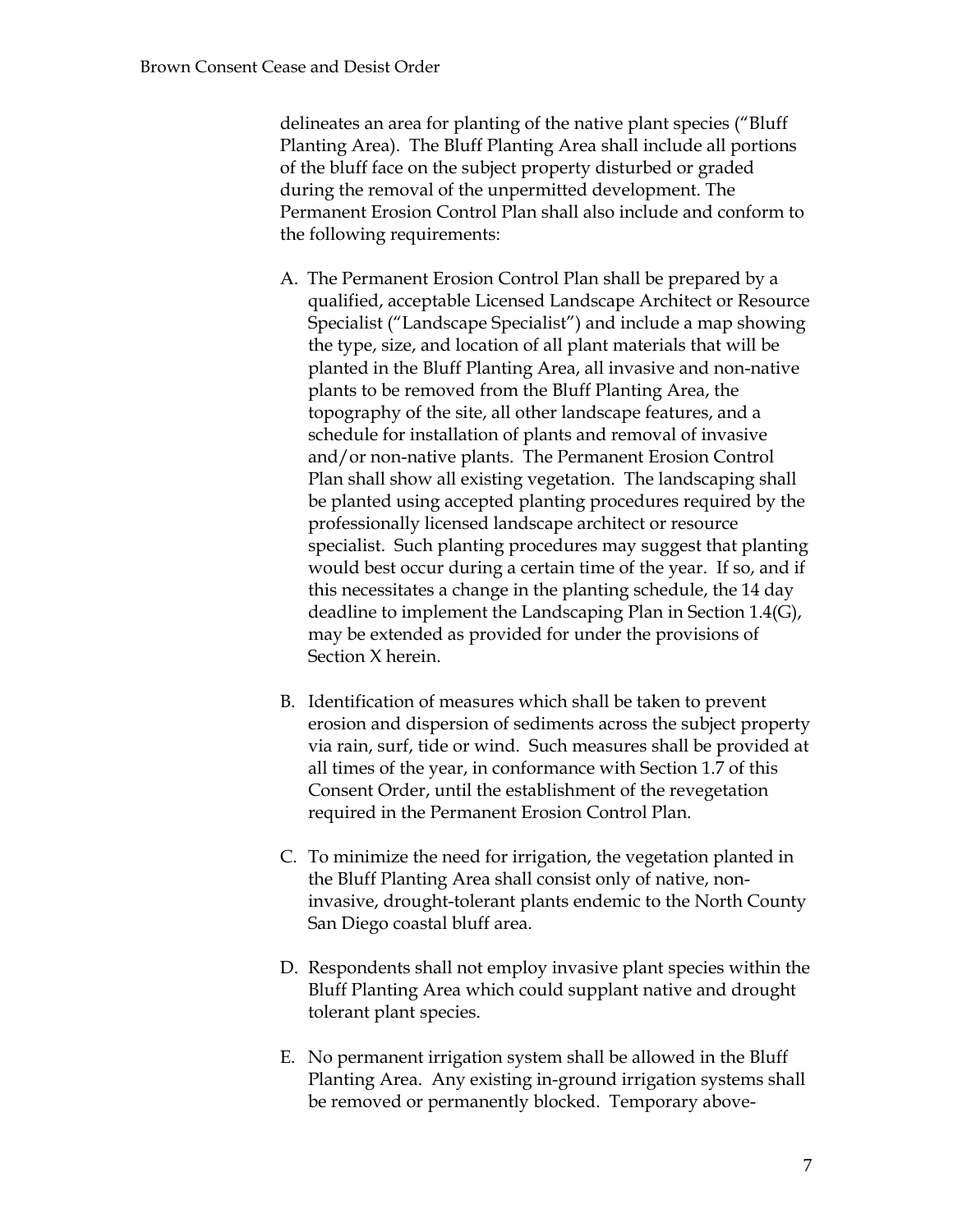delineates an area for planting of the native plant species ("Bluff Planting Area). The Bluff Planting Area shall include all portions of the bluff face on the subject property disturbed or graded during the removal of the unpermitted development. The Permanent Erosion Control Plan shall also include and conform to the following requirements:

A. The Permanent Erosion Control Plan shall be prepared by a qualified, acceptable Licensed Landscape Architect or Resource Specialist ("Landscape Specialist") and include a map showing the type, size, and location of all plant materials that will be planted in the Bluff Planting Area, all invasive and non-native plants to be removed from the Bluff Planting Area, the topography of the site, all other landscape features, and a schedule for installation of plants and removal of invasive and/or non-native plants. The Permanent Erosion Control Plan shall show all existing vegetation. The landscaping shall be planted using accepted planting procedures required by the professionally licensed landscape architect or resource specialist. Such planting procedures may suggest that planting would best occur during a certain time of the year. If so, and if this necessitates a change in the planting schedule, the 14 day deadline to implement the Landscaping Plan in Section 1.4(G), may be extended as provided for under the provisions of Section X herein.

B. Identification of measures which shall be taken to prevent erosion and dispersion of sediments across the subject property via rain, surf, tide or wind. Such measures shall be provided at all times of the year, in conformance with Section 1.7 of this Consent Order, until the establishment of the revegetation required in the Permanent Erosion Control Plan.

C. To minimize the need for irrigation, the vegetation planted in the Bluff Planting Area shall consist only of native, non-invasive, drought-tolerant plants endemic to the North County San Diego coastal bluff area.

D. Respondents shall not employ invasive plant species within the Bluff Planting Area which could supplant native and drought tolerant plant species.

E. No permanent irrigation system shall be allowed in the Bluff Planting Area. Any existing in-ground irrigation systems shall be removed or permanently blocked. Temporary above-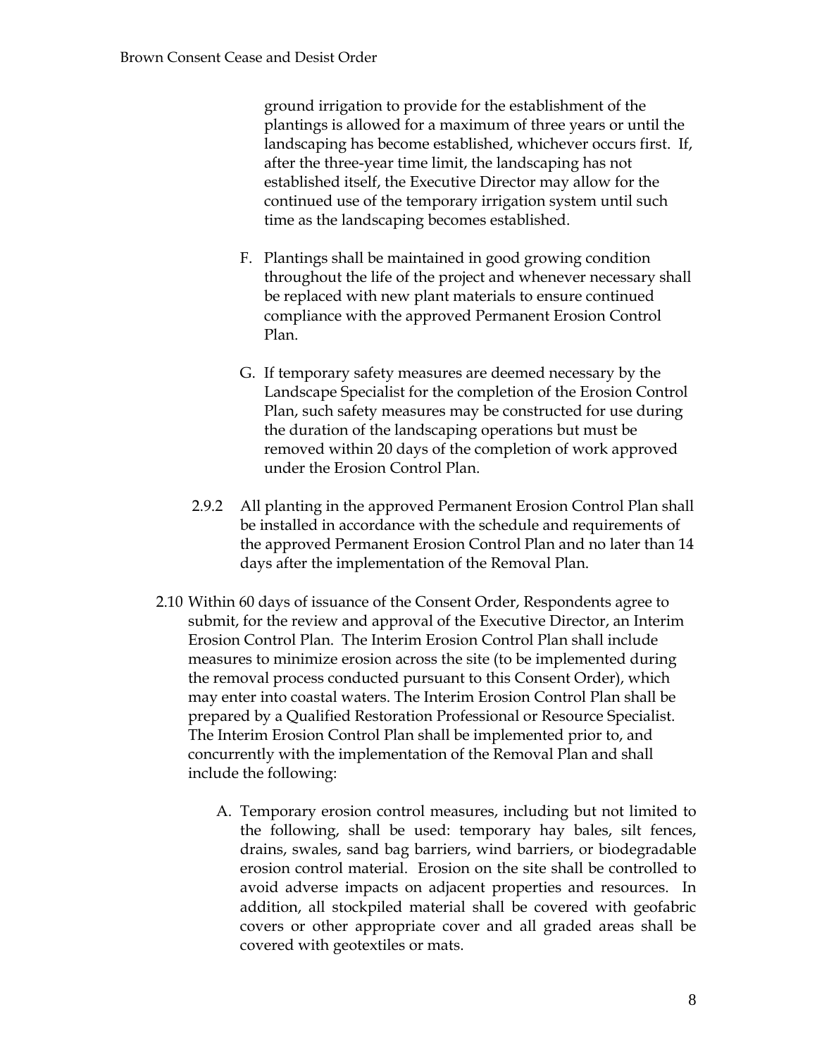ground irrigation to provide for the establishment of the plantings is allowed for a maximum of three years or until the landscaping has become established, whichever occurs first. If, after the three-year time limit, the landscaping has not established itself, the Executive Director may allow for the continued use of the temporary irrigation system until such time as the landscaping becomes established.

F. Plantings shall be maintained in good growing condition throughout the life of the project and whenever necessary shall be replaced with new plant materials to ensure continued compliance with the approved Permanent Erosion Control Plan.

G. If temporary safety measures are deemed necessary by the Landscape Specialist for the completion of the Erosion Control Plan, such safety measures may be constructed for use during the duration of the landscaping operations but must be removed within 20 days of the completion of work approved under the Erosion Control Plan.

2.9.2 All planting in the approved Permanent Erosion Control Plan shall be installed in accordance with the schedule and requirements of the approved Permanent Erosion Control Plan and no later than 14 days after the implementation of the Removal Plan.

2.10 Within 60 days of issuance of the Consent Order, Respondents agree to submit, for the review and approval of the Executive Director, an Interim Erosion Control Plan. The Interim Erosion Control Plan shall include measures to minimize erosion across the site (to be implemented during the removal process conducted pursuant to this Consent Order), which may enter into coastal waters. The Interim Erosion Control Plan shall be prepared by a Qualified Restoration Professional or Resource Specialist. The Interim Erosion Control Plan shall be implemented prior to, and concurrently with the implementation of the Removal Plan and shall include the following:

A. Temporary erosion control measures, including but not limited to the following, shall be used: temporary hay bales, silt fences, drains, swales, sand bag barriers, wind barriers, or biodegradable erosion control material. Erosion on the site shall be controlled to avoid adverse impacts on adjacent properties and resources. In addition, all stockpiled material shall be covered with geofabric covers or other appropriate cover and all graded areas shall be covered with geotextiles or mats.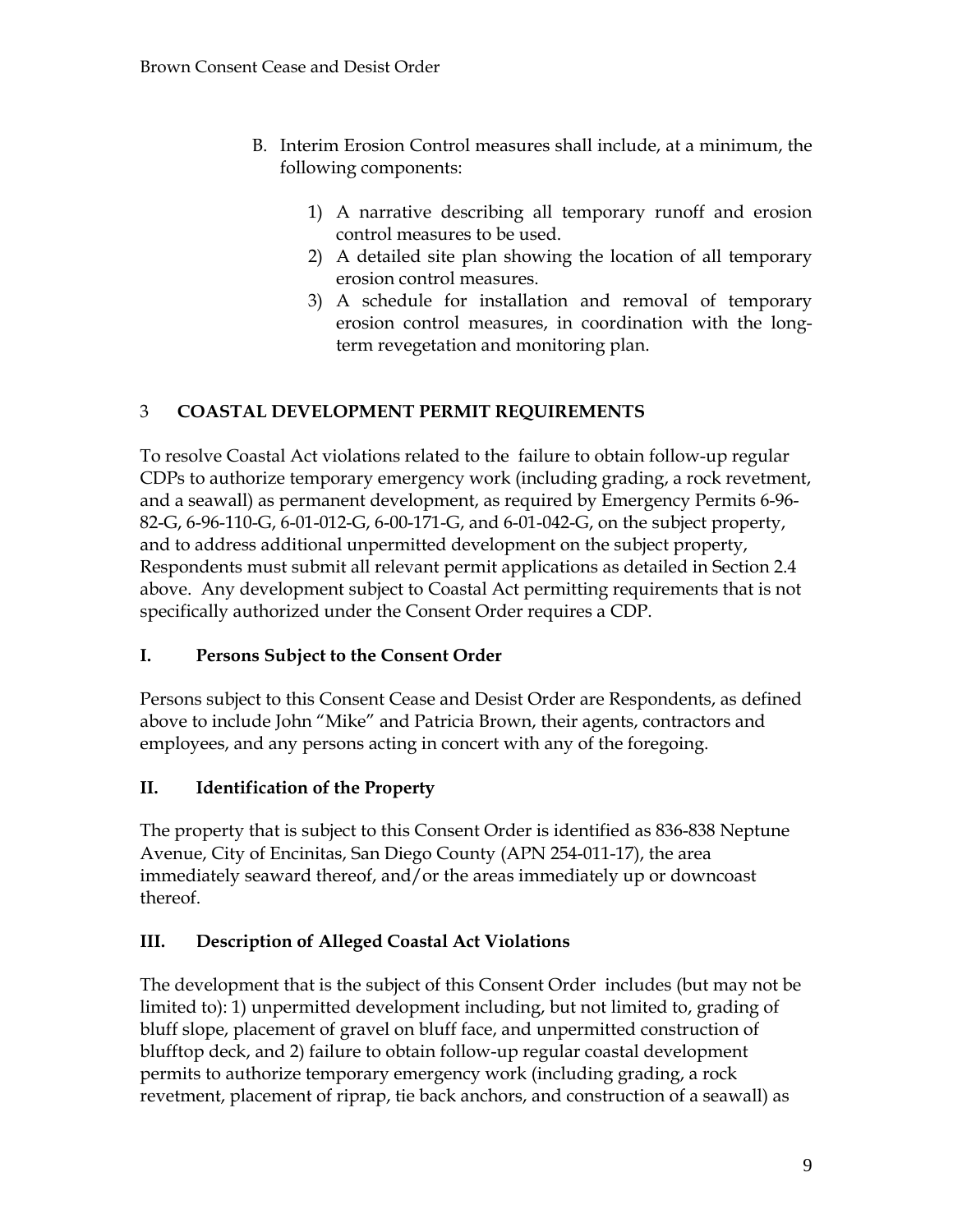B. Interim Erosion Control measures shall include, at a minimum, the following components:

   1) A narrative describing all temporary runoff and erosion control measures to be used.
   2) A detailed site plan showing the location of all temporary erosion control measures.
   3) A schedule for installation and removal of temporary erosion control measures, in coordination with the long-term revegetation and monitoring plan.

## 3 COASTAL DEVELOPMENT PERMIT REQUIREMENTS

To resolve Coastal Act violations related to the failure to obtain follow-up regular CDPs to authorize temporary emergency work (including grading, a rock revetment, and a seawall) as permanent development, as required by Emergency Permits 6-96-82-G, 6-96-110-G, 6-01-012-G, 6-00-171-G, and 6-01-042-G, on the subject property, and to address additional unpermitted development on the subject property, Respondents must submit all relevant permit applications as detailed in Section 2.4 above. Any development subject to Coastal Act permitting requirements that is not specifically authorized under the Consent Order requires a CDP.

## I. Persons Subject to the Consent Order

Persons subject to this Consent Cease and Desist Order are Respondents, as defined above to include John "Mike" and Patricia Brown, their agents, contractors and employees, and any persons acting in concert with any of the foregoing.

## II. Identification of the Property

The property that is subject to this Consent Order is identified as 836-838 Neptune Avenue, City of Encinitas, San Diego County (APN 254-011-17), the area immediately seaward thereof, and/or the areas immediately up or downcoast thereof.

## III. Description of Alleged Coastal Act Violations

The development that is the subject of this Consent Order includes (but may not be limited to): 1) unpermitted development including, but not limited to, grading of bluff slope, placement of gravel on bluff face, and unpermitted construction of blufftop deck, and 2) failure to obtain follow-up regular coastal development permits to authorize temporary emergency work (including grading, a rock revetment, placement of riprap, tie back anchors, and construction of a seawall) as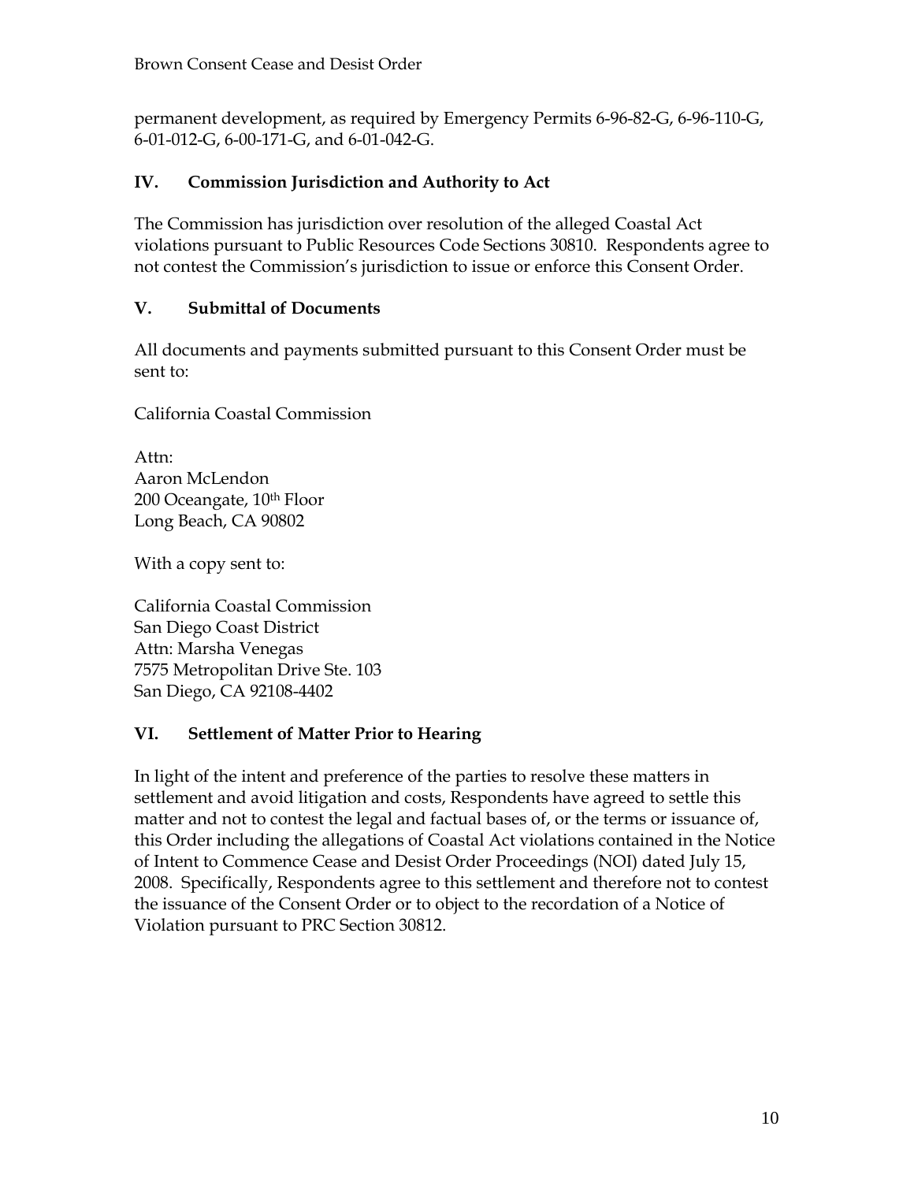permanent development, as required by Emergency Permits 6-96-82-G, 6-96-110-G, 6-01-012-G, 6-00-171-G, and 6-01-042-G.

## IV. Commission Jurisdiction and Authority to Act

The Commission has jurisdiction over resolution of the alleged Coastal Act violations pursuant to Public Resources Code Sections 30810. Respondents agree to not contest the Commission's jurisdiction to issue or enforce this Consent Order.

## V. Submittal of Documents

All documents and payments submitted pursuant to this Consent Order must be sent to:

California Coastal Commission

Attn:
Aaron McLendon
200 Oceangate, 10th Floor
Long Beach, CA 90802

With a copy sent to:

California Coastal Commission
San Diego Coast District
Attn: Marsha Venegas
7575 Metropolitan Drive Ste. 103
San Diego, CA 92108-4402

## VI. Settlement of Matter Prior to Hearing

In light of the intent and preference of the parties to resolve these matters in settlement and avoid litigation and costs, Respondents have agreed to settle this matter and not to contest the legal and factual bases of, or the terms or issuance of, this Order including the allegations of Coastal Act violations contained in the Notice of Intent to Commence Cease and Desist Order Proceedings (NOI) dated July 15, 2008. Specifically, Respondents agree to this settlement and therefore not to contest the issuance of the Consent Order or to object to the recordation of a Notice of Violation pursuant to PRC Section 30812.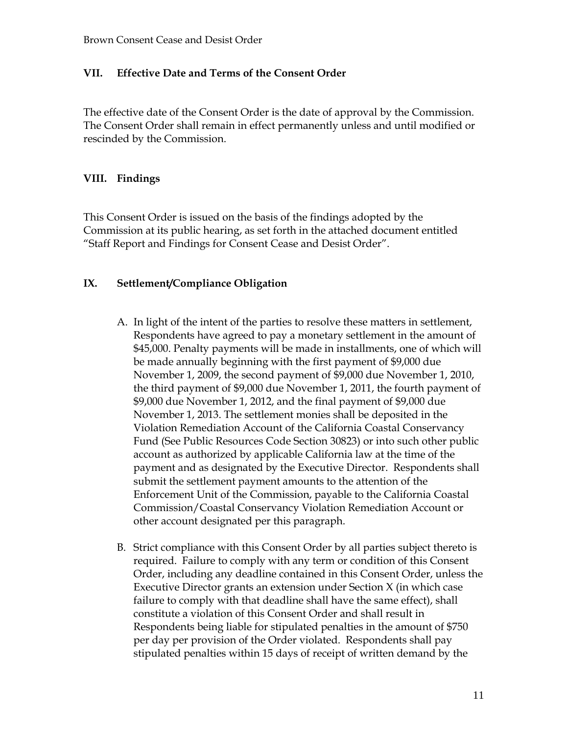## VII. Effective Date and Terms of the Consent Order

The effective date of the Consent Order is the date of approval by the Commission. The Consent Order shall remain in effect permanently unless and until modified or rescinded by the Commission.

## VIII. Findings

This Consent Order is issued on the basis of the findings adopted by the Commission at its public hearing, as set forth in the attached document entitled "Staff Report and Findings for Consent Cease and Desist Order".

## IX. Settlement/Compliance Obligation

A. In light of the intent of the parties to resolve these matters in settlement, Respondents have agreed to pay a monetary settlement in the amount of $45,000. Penalty payments will be made in installments, one of which will be made annually beginning with the first payment of $9,000 due November 1, 2009, the second payment of $9,000 due November 1, 2010, the third payment of $9,000 due November 1, 2011, the fourth payment of $9,000 due November 1, 2012, and the final payment of $9,000 due November 1, 2013. The settlement monies shall be deposited in the Violation Remediation Account of the California Coastal Conservancy Fund (See Public Resources Code Section 30823) or into such other public account as authorized by applicable California law at the time of the payment and as designated by the Executive Director. Respondents shall submit the settlement payment amounts to the attention of the Enforcement Unit of the Commission, payable to the California Coastal Commission/Coastal Conservancy Violation Remediation Account or other account designated per this paragraph.

B. Strict compliance with this Consent Order by all parties subject thereto is required. Failure to comply with any term or condition of this Consent Order, including any deadline contained in this Consent Order, unless the Executive Director grants an extension under Section X (in which case failure to comply with that deadline shall have the same effect), shall constitute a violation of this Consent Order and shall result in Respondents being liable for stipulated penalties in the amount of $750 per day per provision of the Order violated. Respondents shall pay stipulated penalties within 15 days of receipt of written demand by the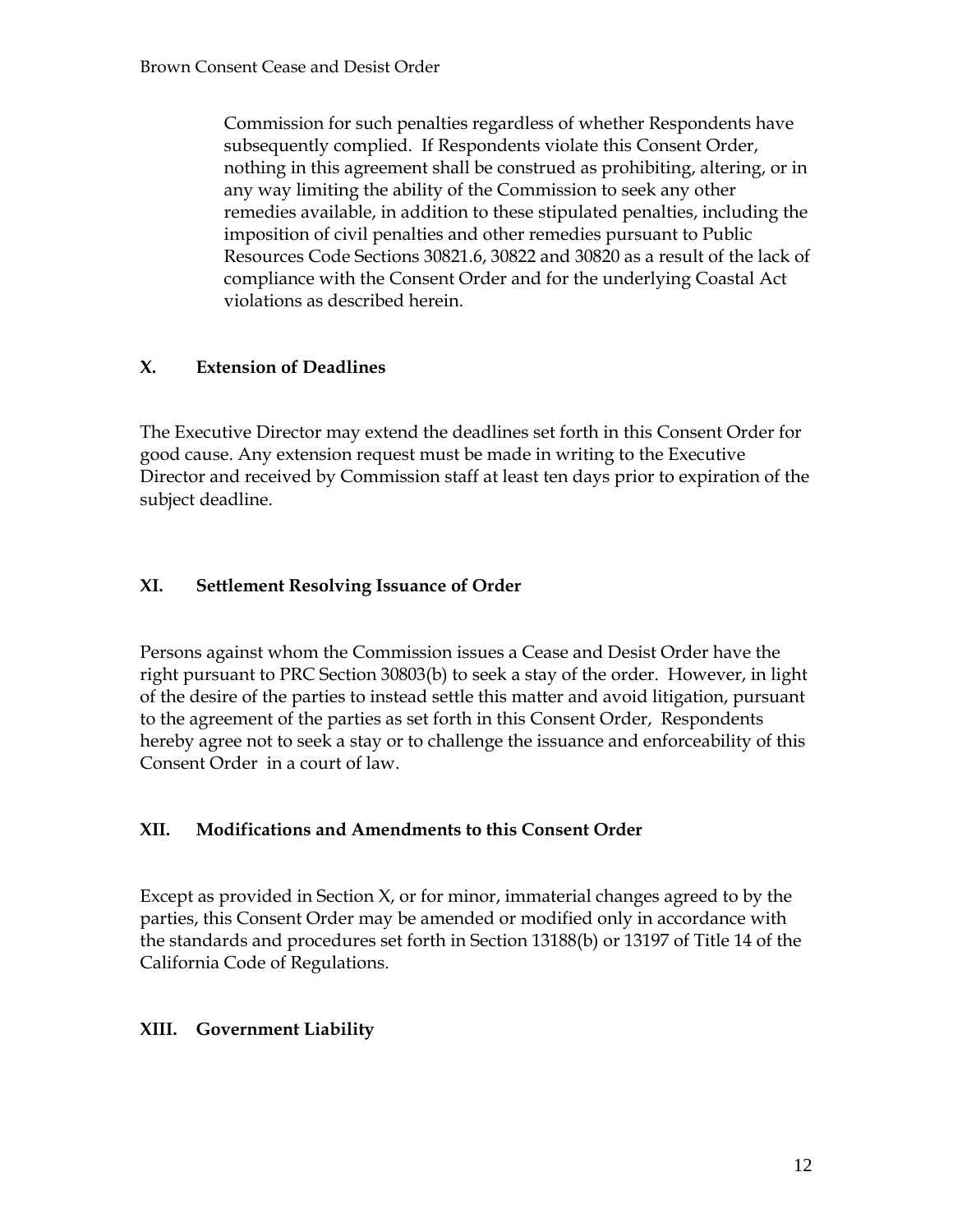Commission for such penalties regardless of whether Respondents have subsequently complied. If Respondents violate this Consent Order, nothing in this agreement shall be construed as prohibiting, altering, or in any way limiting the ability of the Commission to seek any other remedies available, in addition to these stipulated penalties, including the imposition of civil penalties and other remedies pursuant to Public Resources Code Sections 30821.6, 30822 and 30820 as a result of the lack of compliance with the Consent Order and for the underlying Coastal Act violations as described herein.

## X. Extension of Deadlines

The Executive Director may extend the deadlines set forth in this Consent Order for good cause. Any extension request must be made in writing to the Executive Director and received by Commission staff at least ten days prior to expiration of the subject deadline.

## XI. Settlement Resolving Issuance of Order

Persons against whom the Commission issues a Cease and Desist Order have the right pursuant to PRC Section 30803(b) to seek a stay of the order. However, in light of the desire of the parties to instead settle this matter and avoid litigation, pursuant to the agreement of the parties as set forth in this Consent Order, Respondents hereby agree not to seek a stay or to challenge the issuance and enforceability of this Consent Order in a court of law.

## XII. Modifications and Amendments to this Consent Order

Except as provided in Section X, or for minor, immaterial changes agreed to by the parties, this Consent Order may be amended or modified only in accordance with the standards and procedures set forth in Section 13188(b) or 13197 of Title 14 of the California Code of Regulations.

## XIII. Government Liability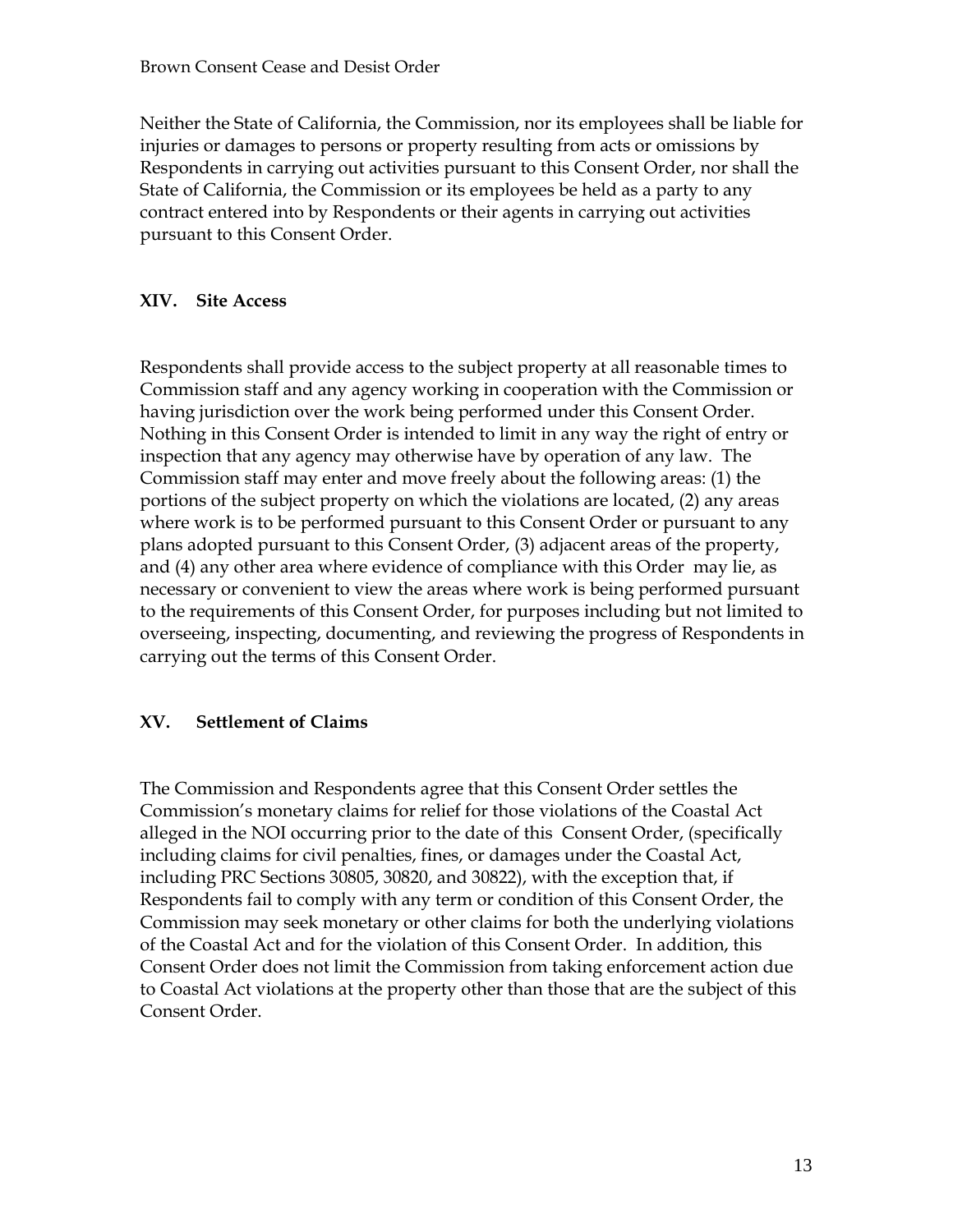Neither the State of California, the Commission, nor its employees shall be liable for injuries or damages to persons or property resulting from acts or omissions by Respondents in carrying out activities pursuant to this Consent Order, nor shall the State of California, the Commission or its employees be held as a party to any contract entered into by Respondents or their agents in carrying out activities pursuant to this Consent Order.

## XIV. Site Access

Respondents shall provide access to the subject property at all reasonable times to Commission staff and any agency working in cooperation with the Commission or having jurisdiction over the work being performed under this Consent Order. Nothing in this Consent Order is intended to limit in any way the right of entry or inspection that any agency may otherwise have by operation of any law. The Commission staff may enter and move freely about the following areas: (1) the portions of the subject property on which the violations are located, (2) any areas where work is to be performed pursuant to this Consent Order or pursuant to any plans adopted pursuant to this Consent Order, (3) adjacent areas of the property, and (4) any other area where evidence of compliance with this Order may lie, as necessary or convenient to view the areas where work is being performed pursuant to the requirements of this Consent Order, for purposes including but not limited to overseeing, inspecting, documenting, and reviewing the progress of Respondents in carrying out the terms of this Consent Order.

## XV. Settlement of Claims

The Commission and Respondents agree that this Consent Order settles the Commission's monetary claims for relief for those violations of the Coastal Act alleged in the NOI occurring prior to the date of this Consent Order, (specifically including claims for civil penalties, fines, or damages under the Coastal Act, including PRC Sections 30805, 30820, and 30822), with the exception that, if Respondents fail to comply with any term or condition of this Consent Order, the Commission may seek monetary or other claims for both the underlying violations of the Coastal Act and for the violation of this Consent Order. In addition, this Consent Order does not limit the Commission from taking enforcement action due to Coastal Act violations at the property other than those that are the subject of this Consent Order.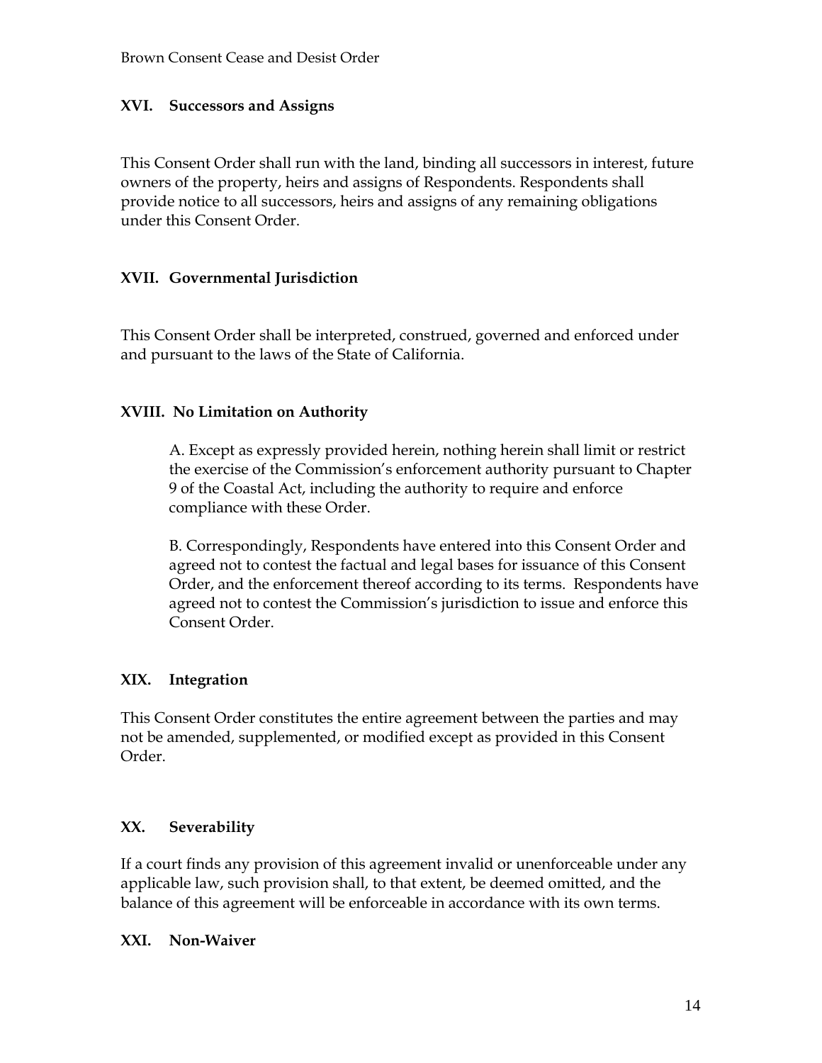## XVI. Successors and Assigns

This Consent Order shall run with the land, binding all successors in interest, future owners of the property, heirs and assigns of Respondents. Respondents shall provide notice to all successors, heirs and assigns of any remaining obligations under this Consent Order.

## XVII. Governmental Jurisdiction

This Consent Order shall be interpreted, construed, governed and enforced under and pursuant to the laws of the State of California.

## XVIII. No Limitation on Authority

A. Except as expressly provided herein, nothing herein shall limit or restrict the exercise of the Commission's enforcement authority pursuant to Chapter 9 of the Coastal Act, including the authority to require and enforce compliance with these Order.

B. Correspondingly, Respondents have entered into this Consent Order and agreed not to contest the factual and legal bases for issuance of this Consent Order, and the enforcement thereof according to its terms. Respondents have agreed not to contest the Commission's jurisdiction to issue and enforce this Consent Order.

## XIX. Integration

This Consent Order constitutes the entire agreement between the parties and may not be amended, supplemented, or modified except as provided in this Consent Order.

## XX. Severability

If a court finds any provision of this agreement invalid or unenforceable under any applicable law, such provision shall, to that extent, be deemed omitted, and the balance of this agreement will be enforceable in accordance with its own terms.

## XXI. Non-Waiver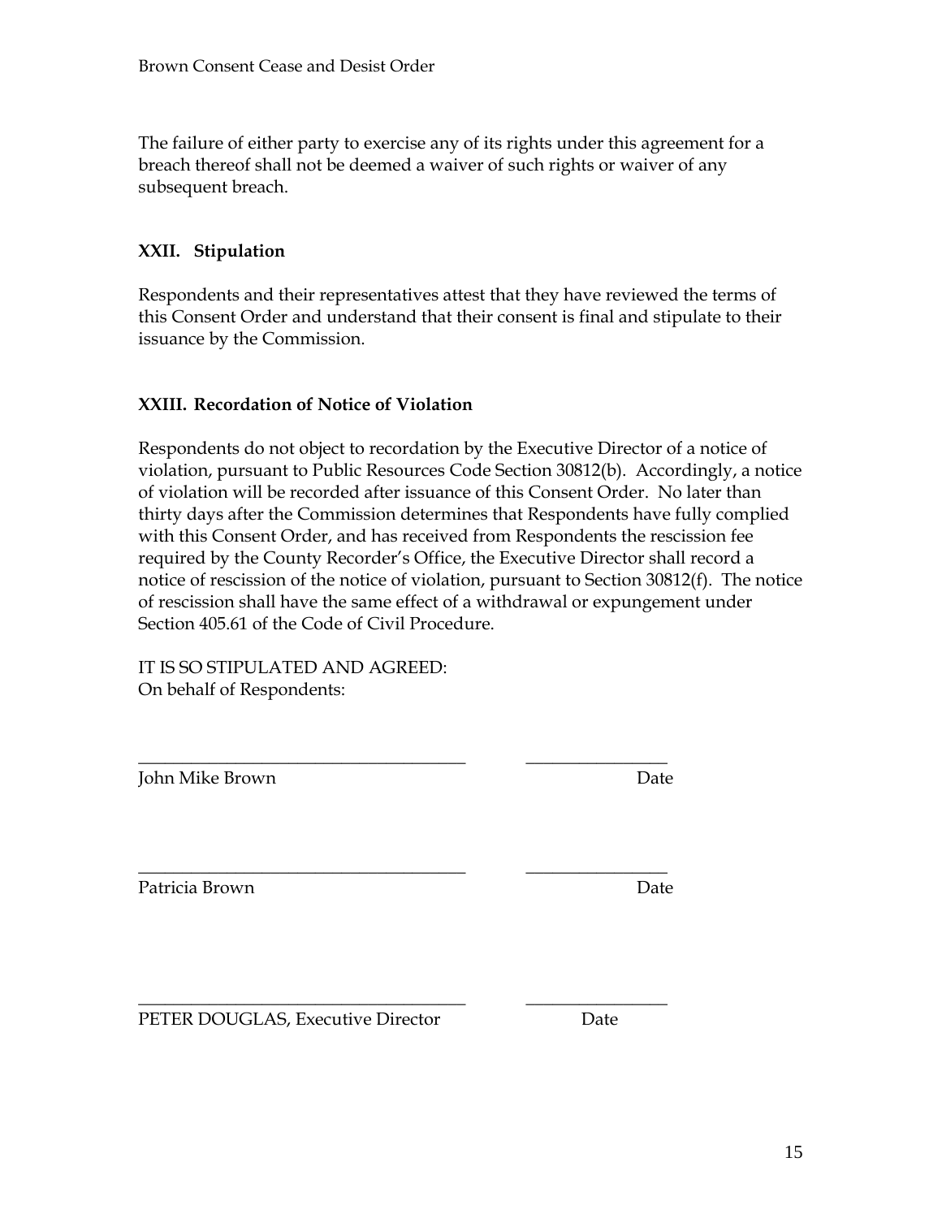The failure of either party to exercise any of its rights under this agreement for a breach thereof shall not be deemed a waiver of such rights or waiver of any subsequent breach.

## XXII. Stipulation

Respondents and their representatives attest that they have reviewed the terms of this Consent Order and understand that their consent is final and stipulate to their issuance by the Commission.

## XXIII. Recordation of Notice of Violation

Respondents do not object to recordation by the Executive Director of a notice of violation, pursuant to Public Resources Code Section 30812(b). Accordingly, a notice of violation will be recorded after issuance of this Consent Order. No later than thirty days after the Commission determines that Respondents have fully complied with this Consent Order, and has received from Respondents the rescission fee required by the County Recorder's Office, the Executive Director shall record a notice of rescission of the notice of violation, pursuant to Section 30812(f). The notice of rescission shall have the same effect of a withdrawal or expungement under Section 405.61 of the Code of Civil Procedure.

IT IS SO STIPULATED AND AGREED:
On behalf of Respondents:

_____________________________________ ________________
John Mike Brown Date

_____________________________________ ________________
Patricia Brown Date

_____________________________________ ________________
PETER DOUGLAS, Executive Director Date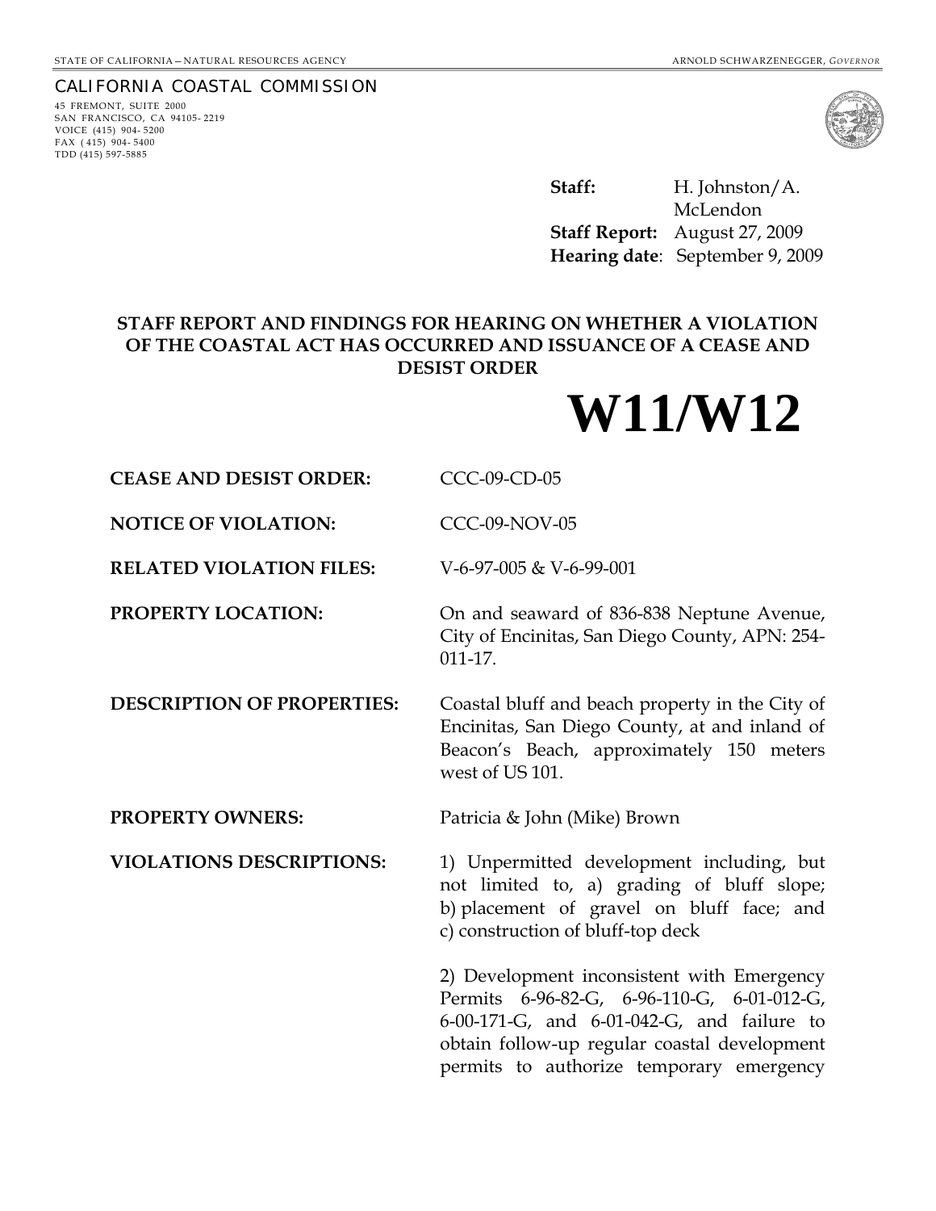STATE OF CALIFORNIA—NATURAL RESOURCES AGENCY ARNOLD SCHWARZENEGGER, *GOVERNOR*

CALIFORNIA COASTAL COMMISSION
45 FREMONT, SUITE 2000
SAN FRANCISCO, CA 94105-2219
VOICE (415) 904-5200
FAX (415) 904-5400
TDD (415) 597-5885

**Staff:** H. Johnston/A. McLendon
**Staff Report:** August 27, 2009
**Hearing date**: September 9, 2009

**STAFF REPORT AND FINDINGS FOR HEARING ON WHETHER A VIOLATION OF THE COASTAL ACT HAS OCCURRED AND ISSUANCE OF A CEASE AND DESIST ORDER**

# W11/W12

**CEASE AND DESIST ORDER:** CCC-09-CD-05

**NOTICE OF VIOLATION:** CCC-09-NOV-05

**RELATED VIOLATION FILES:** V-6-97-005 & V-6-99-001

**PROPERTY LOCATION:** On and seaward of 836-838 Neptune Avenue, City of Encinitas, San Diego County, APN: 254-011-17.

**DESCRIPTION OF PROPERTIES:** Coastal bluff and beach property in the City of Encinitas, San Diego County, at and inland of Beacon's Beach, approximately 150 meters west of US 101.

**PROPERTY OWNERS:** Patricia & John (Mike) Brown

**VIOLATIONS DESCRIPTIONS:** 1) Unpermitted development including, but not limited to, a) grading of bluff slope; b) placement of gravel on bluff face; and c) construction of bluff-top deck

2) Development inconsistent with Emergency Permits 6-96-82-G, 6-96-110-G, 6-01-012-G, 6-00-171-G, and 6-01-042-G, and failure to obtain follow-up regular coastal development permits to authorize temporary emergency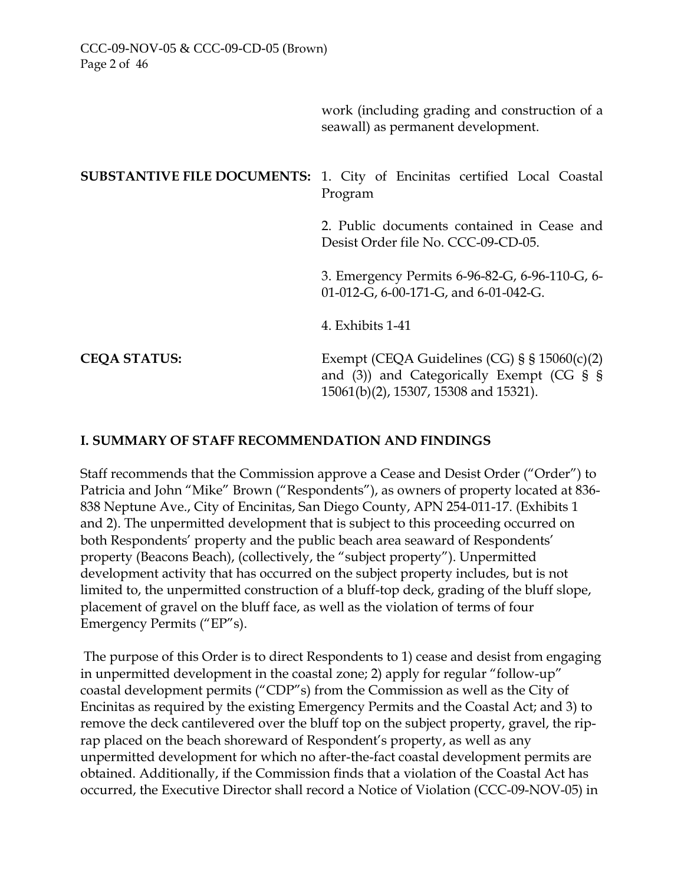work (including grading and construction of a seawall) as permanent development.

**SUBSTANTIVE FILE DOCUMENTS:** 1. City of Encinitas certified Local Coastal Program

2. Public documents contained in Cease and Desist Order file No. CCC-09-CD-05.

3. Emergency Permits 6-96-82-G, 6-96-110-G, 6-01-012-G, 6-00-171-G, and 6-01-042-G.

4. Exhibits 1-41

**CEQA STATUS:** Exempt (CEQA Guidelines (CG) § § 15060(c)(2) and (3)) and Categorically Exempt (CG § § 15061(b)(2), 15307, 15308 and 15321).

## I. SUMMARY OF STAFF RECOMMENDATION AND FINDINGS

Staff recommends that the Commission approve a Cease and Desist Order ("Order") to Patricia and John "Mike" Brown ("Respondents"), as owners of property located at 836-838 Neptune Ave., City of Encinitas, San Diego County, APN 254-011-17. (Exhibits 1 and 2). The unpermitted development that is subject to this proceeding occurred on both Respondents' property and the public beach area seaward of Respondents' property (Beacons Beach), (collectively, the "subject property"). Unpermitted development activity that has occurred on the subject property includes, but is not limited to, the unpermitted construction of a bluff-top deck, grading of the bluff slope, placement of gravel on the bluff face, as well as the violation of terms of four Emergency Permits ("EP"s).

The purpose of this Order is to direct Respondents to 1) cease and desist from engaging in unpermitted development in the coastal zone; 2) apply for regular "follow-up" coastal development permits ("CDP"s) from the Commission as well as the City of Encinitas as required by the existing Emergency Permits and the Coastal Act; and 3) to remove the deck cantilevered over the bluff top on the subject property, gravel, the rip-rap placed on the beach shoreward of Respondent's property, as well as any unpermitted development for which no after-the-fact coastal development permits are obtained. Additionally, if the Commission finds that a violation of the Coastal Act has occurred, the Executive Director shall record a Notice of Violation (CCC-09-NOV-05) in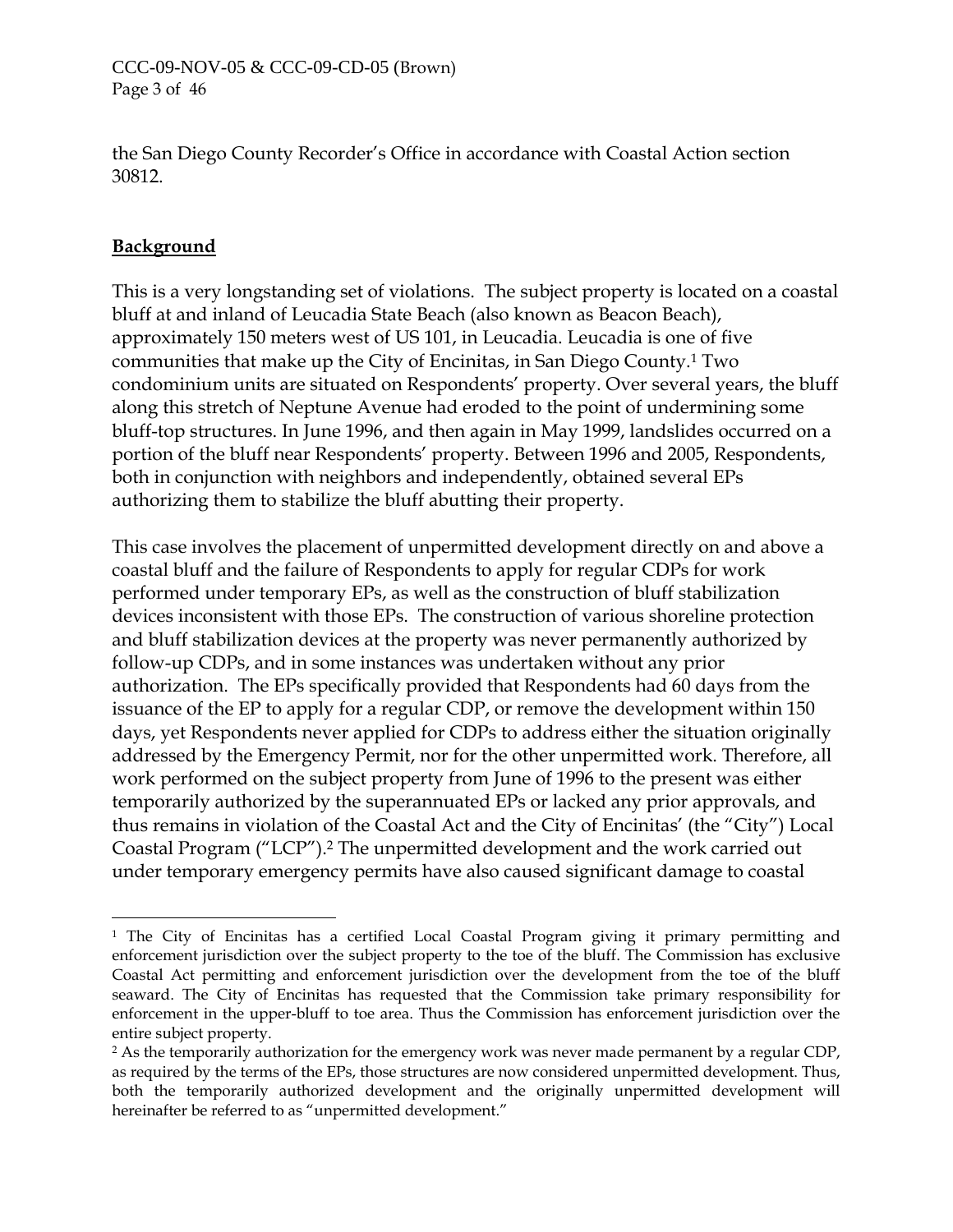the San Diego County Recorder's Office in accordance with Coastal Action section 30812.

**Background**

This is a very longstanding set of violations. The subject property is located on a coastal bluff at and inland of Leucadia State Beach (also known as Beacon Beach), approximately 150 meters west of US 101, in Leucadia. Leucadia is one of five communities that make up the City of Encinitas, in San Diego County.[1] Two condominium units are situated on Respondents' property. Over several years, the bluff along this stretch of Neptune Avenue had eroded to the point of undermining some bluff-top structures. In June 1996, and then again in May 1999, landslides occurred on a portion of the bluff near Respondents' property. Between 1996 and 2005, Respondents, both in conjunction with neighbors and independently, obtained several EPs authorizing them to stabilize the bluff abutting their property.

This case involves the placement of unpermitted development directly on and above a coastal bluff and the failure of Respondents to apply for regular CDPs for work performed under temporary EPs, as well as the construction of bluff stabilization devices inconsistent with those EPs. The construction of various shoreline protection and bluff stabilization devices at the property was never permanently authorized by follow-up CDPs, and in some instances was undertaken without any prior authorization. The EPs specifically provided that Respondents had 60 days from the issuance of the EP to apply for a regular CDP, or remove the development within 150 days, yet Respondents never applied for CDPs to address either the situation originally addressed by the Emergency Permit, nor for the other unpermitted work. Therefore, all work performed on the subject property from June of 1996 to the present was either temporarily authorized by the superannuated EPs or lacked any prior approvals, and thus remains in violation of the Coastal Act and the City of Encinitas' (the "City") Local Coastal Program ("LCP").[2] The unpermitted development and the work carried out under temporary emergency permits have also caused significant damage to coastal

---

[1] The City of Encinitas has a certified Local Coastal Program giving it primary permitting and enforcement jurisdiction over the subject property to the toe of the bluff. The Commission has exclusive Coastal Act permitting and enforcement jurisdiction over the development from the toe of the bluff seaward. The City of Encinitas has requested that the Commission take primary responsibility for enforcement in the upper-bluff to toe area. Thus the Commission has enforcement jurisdiction over the entire subject property.

[2] As the temporarily authorization for the emergency work was never made permanent by a regular CDP, as required by the terms of the EPs, those structures are now considered unpermitted development. Thus, both the temporarily authorized development and the originally unpermitted development will hereinafter be referred to as "unpermitted development."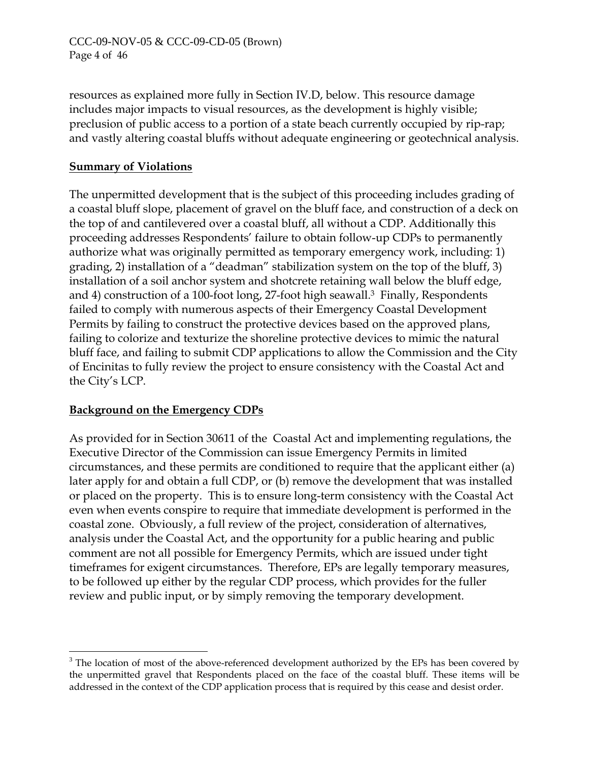resources as explained more fully in Section IV.D, below. This resource damage includes major impacts to visual resources, as the development is highly visible; preclusion of public access to a portion of a state beach currently occupied by rip-rap; and vastly altering coastal bluffs without adequate engineering or geotechnical analysis.

**Summary of Violations**

The unpermitted development that is the subject of this proceeding includes grading of a coastal bluff slope, placement of gravel on the bluff face, and construction of a deck on the top of and cantilevered over a coastal bluff, all without a CDP. Additionally this proceeding addresses Respondents' failure to obtain follow-up CDPs to permanently authorize what was originally permitted as temporary emergency work, including: 1) grading, 2) installation of a "deadman" stabilization system on the top of the bluff, 3) installation of a soil anchor system and shotcrete retaining wall below the bluff edge, and 4) construction of a 100-foot long, 27-foot high seawall.[3] Finally, Respondents failed to comply with numerous aspects of their Emergency Coastal Development Permits by failing to construct the protective devices based on the approved plans, failing to colorize and texturize the shoreline protective devices to mimic the natural bluff face, and failing to submit CDP applications to allow the Commission and the City of Encinitas to fully review the project to ensure consistency with the Coastal Act and the City's LCP.

**Background on the Emergency CDPs**

As provided for in Section 30611 of the Coastal Act and implementing regulations, the Executive Director of the Commission can issue Emergency Permits in limited circumstances, and these permits are conditioned to require that the applicant either (a) later apply for and obtain a full CDP, or (b) remove the development that was installed or placed on the property. This is to ensure long-term consistency with the Coastal Act even when events conspire to require that immediate development is performed in the coastal zone. Obviously, a full review of the project, consideration of alternatives, analysis under the Coastal Act, and the opportunity for a public hearing and public comment are not all possible for Emergency Permits, which are issued under tight timeframes for exigent circumstances. Therefore, EPs are legally temporary measures, to be followed up either by the regular CDP process, which provides for the fuller review and public input, or by simply removing the temporary development.

---

[3] The location of most of the above-referenced development authorized by the EPs has been covered by the unpermitted gravel that Respondents placed on the face of the coastal bluff. These items will be addressed in the context of the CDP application process that is required by this cease and desist order.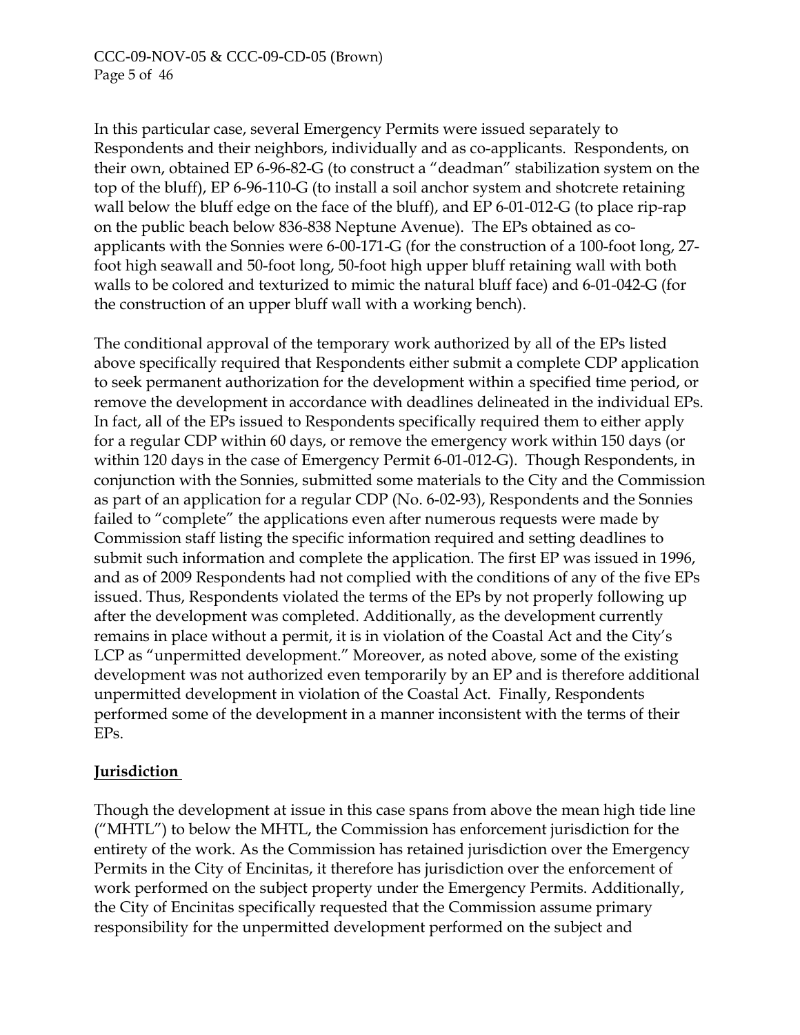In this particular case, several Emergency Permits were issued separately to Respondents and their neighbors, individually and as co-applicants. Respondents, on their own, obtained EP 6-96-82-G (to construct a "deadman" stabilization system on the top of the bluff), EP 6-96-110-G (to install a soil anchor system and shotcrete retaining wall below the bluff edge on the face of the bluff), and EP 6-01-012-G (to place rip-rap on the public beach below 836-838 Neptune Avenue). The EPs obtained as co-applicants with the Sonnies were 6-00-171-G (for the construction of a 100-foot long, 27-foot high seawall and 50-foot long, 50-foot high upper bluff retaining wall with both walls to be colored and texturized to mimic the natural bluff face) and 6-01-042-G (for the construction of an upper bluff wall with a working bench).

The conditional approval of the temporary work authorized by all of the EPs listed above specifically required that Respondents either submit a complete CDP application to seek permanent authorization for the development within a specified time period, or remove the development in accordance with deadlines delineated in the individual EPs. In fact, all of the EPs issued to Respondents specifically required them to either apply for a regular CDP within 60 days, or remove the emergency work within 150 days (or within 120 days in the case of Emergency Permit 6-01-012-G). Though Respondents, in conjunction with the Sonnies, submitted some materials to the City and the Commission as part of an application for a regular CDP (No. 6-02-93), Respondents and the Sonnies failed to "complete" the applications even after numerous requests were made by Commission staff listing the specific information required and setting deadlines to submit such information and complete the application. The first EP was issued in 1996, and as of 2009 Respondents had not complied with the conditions of any of the five EPs issued. Thus, Respondents violated the terms of the EPs by not properly following up after the development was completed. Additionally, as the development currently remains in place without a permit, it is in violation of the Coastal Act and the City's LCP as "unpermitted development." Moreover, as noted above, some of the existing development was not authorized even temporarily by an EP and is therefore additional unpermitted development in violation of the Coastal Act. Finally, Respondents performed some of the development in a manner inconsistent with the terms of their EPs.

**Jurisdiction**

Though the development at issue in this case spans from above the mean high tide line ("MHTL") to below the MHTL, the Commission has enforcement jurisdiction for the entirety of the work. As the Commission has retained jurisdiction over the Emergency Permits in the City of Encinitas, it therefore has jurisdiction over the enforcement of work performed on the subject property under the Emergency Permits. Additionally, the City of Encinitas specifically requested that the Commission assume primary responsibility for the unpermitted development performed on the subject and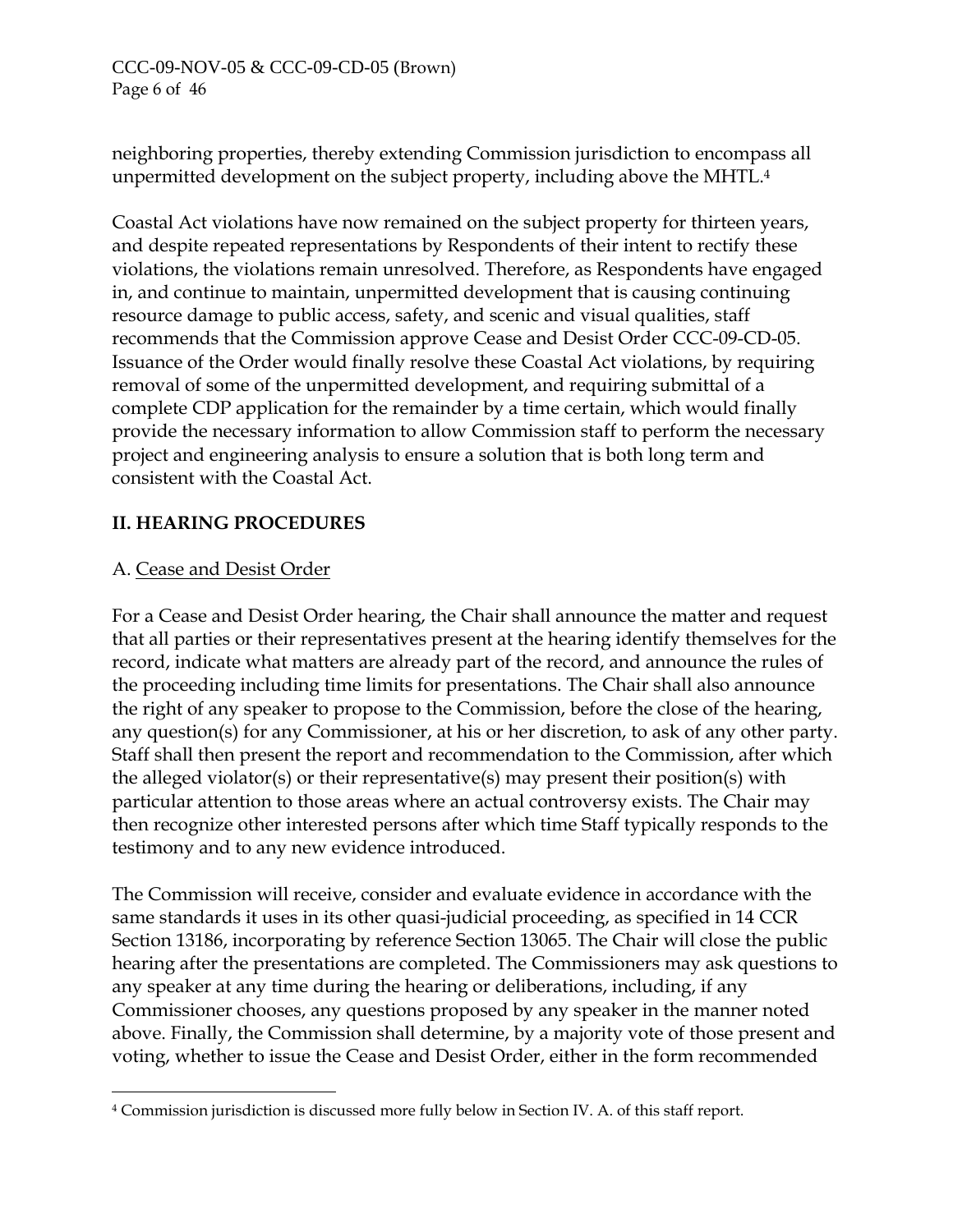neighboring properties, thereby extending Commission jurisdiction to encompass all unpermitted development on the subject property, including above the MHTL.[4]

Coastal Act violations have now remained on the subject property for thirteen years, and despite repeated representations by Respondents of their intent to rectify these violations, the violations remain unresolved. Therefore, as Respondents have engaged in, and continue to maintain, unpermitted development that is causing continuing resource damage to public access, safety, and scenic and visual qualities, staff recommends that the Commission approve Cease and Desist Order CCC-09-CD-05. Issuance of the Order would finally resolve these Coastal Act violations, by requiring removal of some of the unpermitted development, and requiring submittal of a complete CDP application for the remainder by a time certain, which would finally provide the necessary information to allow Commission staff to perform the necessary project and engineering analysis to ensure a solution that is both long term and consistent with the Coastal Act.

## II. HEARING PROCEDURES

### A. Cease and Desist Order

For a Cease and Desist Order hearing, the Chair shall announce the matter and request that all parties or their representatives present at the hearing identify themselves for the record, indicate what matters are already part of the record, and announce the rules of the proceeding including time limits for presentations. The Chair shall also announce the right of any speaker to propose to the Commission, before the close of the hearing, any question(s) for any Commissioner, at his or her discretion, to ask of any other party. Staff shall then present the report and recommendation to the Commission, after which the alleged violator(s) or their representative(s) may present their position(s) with particular attention to those areas where an actual controversy exists. The Chair may then recognize other interested persons after which time Staff typically responds to the testimony and to any new evidence introduced.

The Commission will receive, consider and evaluate evidence in accordance with the same standards it uses in its other quasi-judicial proceeding, as specified in 14 CCR Section 13186, incorporating by reference Section 13065. The Chair will close the public hearing after the presentations are completed. The Commissioners may ask questions to any speaker at any time during the hearing or deliberations, including, if any Commissioner chooses, any questions proposed by any speaker in the manner noted above. Finally, the Commission shall determine, by a majority vote of those present and voting, whether to issue the Cease and Desist Order, either in the form recommended

---

[4] Commission jurisdiction is discussed more fully below in Section IV. A. of this staff report.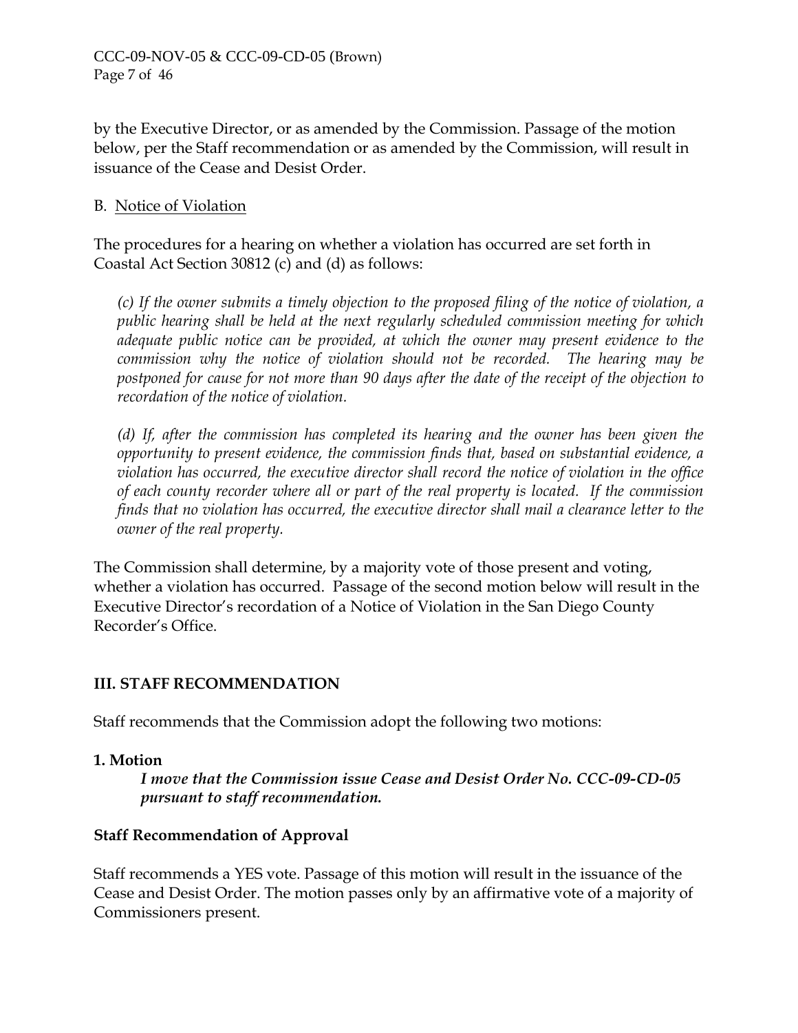by the Executive Director, or as amended by the Commission. Passage of the motion below, per the Staff recommendation or as amended by the Commission, will result in issuance of the Cease and Desist Order.

B. Notice of Violation

The procedures for a hearing on whether a violation has occurred are set forth in Coastal Act Section 30812 (c) and (d) as follows:

> *(c) If the owner submits a timely objection to the proposed filing of the notice of violation, a public hearing shall be held at the next regularly scheduled commission meeting for which adequate public notice can be provided, at which the owner may present evidence to the commission why the notice of violation should not be recorded. The hearing may be postponed for cause for not more than 90 days after the date of the receipt of the objection to recordation of the notice of violation.*
>
> *(d) If, after the commission has completed its hearing and the owner has been given the opportunity to present evidence, the commission finds that, based on substantial evidence, a violation has occurred, the executive director shall record the notice of violation in the office of each county recorder where all or part of the real property is located. If the commission finds that no violation has occurred, the executive director shall mail a clearance letter to the owner of the real property.*

The Commission shall determine, by a majority vote of those present and voting, whether a violation has occurred. Passage of the second motion below will result in the Executive Director's recordation of a Notice of Violation in the San Diego County Recorder's Office.

## III. STAFF RECOMMENDATION

Staff recommends that the Commission adopt the following two motions:

**1. Motion**

> ***I move that the Commission issue Cease and Desist Order No. CCC-09-CD-05 pursuant to staff recommendation.***

**Staff Recommendation of Approval**

Staff recommends a YES vote. Passage of this motion will result in the issuance of the Cease and Desist Order. The motion passes only by an affirmative vote of a majority of Commissioners present.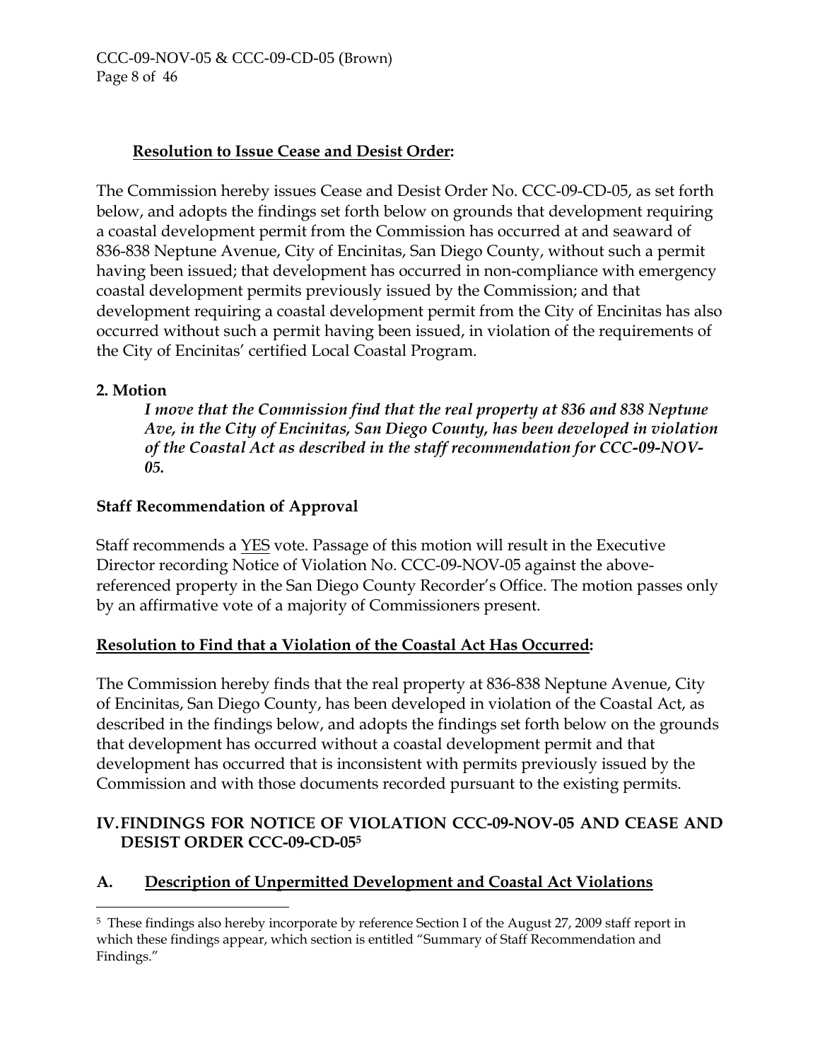**Resolution to Issue Cease and Desist Order:**

The Commission hereby issues Cease and Desist Order No. CCC-09-CD-05, as set forth below, and adopts the findings set forth below on grounds that development requiring a coastal development permit from the Commission has occurred at and seaward of 836-838 Neptune Avenue, City of Encinitas, San Diego County, without such a permit having been issued; that development has occurred in non-compliance with emergency coastal development permits previously issued by the Commission; and that development requiring a coastal development permit from the City of Encinitas has also occurred without such a permit having been issued, in violation of the requirements of the City of Encinitas' certified Local Coastal Program.

**2. Motion**

***I move that the Commission find that the real property at 836 and 838 Neptune Ave, in the City of Encinitas, San Diego County, has been developed in violation of the Coastal Act as described in the staff recommendation for CCC-09-NOV-05.***

**Staff Recommendation of Approval**

Staff recommends a YES vote. Passage of this motion will result in the Executive Director recording Notice of Violation No. CCC-09-NOV-05 against the above-referenced property in the San Diego County Recorder's Office. The motion passes only by an affirmative vote of a majority of Commissioners present.

**Resolution to Find that a Violation of the Coastal Act Has Occurred:**

The Commission hereby finds that the real property at 836-838 Neptune Avenue, City of Encinitas, San Diego County, has been developed in violation of the Coastal Act, as described in the findings below, and adopts the findings set forth below on the grounds that development has occurred without a coastal development permit and that development has occurred that is inconsistent with permits previously issued by the Commission and with those documents recorded pursuant to the existing permits.

## IV. FINDINGS FOR NOTICE OF VIOLATION CCC-09-NOV-05 AND CEASE AND DESIST ORDER CCC-09-CD-05[5]

### A. Description of Unpermitted Development and Coastal Act Violations

[5] These findings also hereby incorporate by reference Section I of the August 27, 2009 staff report in which these findings appear, which section is entitled "Summary of Staff Recommendation and Findings."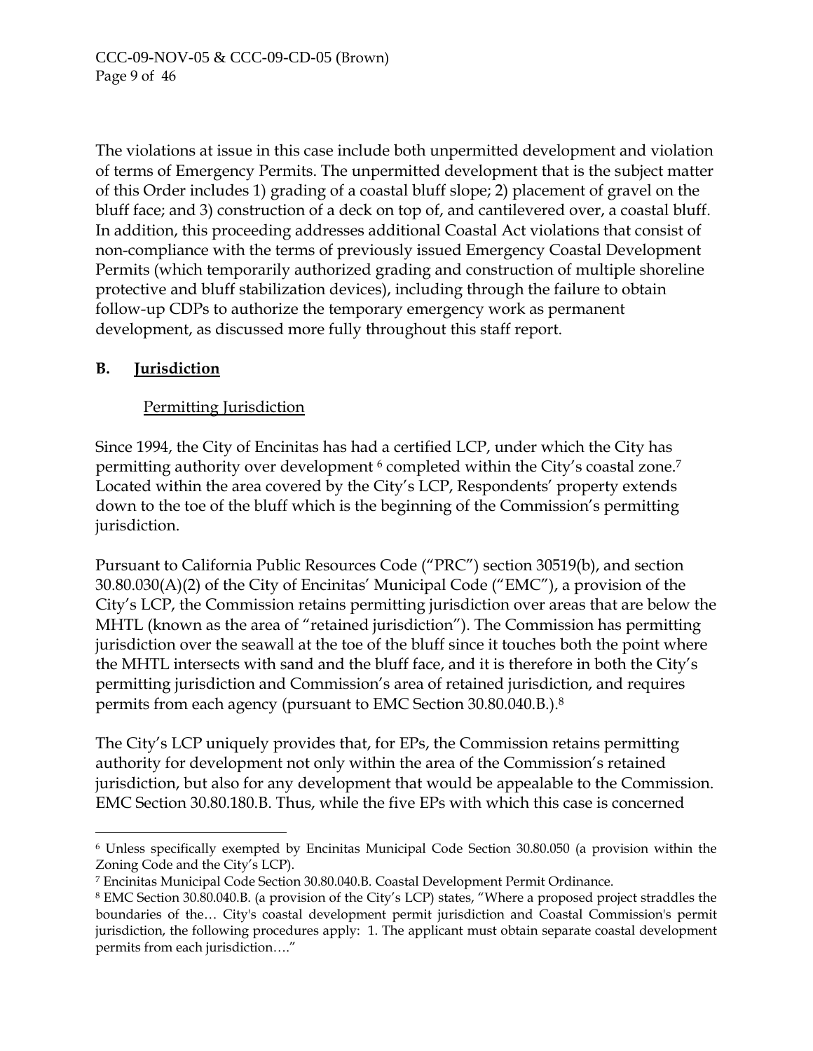The violations at issue in this case include both unpermitted development and violation of terms of Emergency Permits. The unpermitted development that is the subject matter of this Order includes 1) grading of a coastal bluff slope; 2) placement of gravel on the bluff face; and 3) construction of a deck on top of, and cantilevered over, a coastal bluff. In addition, this proceeding addresses additional Coastal Act violations that consist of non-compliance with the terms of previously issued Emergency Coastal Development Permits (which temporarily authorized grading and construction of multiple shoreline protective and bluff stabilization devices), including through the failure to obtain follow-up CDPs to authorize the temporary emergency work as permanent development, as discussed more fully throughout this staff report.

## B. Jurisdiction

### Permitting Jurisdiction

Since 1994, the City of Encinitas has had a certified LCP, under which the City has permitting authority over development [6] completed within the City's coastal zone.[7] Located within the area covered by the City's LCP, Respondents' property extends down to the toe of the bluff which is the beginning of the Commission's permitting jurisdiction.

Pursuant to California Public Resources Code ("PRC") section 30519(b), and section 30.80.030(A)(2) of the City of Encinitas' Municipal Code ("EMC"), a provision of the City's LCP, the Commission retains permitting jurisdiction over areas that are below the MHTL (known as the area of "retained jurisdiction"). The Commission has permitting jurisdiction over the seawall at the toe of the bluff since it touches both the point where the MHTL intersects with sand and the bluff face, and it is therefore in both the City's permitting jurisdiction and Commission's area of retained jurisdiction, and requires permits from each agency (pursuant to EMC Section 30.80.040.B.).[8]

The City's LCP uniquely provides that, for EPs, the Commission retains permitting authority for development not only within the area of the Commission's retained jurisdiction, but also for any development that would be appealable to the Commission. EMC Section 30.80.180.B. Thus, while the five EPs with which this case is concerned

---

[6] Unless specifically exempted by Encinitas Municipal Code Section 30.80.050 (a provision within the Zoning Code and the City's LCP).

[7] Encinitas Municipal Code Section 30.80.040.B. Coastal Development Permit Ordinance.

[8] EMC Section 30.80.040.B. (a provision of the City's LCP) states, "Where a proposed project straddles the boundaries of the… City's coastal development permit jurisdiction and Coastal Commission's permit jurisdiction, the following procedures apply: 1. The applicant must obtain separate coastal development permits from each jurisdiction…."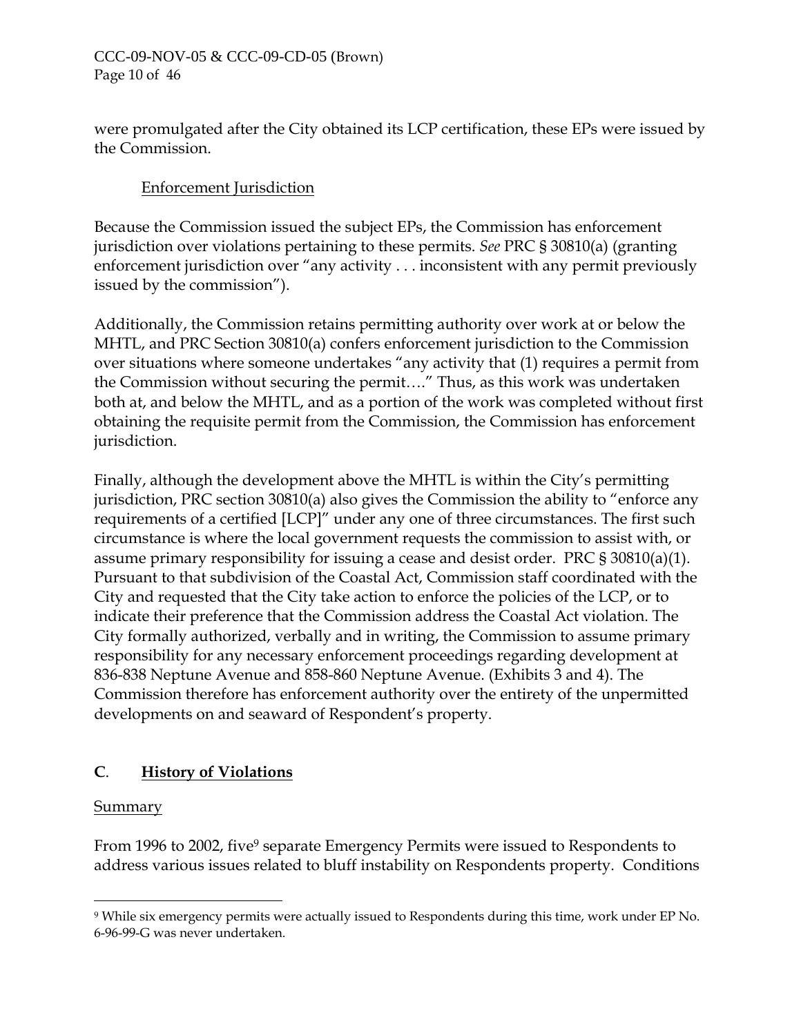were promulgated after the City obtained its LCP certification, these EPs were issued by the Commission.

<u>Enforcement Jurisdiction</u>

Because the Commission issued the subject EPs, the Commission has enforcement jurisdiction over violations pertaining to these permits. *See* PRC § 30810(a) (granting enforcement jurisdiction over "any activity . . . inconsistent with any permit previously issued by the commission").

Additionally, the Commission retains permitting authority over work at or below the MHTL, and PRC Section 30810(a) confers enforcement jurisdiction to the Commission over situations where someone undertakes "any activity that (1) requires a permit from the Commission without securing the permit…." Thus, as this work was undertaken both at, and below the MHTL, and as a portion of the work was completed without first obtaining the requisite permit from the Commission, the Commission has enforcement jurisdiction.

Finally, although the development above the MHTL is within the City's permitting jurisdiction, PRC section 30810(a) also gives the Commission the ability to "enforce any requirements of a certified [LCP]" under any one of three circumstances. The first such circumstance is where the local government requests the commission to assist with, or assume primary responsibility for issuing a cease and desist order. PRC § 30810(a)(1). Pursuant to that subdivision of the Coastal Act, Commission staff coordinated with the City and requested that the City take action to enforce the policies of the LCP, or to indicate their preference that the Commission address the Coastal Act violation. The City formally authorized, verbally and in writing, the Commission to assume primary responsibility for any necessary enforcement proceedings regarding development at 836-838 Neptune Avenue and 858-860 Neptune Avenue. (Exhibits 3 and 4). The Commission therefore has enforcement authority over the entirety of the unpermitted developments on and seaward of Respondent's property.

## **C**. **<u>History of Violations</u>**

<u>Summary</u>

From 1996 to 2002, five[9] separate Emergency Permits were issued to Respondents to address various issues related to bluff instability on Respondents property. Conditions

---

[9] While six emergency permits were actually issued to Respondents during this time, work under EP No. 6-96-99-G was never undertaken.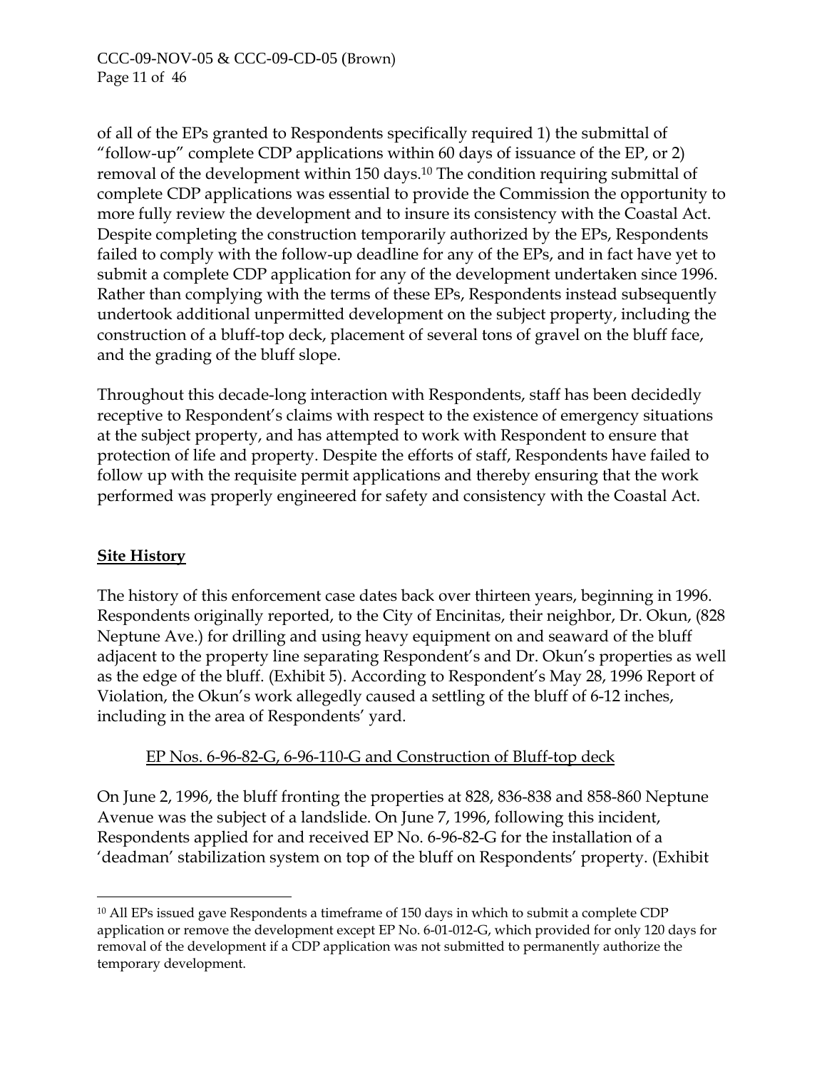of all of the EPs granted to Respondents specifically required 1) the submittal of "follow-up" complete CDP applications within 60 days of issuance of the EP, or 2) removal of the development within 150 days.[10] The condition requiring submittal of complete CDP applications was essential to provide the Commission the opportunity to more fully review the development and to insure its consistency with the Coastal Act. Despite completing the construction temporarily authorized by the EPs, Respondents failed to comply with the follow-up deadline for any of the EPs, and in fact have yet to submit a complete CDP application for any of the development undertaken since 1996. Rather than complying with the terms of these EPs, Respondents instead subsequently undertook additional unpermitted development on the subject property, including the construction of a bluff-top deck, placement of several tons of gravel on the bluff face, and the grading of the bluff slope.

Throughout this decade-long interaction with Respondents, staff has been decidedly receptive to Respondent's claims with respect to the existence of emergency situations at the subject property, and has attempted to work with Respondent to ensure that protection of life and property. Despite the efforts of staff, Respondents have failed to follow up with the requisite permit applications and thereby ensuring that the work performed was properly engineered for safety and consistency with the Coastal Act.

## Site History

The history of this enforcement case dates back over thirteen years, beginning in 1996. Respondents originally reported, to the City of Encinitas, their neighbor, Dr. Okun, (828 Neptune Ave.) for drilling and using heavy equipment on and seaward of the bluff adjacent to the property line separating Respondent's and Dr. Okun's properties as well as the edge of the bluff. (Exhibit 5). According to Respondent's May 28, 1996 Report of Violation, the Okun's work allegedly caused a settling of the bluff of 6-12 inches, including in the area of Respondents' yard.

### EP Nos. 6-96-82-G, 6-96-110-G and Construction of Bluff-top deck

On June 2, 1996, the bluff fronting the properties at 828, 836-838 and 858-860 Neptune Avenue was the subject of a landslide. On June 7, 1996, following this incident, Respondents applied for and received EP No. 6-96-82-G for the installation of a 'deadman' stabilization system on top of the bluff on Respondents' property. (Exhibit

---

[10] All EPs issued gave Respondents a timeframe of 150 days in which to submit a complete CDP application or remove the development except EP No. 6-01-012-G, which provided for only 120 days for removal of the development if a CDP application was not submitted to permanently authorize the temporary development.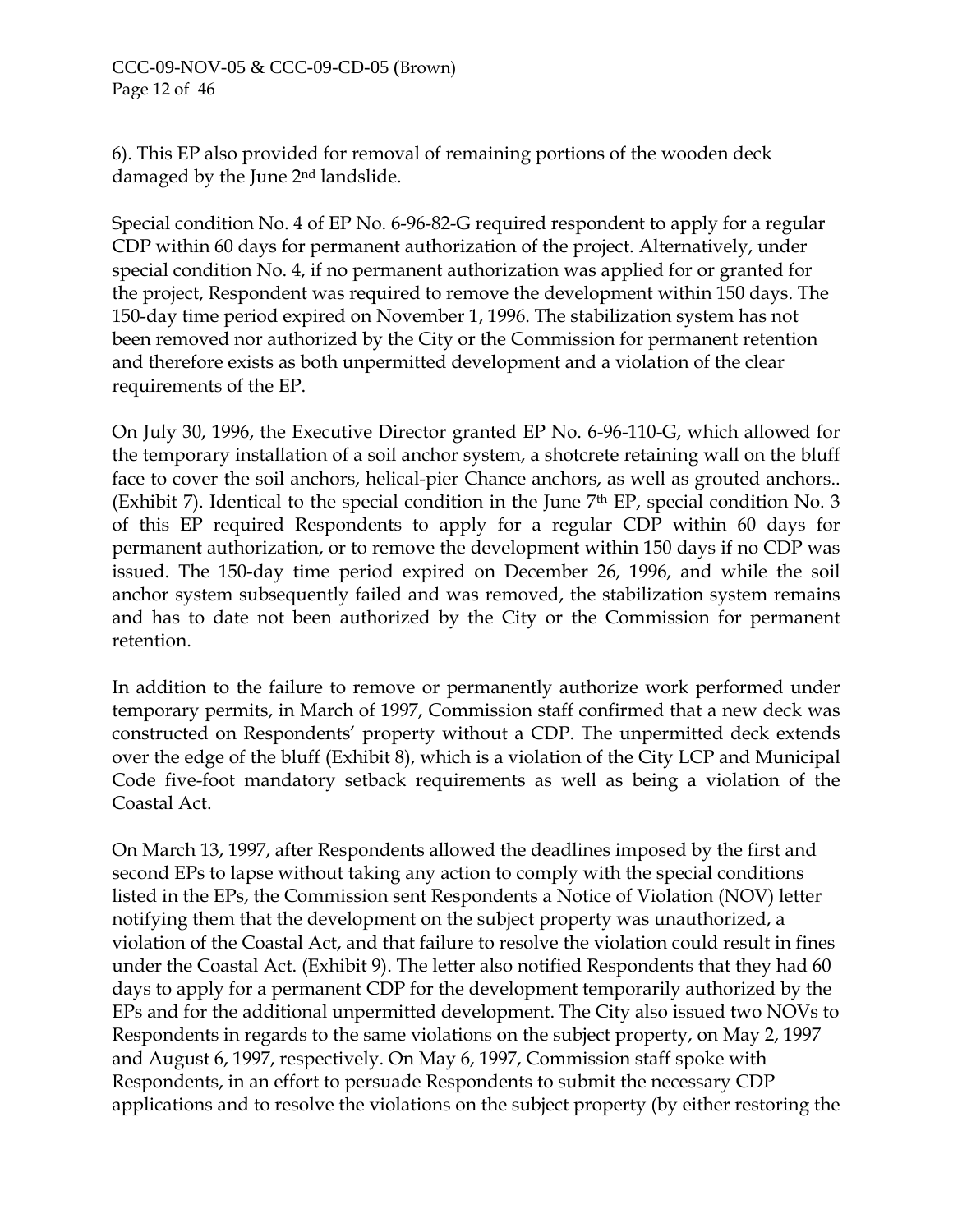6). This EP also provided for removal of remaining portions of the wooden deck damaged by the June 2nd landslide.

Special condition No. 4 of EP No. 6-96-82-G required respondent to apply for a regular CDP within 60 days for permanent authorization of the project. Alternatively, under special condition No. 4, if no permanent authorization was applied for or granted for the project, Respondent was required to remove the development within 150 days. The 150-day time period expired on November 1, 1996. The stabilization system has not been removed nor authorized by the City or the Commission for permanent retention and therefore exists as both unpermitted development and a violation of the clear requirements of the EP.

On July 30, 1996, the Executive Director granted EP No. 6-96-110-G, which allowed for the temporary installation of a soil anchor system, a shotcrete retaining wall on the bluff face to cover the soil anchors, helical-pier Chance anchors, as well as grouted anchors.. (Exhibit 7). Identical to the special condition in the June 7th EP, special condition No. 3 of this EP required Respondents to apply for a regular CDP within 60 days for permanent authorization, or to remove the development within 150 days if no CDP was issued. The 150-day time period expired on December 26, 1996, and while the soil anchor system subsequently failed and was removed, the stabilization system remains and has to date not been authorized by the City or the Commission for permanent retention.

In addition to the failure to remove or permanently authorize work performed under temporary permits, in March of 1997, Commission staff confirmed that a new deck was constructed on Respondents' property without a CDP. The unpermitted deck extends over the edge of the bluff (Exhibit 8), which is a violation of the City LCP and Municipal Code five-foot mandatory setback requirements as well as being a violation of the Coastal Act.

On March 13, 1997, after Respondents allowed the deadlines imposed by the first and second EPs to lapse without taking any action to comply with the special conditions listed in the EPs, the Commission sent Respondents a Notice of Violation (NOV) letter notifying them that the development on the subject property was unauthorized, a violation of the Coastal Act, and that failure to resolve the violation could result in fines under the Coastal Act. (Exhibit 9). The letter also notified Respondents that they had 60 days to apply for a permanent CDP for the development temporarily authorized by the EPs and for the additional unpermitted development. The City also issued two NOVs to Respondents in regards to the same violations on the subject property, on May 2, 1997 and August 6, 1997, respectively. On May 6, 1997, Commission staff spoke with Respondents, in an effort to persuade Respondents to submit the necessary CDP applications and to resolve the violations on the subject property (by either restoring the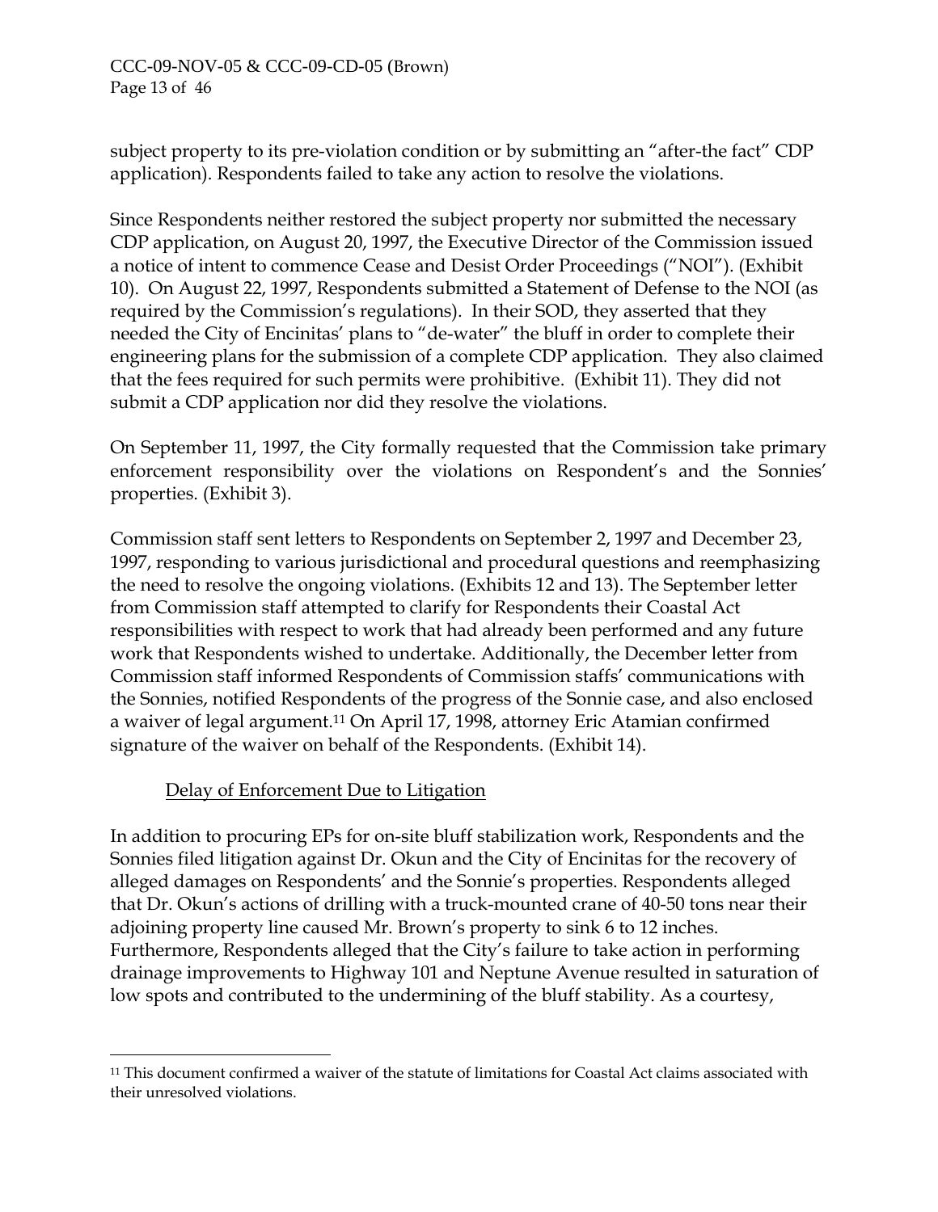subject property to its pre-violation condition or by submitting an "after-the fact" CDP application). Respondents failed to take any action to resolve the violations.

Since Respondents neither restored the subject property nor submitted the necessary CDP application, on August 20, 1997, the Executive Director of the Commission issued a notice of intent to commence Cease and Desist Order Proceedings ("NOI"). (Exhibit 10). On August 22, 1997, Respondents submitted a Statement of Defense to the NOI (as required by the Commission's regulations). In their SOD, they asserted that they needed the City of Encinitas' plans to "de-water" the bluff in order to complete their engineering plans for the submission of a complete CDP application. They also claimed that the fees required for such permits were prohibitive. (Exhibit 11). They did not submit a CDP application nor did they resolve the violations.

On September 11, 1997, the City formally requested that the Commission take primary enforcement responsibility over the violations on Respondent's and the Sonnies' properties. (Exhibit 3).

Commission staff sent letters to Respondents on September 2, 1997 and December 23, 1997, responding to various jurisdictional and procedural questions and reemphasizing the need to resolve the ongoing violations. (Exhibits 12 and 13). The September letter from Commission staff attempted to clarify for Respondents their Coastal Act responsibilities with respect to work that had already been performed and any future work that Respondents wished to undertake. Additionally, the December letter from Commission staff informed Respondents of Commission staffs' communications with the Sonnies, notified Respondents of the progress of the Sonnie case, and also enclosed a waiver of legal argument.[11] On April 17, 1998, attorney Eric Atamian confirmed signature of the waiver on behalf of the Respondents. (Exhibit 14).

<u>Delay of Enforcement Due to Litigation</u>

In addition to procuring EPs for on-site bluff stabilization work, Respondents and the Sonnies filed litigation against Dr. Okun and the City of Encinitas for the recovery of alleged damages on Respondents' and the Sonnie's properties. Respondents alleged that Dr. Okun's actions of drilling with a truck-mounted crane of 40-50 tons near their adjoining property line caused Mr. Brown's property to sink 6 to 12 inches. Furthermore, Respondents alleged that the City's failure to take action in performing drainage improvements to Highway 101 and Neptune Avenue resulted in saturation of low spots and contributed to the undermining of the bluff stability. As a courtesy,

[11] This document confirmed a waiver of the statute of limitations for Coastal Act claims associated with their unresolved violations.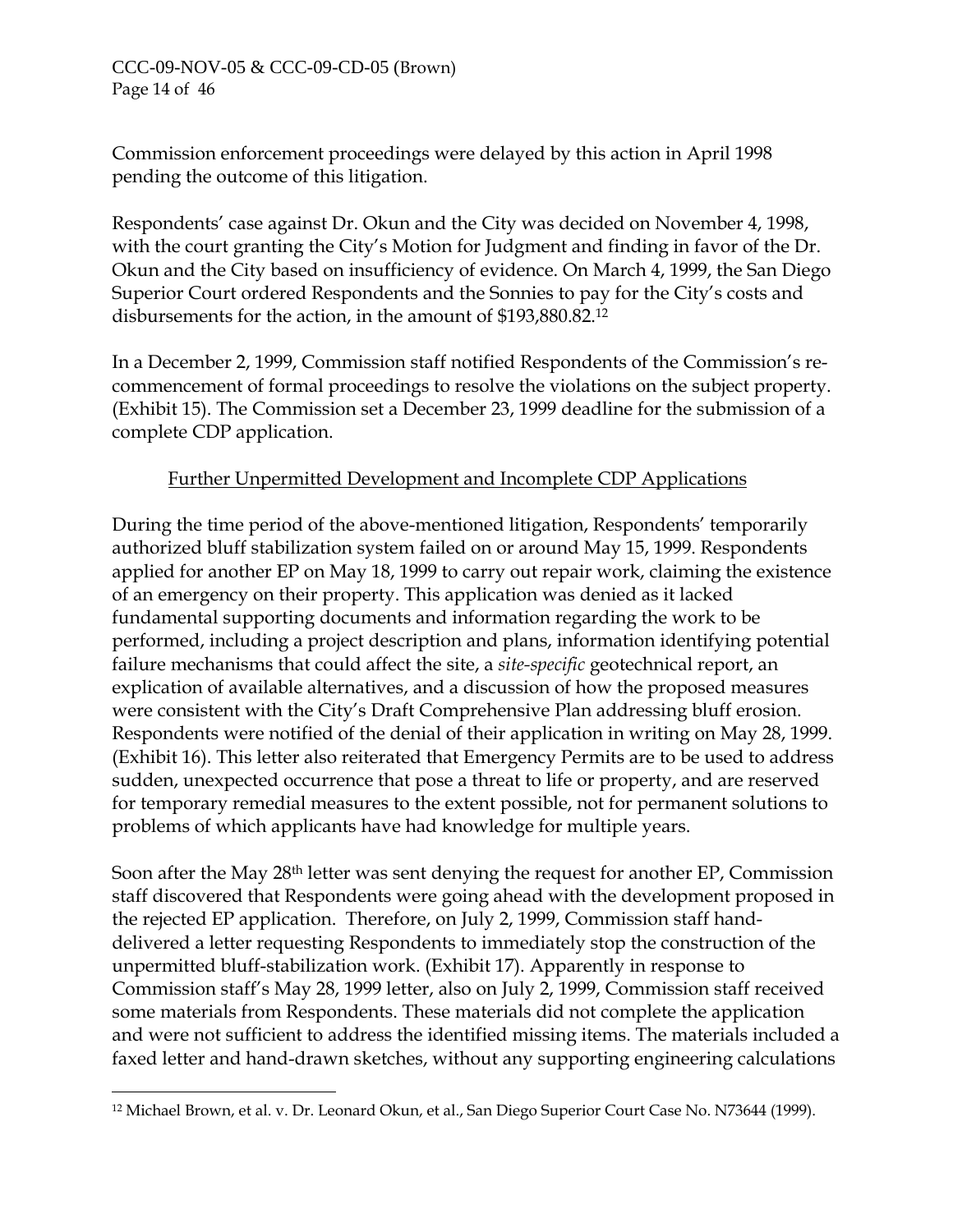Commission enforcement proceedings were delayed by this action in April 1998 pending the outcome of this litigation.

Respondents' case against Dr. Okun and the City was decided on November 4, 1998, with the court granting the City's Motion for Judgment and finding in favor of the Dr. Okun and the City based on insufficiency of evidence. On March 4, 1999, the San Diego Superior Court ordered Respondents and the Sonnies to pay for the City's costs and disbursements for the action, in the amount of $193,880.82.[12]

In a December 2, 1999, Commission staff notified Respondents of the Commission's re-commencement of formal proceedings to resolve the violations on the subject property. (Exhibit 15). The Commission set a December 23, 1999 deadline for the submission of a complete CDP application.

Further Unpermitted Development and Incomplete CDP Applications

During the time period of the above-mentioned litigation, Respondents' temporarily authorized bluff stabilization system failed on or around May 15, 1999. Respondents applied for another EP on May 18, 1999 to carry out repair work, claiming the existence of an emergency on their property. This application was denied as it lacked fundamental supporting documents and information regarding the work to be performed, including a project description and plans, information identifying potential failure mechanisms that could affect the site, a *site-specific* geotechnical report, an explication of available alternatives, and a discussion of how the proposed measures were consistent with the City's Draft Comprehensive Plan addressing bluff erosion. Respondents were notified of the denial of their application in writing on May 28, 1999. (Exhibit 16). This letter also reiterated that Emergency Permits are to be used to address sudden, unexpected occurrence that pose a threat to life or property, and are reserved for temporary remedial measures to the extent possible, not for permanent solutions to problems of which applicants have had knowledge for multiple years.

Soon after the May 28th letter was sent denying the request for another EP, Commission staff discovered that Respondents were going ahead with the development proposed in the rejected EP application. Therefore, on July 2, 1999, Commission staff hand-delivered a letter requesting Respondents to immediately stop the construction of the unpermitted bluff-stabilization work. (Exhibit 17). Apparently in response to Commission staff's May 28, 1999 letter, also on July 2, 1999, Commission staff received some materials from Respondents. These materials did not complete the application and were not sufficient to address the identified missing items. The materials included a faxed letter and hand-drawn sketches, without any supporting engineering calculations

[12] Michael Brown, et al. v. Dr. Leonard Okun, et al., San Diego Superior Court Case No. N73644 (1999).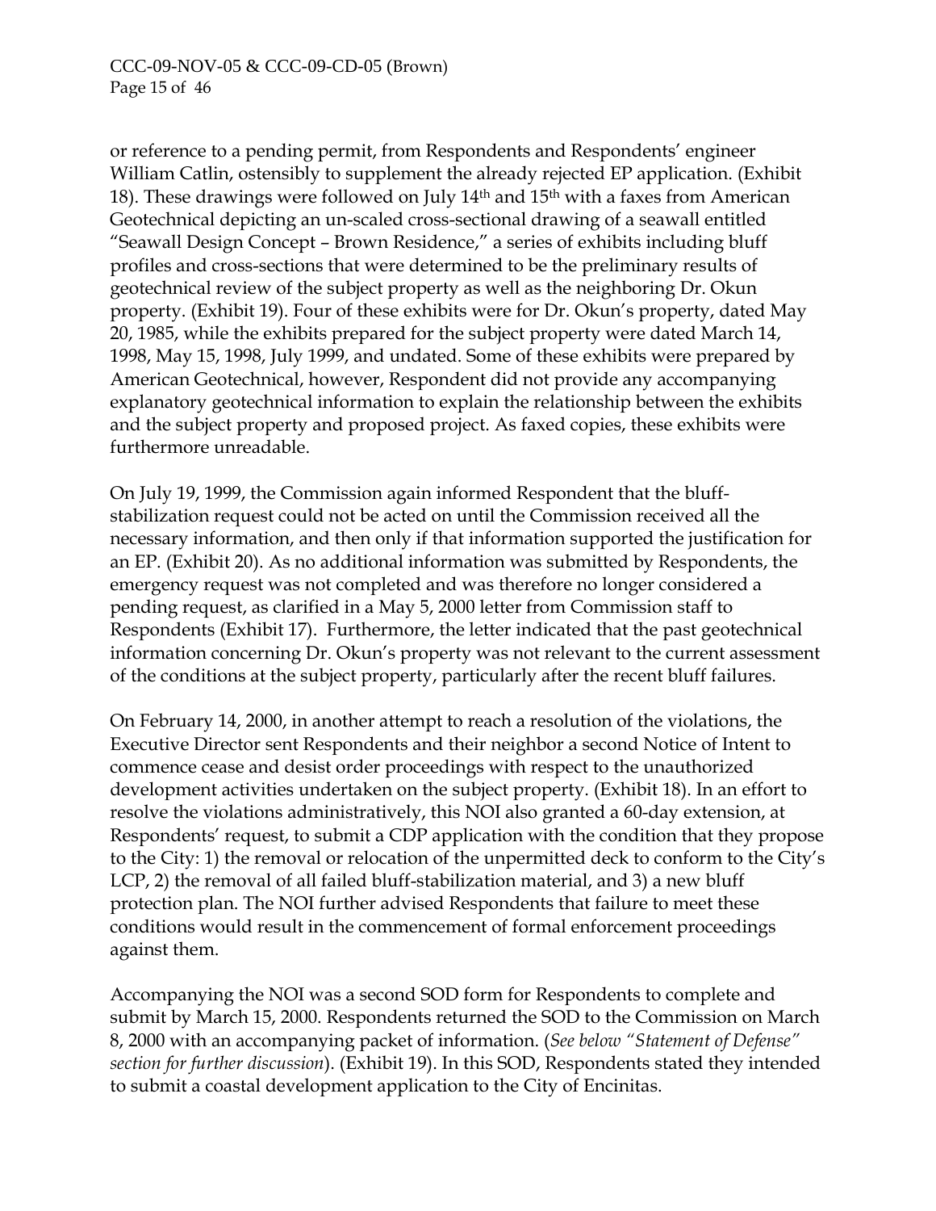or reference to a pending permit, from Respondents and Respondents' engineer William Catlin, ostensibly to supplement the already rejected EP application. (Exhibit 18). These drawings were followed on July 14th and 15th with a faxes from American Geotechnical depicting an un-scaled cross-sectional drawing of a seawall entitled "Seawall Design Concept – Brown Residence," a series of exhibits including bluff profiles and cross-sections that were determined to be the preliminary results of geotechnical review of the subject property as well as the neighboring Dr. Okun property. (Exhibit 19). Four of these exhibits were for Dr. Okun's property, dated May 20, 1985, while the exhibits prepared for the subject property were dated March 14, 1998, May 15, 1998, July 1999, and undated. Some of these exhibits were prepared by American Geotechnical, however, Respondent did not provide any accompanying explanatory geotechnical information to explain the relationship between the exhibits and the subject property and proposed project. As faxed copies, these exhibits were furthermore unreadable.

On July 19, 1999, the Commission again informed Respondent that the bluff-stabilization request could not be acted on until the Commission received all the necessary information, and then only if that information supported the justification for an EP. (Exhibit 20). As no additional information was submitted by Respondents, the emergency request was not completed and was therefore no longer considered a pending request, as clarified in a May 5, 2000 letter from Commission staff to Respondents (Exhibit 17). Furthermore, the letter indicated that the past geotechnical information concerning Dr. Okun's property was not relevant to the current assessment of the conditions at the subject property, particularly after the recent bluff failures.

On February 14, 2000, in another attempt to reach a resolution of the violations, the Executive Director sent Respondents and their neighbor a second Notice of Intent to commence cease and desist order proceedings with respect to the unauthorized development activities undertaken on the subject property. (Exhibit 18). In an effort to resolve the violations administratively, this NOI also granted a 60-day extension, at Respondents' request, to submit a CDP application with the condition that they propose to the City: 1) the removal or relocation of the unpermitted deck to conform to the City's LCP, 2) the removal of all failed bluff-stabilization material, and 3) a new bluff protection plan. The NOI further advised Respondents that failure to meet these conditions would result in the commencement of formal enforcement proceedings against them.

Accompanying the NOI was a second SOD form for Respondents to complete and submit by March 15, 2000. Respondents returned the SOD to the Commission on March 8, 2000 with an accompanying packet of information. (*See below "Statement of Defense" section for further discussion*). (Exhibit 19). In this SOD, Respondents stated they intended to submit a coastal development application to the City of Encinitas.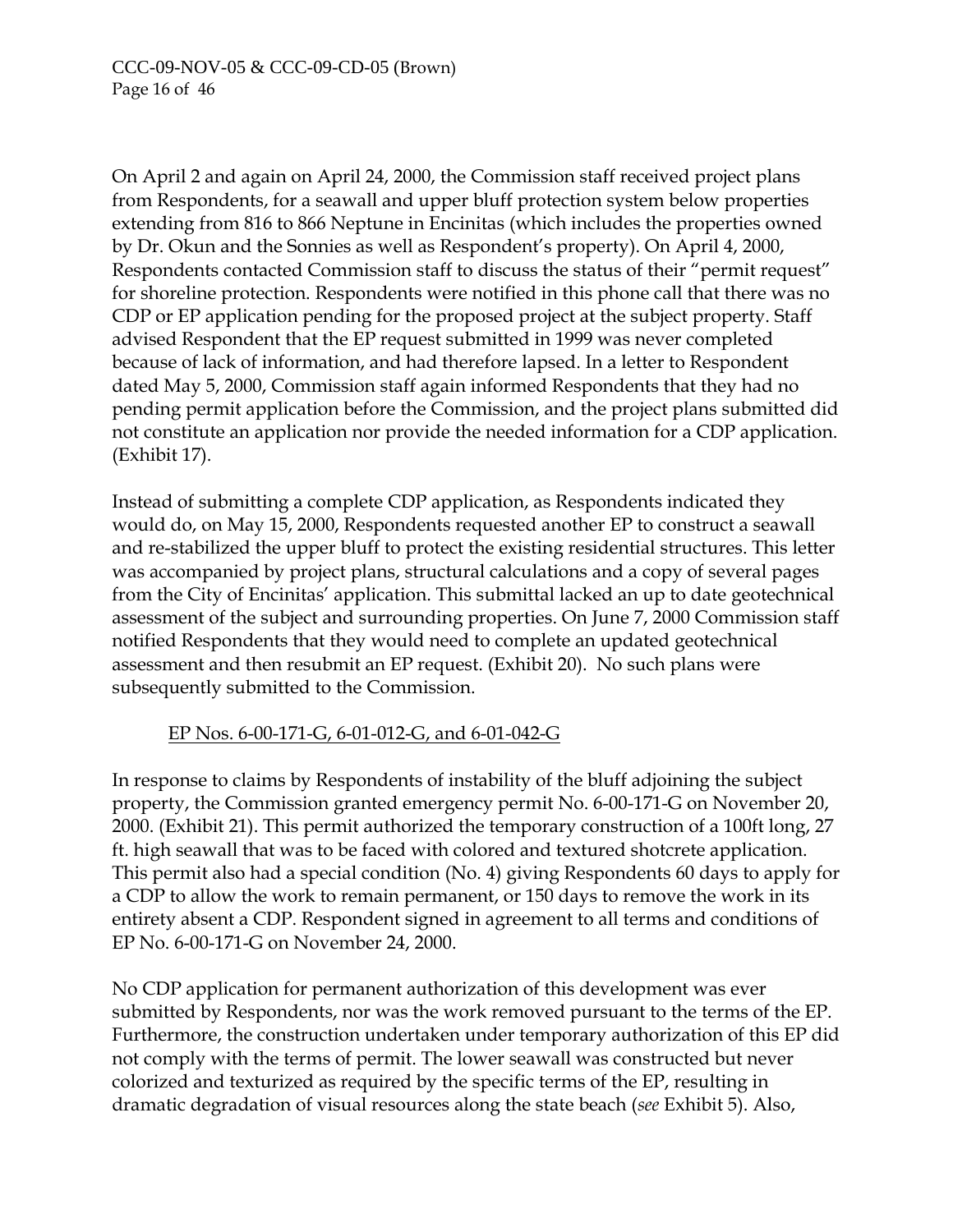On April 2 and again on April 24, 2000, the Commission staff received project plans from Respondents, for a seawall and upper bluff protection system below properties extending from 816 to 866 Neptune in Encinitas (which includes the properties owned by Dr. Okun and the Sonnies as well as Respondent's property). On April 4, 2000, Respondents contacted Commission staff to discuss the status of their "permit request" for shoreline protection. Respondents were notified in this phone call that there was no CDP or EP application pending for the proposed project at the subject property. Staff advised Respondent that the EP request submitted in 1999 was never completed because of lack of information, and had therefore lapsed. In a letter to Respondent dated May 5, 2000, Commission staff again informed Respondents that they had no pending permit application before the Commission, and the project plans submitted did not constitute an application nor provide the needed information for a CDP application. (Exhibit 17).

Instead of submitting a complete CDP application, as Respondents indicated they would do, on May 15, 2000, Respondents requested another EP to construct a seawall and re-stabilized the upper bluff to protect the existing residential structures. This letter was accompanied by project plans, structural calculations and a copy of several pages from the City of Encinitas' application. This submittal lacked an up to date geotechnical assessment of the subject and surrounding properties. On June 7, 2000 Commission staff notified Respondents that they would need to complete an updated geotechnical assessment and then resubmit an EP request. (Exhibit 20). No such plans were subsequently submitted to the Commission.

<u>EP Nos. 6-00-171-G, 6-01-012-G, and 6-01-042-G</u>

In response to claims by Respondents of instability of the bluff adjoining the subject property, the Commission granted emergency permit No. 6-00-171-G on November 20, 2000. (Exhibit 21). This permit authorized the temporary construction of a 100ft long, 27 ft. high seawall that was to be faced with colored and textured shotcrete application. This permit also had a special condition (No. 4) giving Respondents 60 days to apply for a CDP to allow the work to remain permanent, or 150 days to remove the work in its entirety absent a CDP. Respondent signed in agreement to all terms and conditions of EP No. 6-00-171-G on November 24, 2000.

No CDP application for permanent authorization of this development was ever submitted by Respondents, nor was the work removed pursuant to the terms of the EP. Furthermore, the construction undertaken under temporary authorization of this EP did not comply with the terms of permit. The lower seawall was constructed but never colorized and texturized as required by the specific terms of the EP, resulting in dramatic degradation of visual resources along the state beach (*see* Exhibit 5). Also,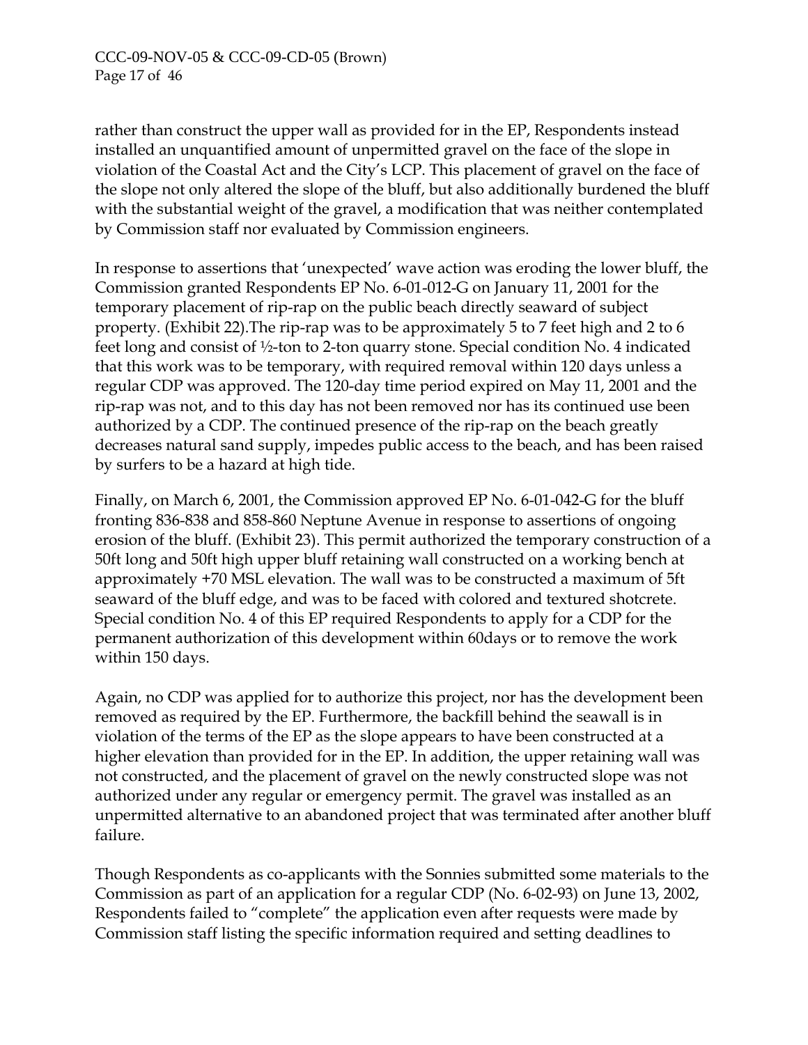rather than construct the upper wall as provided for in the EP, Respondents instead installed an unquantified amount of unpermitted gravel on the face of the slope in violation of the Coastal Act and the City's LCP. This placement of gravel on the face of the slope not only altered the slope of the bluff, but also additionally burdened the bluff with the substantial weight of the gravel, a modification that was neither contemplated by Commission staff nor evaluated by Commission engineers.

In response to assertions that 'unexpected' wave action was eroding the lower bluff, the Commission granted Respondents EP No. 6-01-012-G on January 11, 2001 for the temporary placement of rip-rap on the public beach directly seaward of subject property. (Exhibit 22).The rip-rap was to be approximately 5 to 7 feet high and 2 to 6 feet long and consist of ½-ton to 2-ton quarry stone. Special condition No. 4 indicated that this work was to be temporary, with required removal within 120 days unless a regular CDP was approved. The 120-day time period expired on May 11, 2001 and the rip-rap was not, and to this day has not been removed nor has its continued use been authorized by a CDP. The continued presence of the rip-rap on the beach greatly decreases natural sand supply, impedes public access to the beach, and has been raised by surfers to be a hazard at high tide.

Finally, on March 6, 2001, the Commission approved EP No. 6-01-042-G for the bluff fronting 836-838 and 858-860 Neptune Avenue in response to assertions of ongoing erosion of the bluff. (Exhibit 23). This permit authorized the temporary construction of a 50ft long and 50ft high upper bluff retaining wall constructed on a working bench at approximately +70 MSL elevation. The wall was to be constructed a maximum of 5ft seaward of the bluff edge, and was to be faced with colored and textured shotcrete. Special condition No. 4 of this EP required Respondents to apply for a CDP for the permanent authorization of this development within 60days or to remove the work within 150 days.

Again, no CDP was applied for to authorize this project, nor has the development been removed as required by the EP. Furthermore, the backfill behind the seawall is in violation of the terms of the EP as the slope appears to have been constructed at a higher elevation than provided for in the EP. In addition, the upper retaining wall was not constructed, and the placement of gravel on the newly constructed slope was not authorized under any regular or emergency permit. The gravel was installed as an unpermitted alternative to an abandoned project that was terminated after another bluff failure.

Though Respondents as co-applicants with the Sonnies submitted some materials to the Commission as part of an application for a regular CDP (No. 6-02-93) on June 13, 2002, Respondents failed to "complete" the application even after requests were made by Commission staff listing the specific information required and setting deadlines to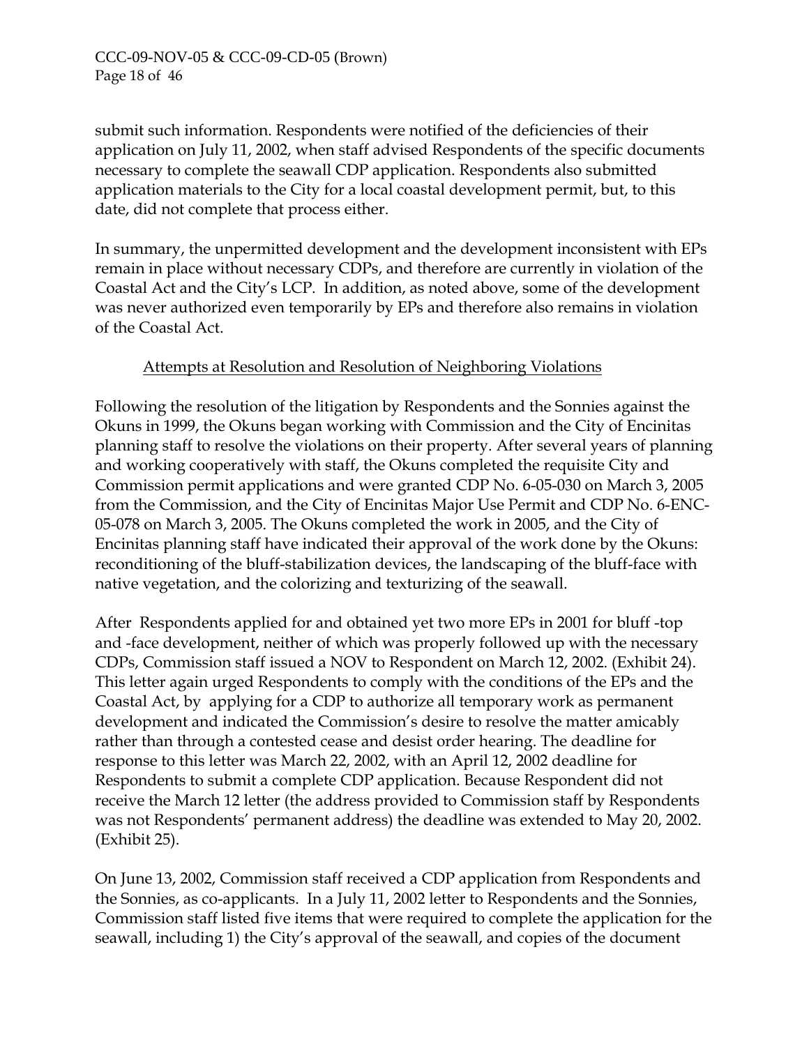submit such information. Respondents were notified of the deficiencies of their application on July 11, 2002, when staff advised Respondents of the specific documents necessary to complete the seawall CDP application. Respondents also submitted application materials to the City for a local coastal development permit, but, to this date, did not complete that process either.

In summary, the unpermitted development and the development inconsistent with EPs remain in place without necessary CDPs, and therefore are currently in violation of the Coastal Act and the City's LCP. In addition, as noted above, some of the development was never authorized even temporarily by EPs and therefore also remains in violation of the Coastal Act.

Attempts at Resolution and Resolution of Neighboring Violations

Following the resolution of the litigation by Respondents and the Sonnies against the Okuns in 1999, the Okuns began working with Commission and the City of Encinitas planning staff to resolve the violations on their property. After several years of planning and working cooperatively with staff, the Okuns completed the requisite City and Commission permit applications and were granted CDP No. 6-05-030 on March 3, 2005 from the Commission, and the City of Encinitas Major Use Permit and CDP No. 6-ENC-05-078 on March 3, 2005. The Okuns completed the work in 2005, and the City of Encinitas planning staff have indicated their approval of the work done by the Okuns: reconditioning of the bluff-stabilization devices, the landscaping of the bluff-face with native vegetation, and the colorizing and texturizing of the seawall.

After Respondents applied for and obtained yet two more EPs in 2001 for bluff -top and -face development, neither of which was properly followed up with the necessary CDPs, Commission staff issued a NOV to Respondent on March 12, 2002. (Exhibit 24). This letter again urged Respondents to comply with the conditions of the EPs and the Coastal Act, by applying for a CDP to authorize all temporary work as permanent development and indicated the Commission's desire to resolve the matter amicably rather than through a contested cease and desist order hearing. The deadline for response to this letter was March 22, 2002, with an April 12, 2002 deadline for Respondents to submit a complete CDP application. Because Respondent did not receive the March 12 letter (the address provided to Commission staff by Respondents was not Respondents' permanent address) the deadline was extended to May 20, 2002. (Exhibit 25).

On June 13, 2002, Commission staff received a CDP application from Respondents and the Sonnies, as co-applicants. In a July 11, 2002 letter to Respondents and the Sonnies, Commission staff listed five items that were required to complete the application for the seawall, including 1) the City's approval of the seawall, and copies of the document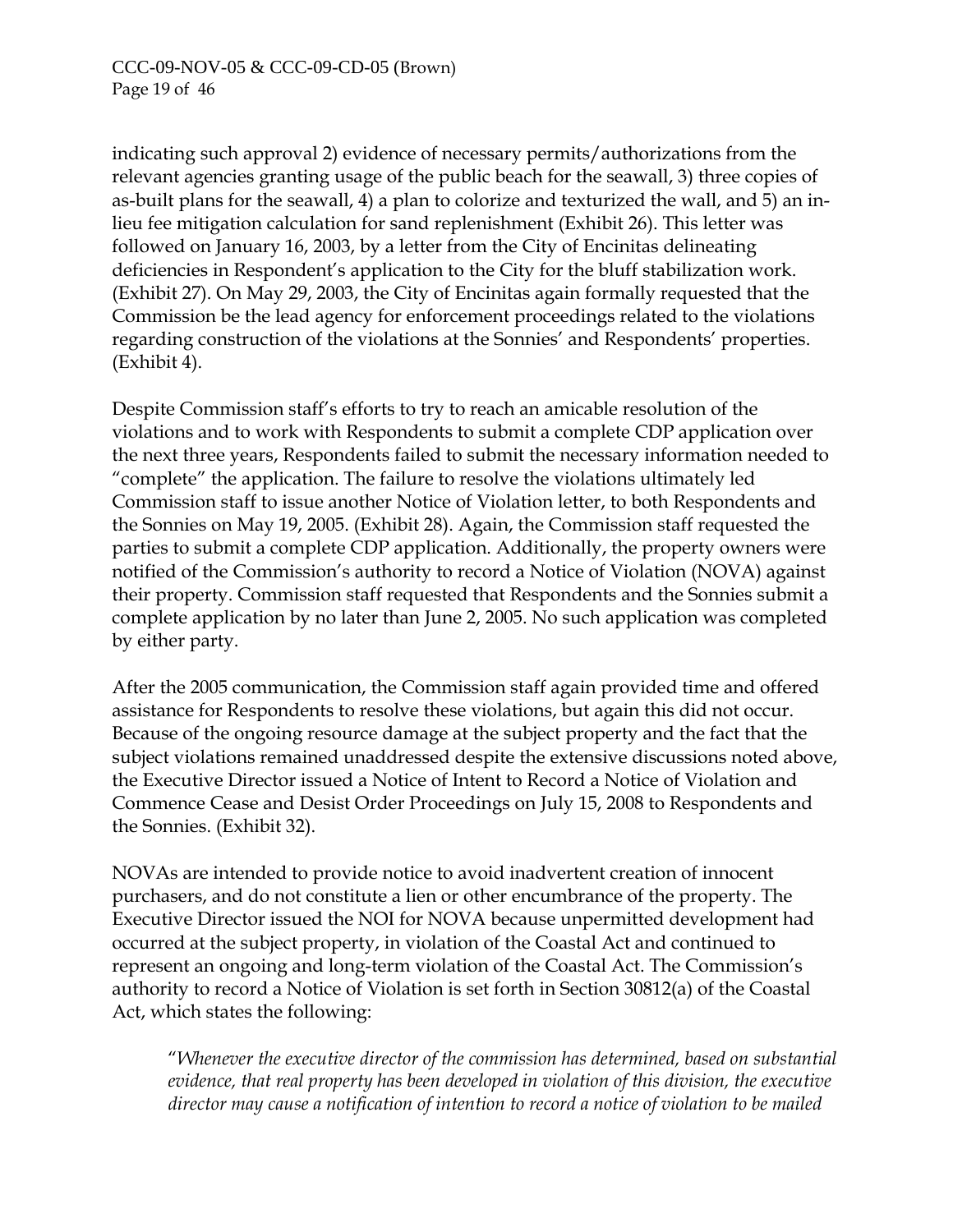indicating such approval 2) evidence of necessary permits/authorizations from the relevant agencies granting usage of the public beach for the seawall, 3) three copies of as-built plans for the seawall, 4) a plan to colorize and texturized the wall, and 5) an in-lieu fee mitigation calculation for sand replenishment (Exhibit 26). This letter was followed on January 16, 2003, by a letter from the City of Encinitas delineating deficiencies in Respondent's application to the City for the bluff stabilization work. (Exhibit 27). On May 29, 2003, the City of Encinitas again formally requested that the Commission be the lead agency for enforcement proceedings related to the violations regarding construction of the violations at the Sonnies' and Respondents' properties. (Exhibit 4).

Despite Commission staff's efforts to try to reach an amicable resolution of the violations and to work with Respondents to submit a complete CDP application over the next three years, Respondents failed to submit the necessary information needed to "complete" the application. The failure to resolve the violations ultimately led Commission staff to issue another Notice of Violation letter, to both Respondents and the Sonnies on May 19, 2005. (Exhibit 28). Again, the Commission staff requested the parties to submit a complete CDP application. Additionally, the property owners were notified of the Commission's authority to record a Notice of Violation (NOVA) against their property. Commission staff requested that Respondents and the Sonnies submit a complete application by no later than June 2, 2005. No such application was completed by either party.

After the 2005 communication, the Commission staff again provided time and offered assistance for Respondents to resolve these violations, but again this did not occur. Because of the ongoing resource damage at the subject property and the fact that the subject violations remained unaddressed despite the extensive discussions noted above, the Executive Director issued a Notice of Intent to Record a Notice of Violation and Commence Cease and Desist Order Proceedings on July 15, 2008 to Respondents and the Sonnies. (Exhibit 32).

NOVAs are intended to provide notice to avoid inadvertent creation of innocent purchasers, and do not constitute a lien or other encumbrance of the property. The Executive Director issued the NOI for NOVA because unpermitted development had occurred at the subject property, in violation of the Coastal Act and continued to represent an ongoing and long-term violation of the Coastal Act. The Commission's authority to record a Notice of Violation is set forth in Section 30812(a) of the Coastal Act, which states the following:

> "*Whenever the executive director of the commission has determined, based on substantial evidence, that real property has been developed in violation of this division, the executive director may cause a notification of intention to record a notice of violation to be mailed*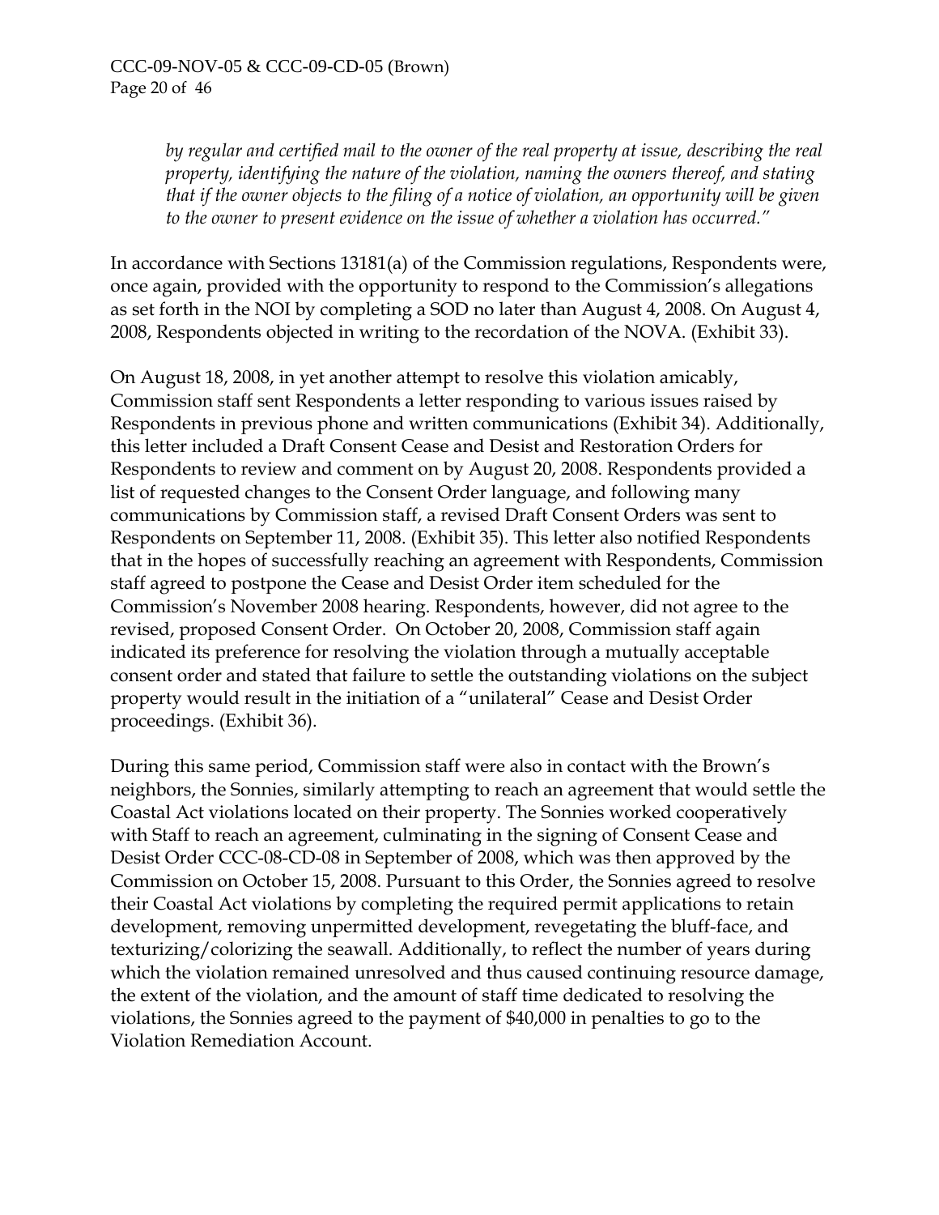*by regular and certified mail to the owner of the real property at issue, describing the real property, identifying the nature of the violation, naming the owners thereof, and stating that if the owner objects to the filing of a notice of violation, an opportunity will be given to the owner to present evidence on the issue of whether a violation has occurred."*

In accordance with Sections 13181(a) of the Commission regulations, Respondents were, once again, provided with the opportunity to respond to the Commission's allegations as set forth in the NOI by completing a SOD no later than August 4, 2008. On August 4, 2008, Respondents objected in writing to the recordation of the NOVA. (Exhibit 33).

On August 18, 2008, in yet another attempt to resolve this violation amicably, Commission staff sent Respondents a letter responding to various issues raised by Respondents in previous phone and written communications (Exhibit 34). Additionally, this letter included a Draft Consent Cease and Desist and Restoration Orders for Respondents to review and comment on by August 20, 2008. Respondents provided a list of requested changes to the Consent Order language, and following many communications by Commission staff, a revised Draft Consent Orders was sent to Respondents on September 11, 2008. (Exhibit 35). This letter also notified Respondents that in the hopes of successfully reaching an agreement with Respondents, Commission staff agreed to postpone the Cease and Desist Order item scheduled for the Commission's November 2008 hearing. Respondents, however, did not agree to the revised, proposed Consent Order. On October 20, 2008, Commission staff again indicated its preference for resolving the violation through a mutually acceptable consent order and stated that failure to settle the outstanding violations on the subject property would result in the initiation of a "unilateral" Cease and Desist Order proceedings. (Exhibit 36).

During this same period, Commission staff were also in contact with the Brown's neighbors, the Sonnies, similarly attempting to reach an agreement that would settle the Coastal Act violations located on their property. The Sonnies worked cooperatively with Staff to reach an agreement, culminating in the signing of Consent Cease and Desist Order CCC-08-CD-08 in September of 2008, which was then approved by the Commission on October 15, 2008. Pursuant to this Order, the Sonnies agreed to resolve their Coastal Act violations by completing the required permit applications to retain development, removing unpermitted development, revegetating the bluff-face, and texturizing/colorizing the seawall. Additionally, to reflect the number of years during which the violation remained unresolved and thus caused continuing resource damage, the extent of the violation, and the amount of staff time dedicated to resolving the violations, the Sonnies agreed to the payment of $40,000 in penalties to go to the Violation Remediation Account.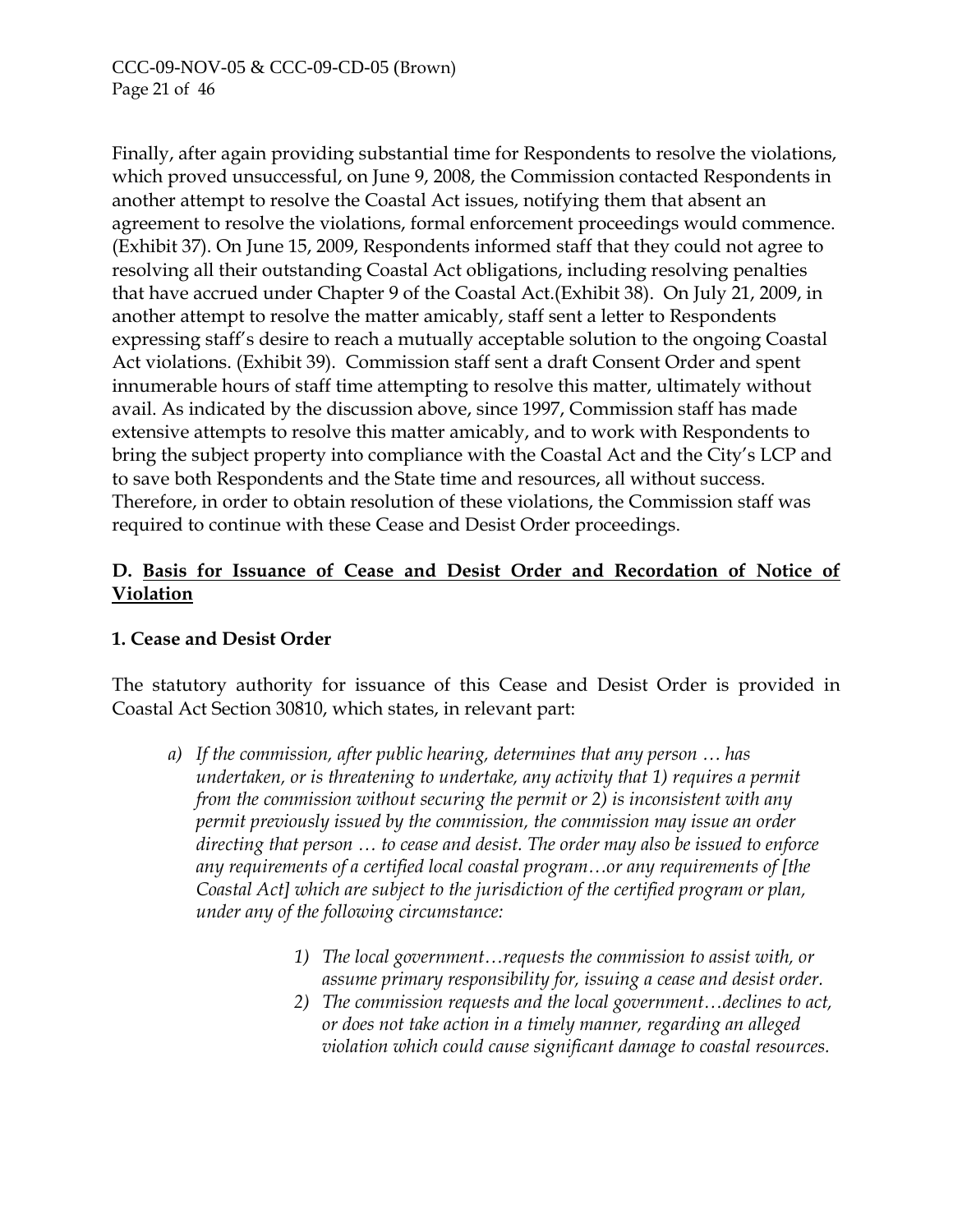Finally, after again providing substantial time for Respondents to resolve the violations, which proved unsuccessful, on June 9, 2008, the Commission contacted Respondents in another attempt to resolve the Coastal Act issues, notifying them that absent an agreement to resolve the violations, formal enforcement proceedings would commence. (Exhibit 37). On June 15, 2009, Respondents informed staff that they could not agree to resolving all their outstanding Coastal Act obligations, including resolving penalties that have accrued under Chapter 9 of the Coastal Act.(Exhibit 38). On July 21, 2009, in another attempt to resolve the matter amicably, staff sent a letter to Respondents expressing staff's desire to reach a mutually acceptable solution to the ongoing Coastal Act violations. (Exhibit 39). Commission staff sent a draft Consent Order and spent innumerable hours of staff time attempting to resolve this matter, ultimately without avail. As indicated by the discussion above, since 1997, Commission staff has made extensive attempts to resolve this matter amicably, and to work with Respondents to bring the subject property into compliance with the Coastal Act and the City's LCP and to save both Respondents and the State time and resources, all without success. Therefore, in order to obtain resolution of these violations, the Commission staff was required to continue with these Cease and Desist Order proceedings.

### D. <u>Basis for Issuance of Cease and Desist Order and Recordation of Notice of Violation</u>

### 1. Cease and Desist Order

The statutory authority for issuance of this Cease and Desist Order is provided in Coastal Act Section 30810, which states, in relevant part:

> *a) If the commission, after public hearing, determines that any person … has undertaken, or is threatening to undertake, any activity that 1) requires a permit from the commission without securing the permit or 2) is inconsistent with any permit previously issued by the commission, the commission may issue an order directing that person … to cease and desist. The order may also be issued to enforce any requirements of a certified local coastal program…or any requirements of [the Coastal Act] which are subject to the jurisdiction of the certified program or plan, under any of the following circumstance:*
>
> > *1) The local government…requests the commission to assist with, or assume primary responsibility for, issuing a cease and desist order.*
> >
> > *2) The commission requests and the local government…declines to act, or does not take action in a timely manner, regarding an alleged violation which could cause significant damage to coastal resources.*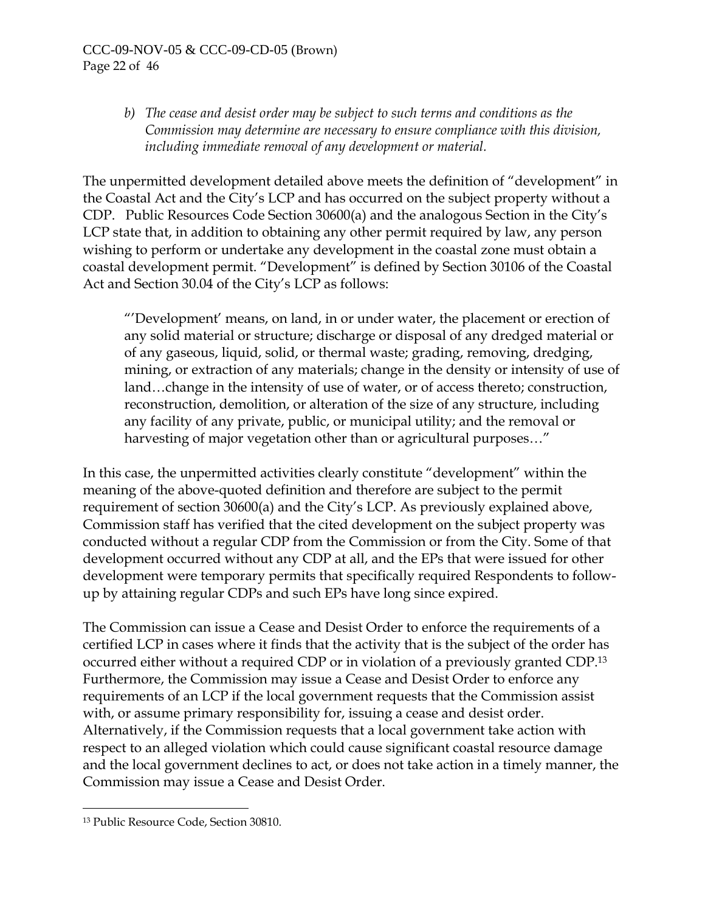> *b) The cease and desist order may be subject to such terms and conditions as the Commission may determine are necessary to ensure compliance with this division, including immediate removal of any development or material.*

The unpermitted development detailed above meets the definition of "development" in the Coastal Act and the City's LCP and has occurred on the subject property without a CDP. Public Resources Code Section 30600(a) and the analogous Section in the City's LCP state that, in addition to obtaining any other permit required by law, any person wishing to perform or undertake any development in the coastal zone must obtain a coastal development permit. "Development" is defined by Section 30106 of the Coastal Act and Section 30.04 of the City's LCP as follows:

> "'Development' means, on land, in or under water, the placement or erection of any solid material or structure; discharge or disposal of any dredged material or of any gaseous, liquid, solid, or thermal waste; grading, removing, dredging, mining, or extraction of any materials; change in the density or intensity of use of land…change in the intensity of use of water, or of access thereto; construction, reconstruction, demolition, or alteration of the size of any structure, including any facility of any private, public, or municipal utility; and the removal or harvesting of major vegetation other than or agricultural purposes…"

In this case, the unpermitted activities clearly constitute "development" within the meaning of the above-quoted definition and therefore are subject to the permit requirement of section 30600(a) and the City's LCP. As previously explained above, Commission staff has verified that the cited development on the subject property was conducted without a regular CDP from the Commission or from the City. Some of that development occurred without any CDP at all, and the EPs that were issued for other development were temporary permits that specifically required Respondents to follow-up by attaining regular CDPs and such EPs have long since expired.

The Commission can issue a Cease and Desist Order to enforce the requirements of a certified LCP in cases where it finds that the activity that is the subject of the order has occurred either without a required CDP or in violation of a previously granted CDP.[13] Furthermore, the Commission may issue a Cease and Desist Order to enforce any requirements of an LCP if the local government requests that the Commission assist with, or assume primary responsibility for, issuing a cease and desist order. Alternatively, if the Commission requests that a local government take action with respect to an alleged violation which could cause significant coastal resource damage and the local government declines to act, or does not take action in a timely manner, the Commission may issue a Cease and Desist Order.

---

[13] Public Resource Code, Section 30810.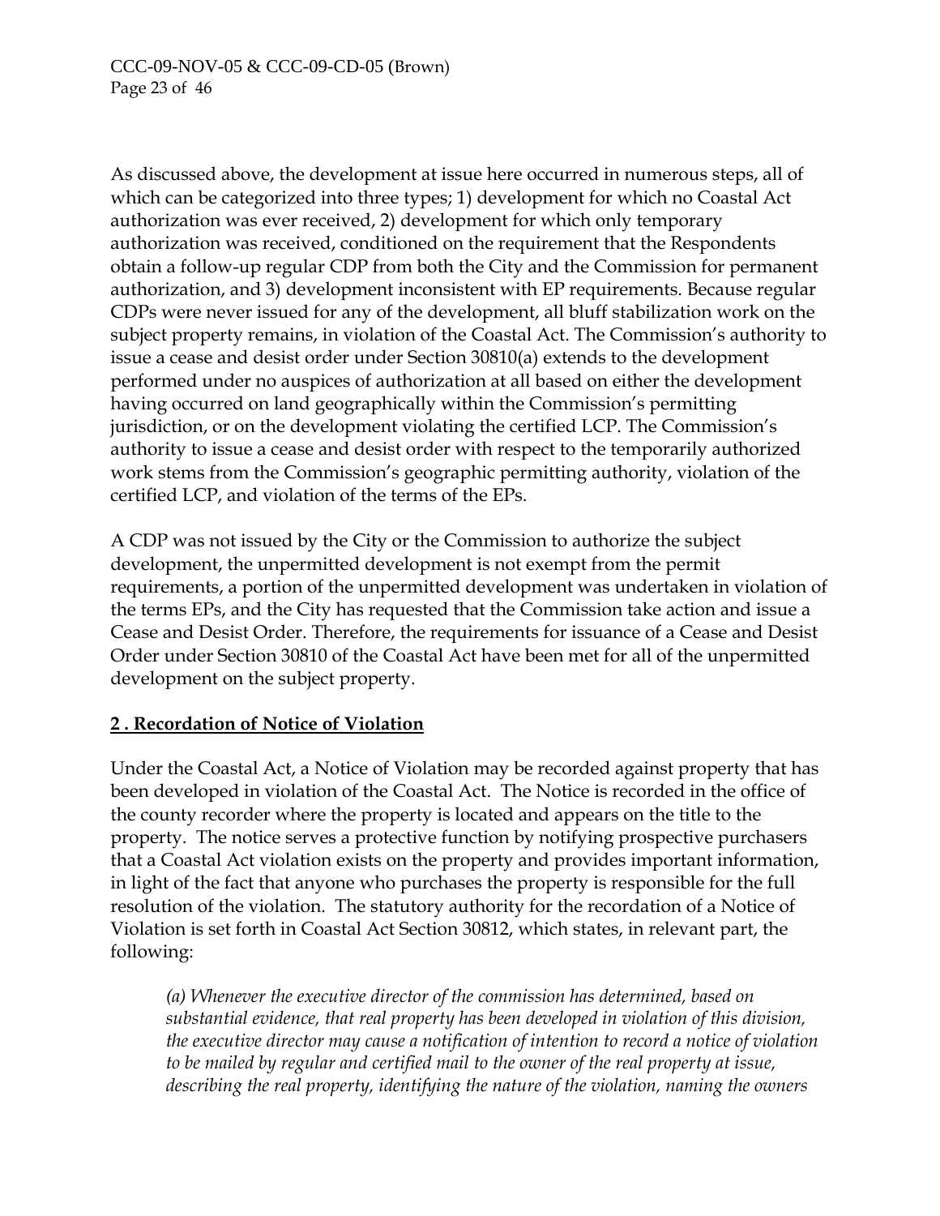As discussed above, the development at issue here occurred in numerous steps, all of which can be categorized into three types; 1) development for which no Coastal Act authorization was ever received, 2) development for which only temporary authorization was received, conditioned on the requirement that the Respondents obtain a follow-up regular CDP from both the City and the Commission for permanent authorization, and 3) development inconsistent with EP requirements. Because regular CDPs were never issued for any of the development, all bluff stabilization work on the subject property remains, in violation of the Coastal Act. The Commission's authority to issue a cease and desist order under Section 30810(a) extends to the development performed under no auspices of authorization at all based on either the development having occurred on land geographically within the Commission's permitting jurisdiction, or on the development violating the certified LCP. The Commission's authority to issue a cease and desist order with respect to the temporarily authorized work stems from the Commission's geographic permitting authority, violation of the certified LCP, and violation of the terms of the EPs.

A CDP was not issued by the City or the Commission to authorize the subject development, the unpermitted development is not exempt from the permit requirements, a portion of the unpermitted development was undertaken in violation of the terms EPs, and the City has requested that the Commission take action and issue a Cease and Desist Order. Therefore, the requirements for issuance of a Cease and Desist Order under Section 30810 of the Coastal Act have been met for all of the unpermitted development on the subject property.

**2 . Recordation of Notice of Violation**

Under the Coastal Act, a Notice of Violation may be recorded against property that has been developed in violation of the Coastal Act. The Notice is recorded in the office of the county recorder where the property is located and appears on the title to the property. The notice serves a protective function by notifying prospective purchasers that a Coastal Act violation exists on the property and provides important information, in light of the fact that anyone who purchases the property is responsible for the full resolution of the violation. The statutory authority for the recordation of a Notice of Violation is set forth in Coastal Act Section 30812, which states, in relevant part, the following:

> *(a) Whenever the executive director of the commission has determined, based on substantial evidence, that real property has been developed in violation of this division, the executive director may cause a notification of intention to record a notice of violation to be mailed by regular and certified mail to the owner of the real property at issue, describing the real property, identifying the nature of the violation, naming the owners*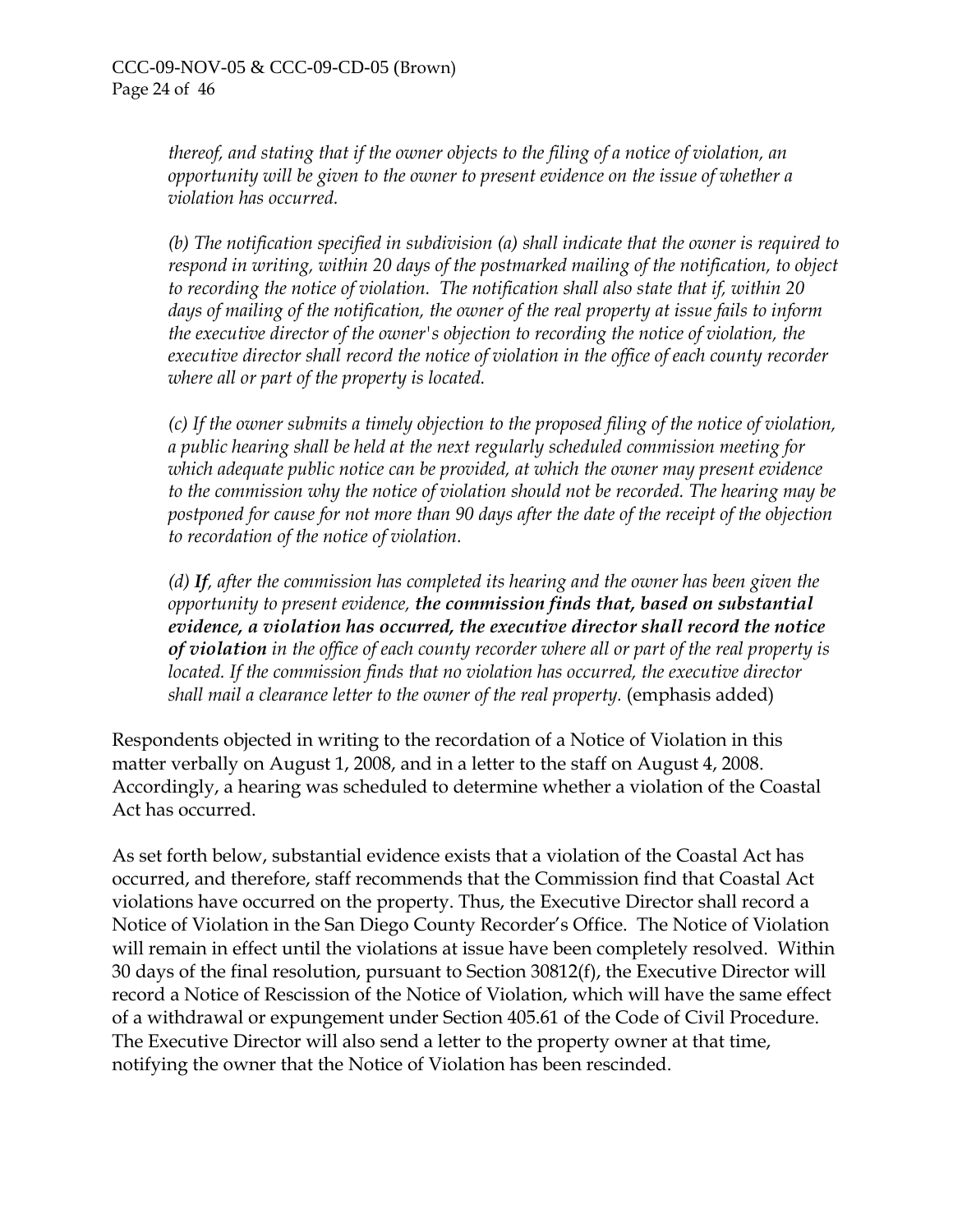*thereof, and stating that if the owner objects to the filing of a notice of violation, an opportunity will be given to the owner to present evidence on the issue of whether a violation has occurred.*

*(b) The notification specified in subdivision (a) shall indicate that the owner is required to respond in writing, within 20 days of the postmarked mailing of the notification, to object to recording the notice of violation. The notification shall also state that if, within 20 days of mailing of the notification, the owner of the real property at issue fails to inform the executive director of the owner's objection to recording the notice of violation, the executive director shall record the notice of violation in the office of each county recorder where all or part of the property is located.*

*(c) If the owner submits a timely objection to the proposed filing of the notice of violation, a public hearing shall be held at the next regularly scheduled commission meeting for which adequate public notice can be provided, at which the owner may present evidence to the commission why the notice of violation should not be recorded. The hearing may be postponed for cause for not more than 90 days after the date of the receipt of the objection to recordation of the notice of violation.*

*(d)* ***If****, after the commission has completed its hearing and the owner has been given the opportunity to present evidence,* ***the commission finds that, based on substantial evidence, a violation has occurred, the executive director shall record the notice of violation*** *in the office of each county recorder where all or part of the real property is located. If the commission finds that no violation has occurred, the executive director shall mail a clearance letter to the owner of the real property.* (emphasis added)

Respondents objected in writing to the recordation of a Notice of Violation in this matter verbally on August 1, 2008, and in a letter to the staff on August 4, 2008. Accordingly, a hearing was scheduled to determine whether a violation of the Coastal Act has occurred.

As set forth below, substantial evidence exists that a violation of the Coastal Act has occurred, and therefore, staff recommends that the Commission find that Coastal Act violations have occurred on the property. Thus, the Executive Director shall record a Notice of Violation in the San Diego County Recorder's Office. The Notice of Violation will remain in effect until the violations at issue have been completely resolved. Within 30 days of the final resolution, pursuant to Section 30812(f), the Executive Director will record a Notice of Rescission of the Notice of Violation, which will have the same effect of a withdrawal or expungement under Section 405.61 of the Code of Civil Procedure. The Executive Director will also send a letter to the property owner at that time, notifying the owner that the Notice of Violation has been rescinded.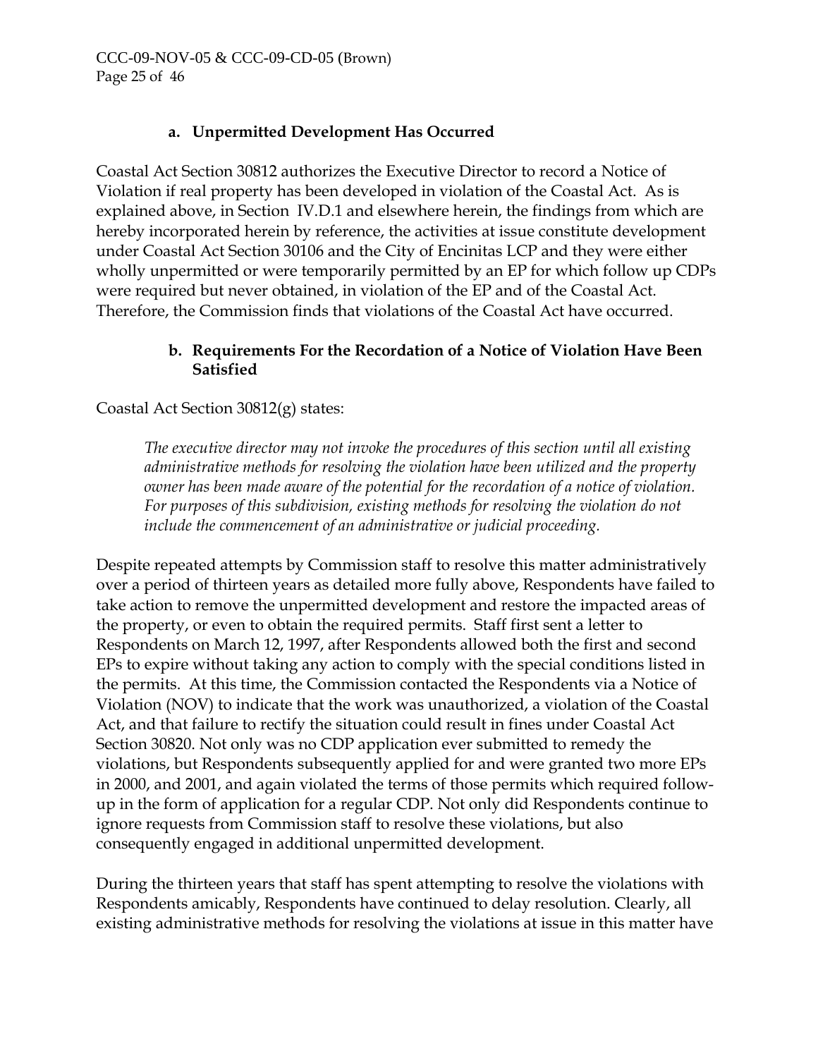#### a. Unpermitted Development Has Occurred

Coastal Act Section 30812 authorizes the Executive Director to record a Notice of Violation if real property has been developed in violation of the Coastal Act. As is explained above, in Section IV.D.1 and elsewhere herein, the findings from which are hereby incorporated herein by reference, the activities at issue constitute development under Coastal Act Section 30106 and the City of Encinitas LCP and they were either wholly unpermitted or were temporarily permitted by an EP for which follow up CDPs were required but never obtained, in violation of the EP and of the Coastal Act. Therefore, the Commission finds that violations of the Coastal Act have occurred.

#### b. Requirements For the Recordation of a Notice of Violation Have Been Satisfied

Coastal Act Section 30812(g) states:

> *The executive director may not invoke the procedures of this section until all existing administrative methods for resolving the violation have been utilized and the property owner has been made aware of the potential for the recordation of a notice of violation. For purposes of this subdivision, existing methods for resolving the violation do not include the commencement of an administrative or judicial proceeding.*

Despite repeated attempts by Commission staff to resolve this matter administratively over a period of thirteen years as detailed more fully above, Respondents have failed to take action to remove the unpermitted development and restore the impacted areas of the property, or even to obtain the required permits. Staff first sent a letter to Respondents on March 12, 1997, after Respondents allowed both the first and second EPs to expire without taking any action to comply with the special conditions listed in the permits. At this time, the Commission contacted the Respondents via a Notice of Violation (NOV) to indicate that the work was unauthorized, a violation of the Coastal Act, and that failure to rectify the situation could result in fines under Coastal Act Section 30820. Not only was no CDP application ever submitted to remedy the violations, but Respondents subsequently applied for and were granted two more EPs in 2000, and 2001, and again violated the terms of those permits which required follow-up in the form of application for a regular CDP. Not only did Respondents continue to ignore requests from Commission staff to resolve these violations, but also consequently engaged in additional unpermitted development.

During the thirteen years that staff has spent attempting to resolve the violations with Respondents amicably, Respondents have continued to delay resolution. Clearly, all existing administrative methods for resolving the violations at issue in this matter have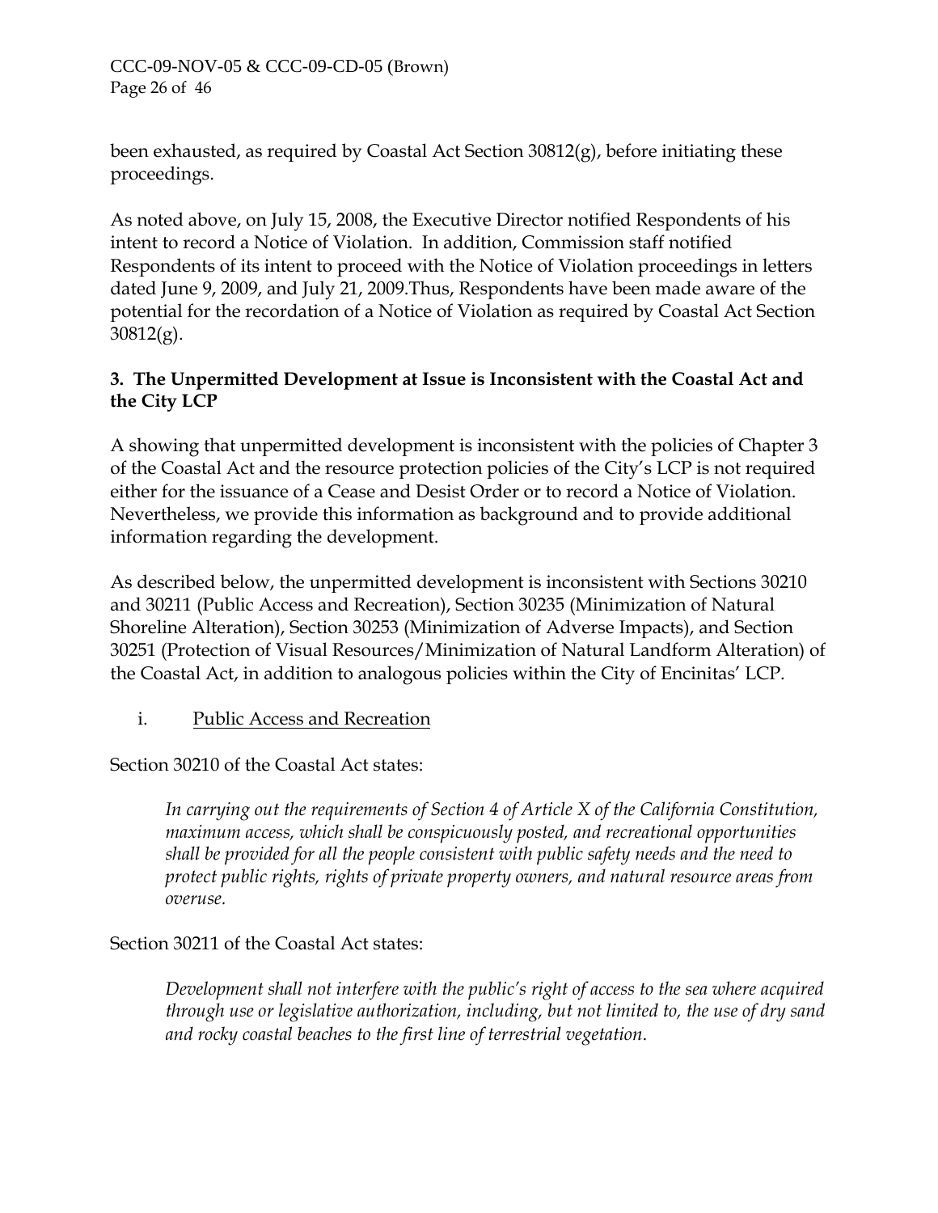been exhausted, as required by Coastal Act Section 30812(g), before initiating these proceedings.

As noted above, on July 15, 2008, the Executive Director notified Respondents of his intent to record a Notice of Violation. In addition, Commission staff notified Respondents of its intent to proceed with the Notice of Violation proceedings in letters dated June 9, 2009, and July 21, 2009.Thus, Respondents have been made aware of the potential for the recordation of a Notice of Violation as required by Coastal Act Section 30812(g).

### 3. The Unpermitted Development at Issue is Inconsistent with the Coastal Act and the City LCP

A showing that unpermitted development is inconsistent with the policies of Chapter 3 of the Coastal Act and the resource protection policies of the City's LCP is not required either for the issuance of a Cease and Desist Order or to record a Notice of Violation. Nevertheless, we provide this information as background and to provide additional information regarding the development.

As described below, the unpermitted development is inconsistent with Sections 30210 and 30211 (Public Access and Recreation), Section 30235 (Minimization of Natural Shoreline Alteration), Section 30253 (Minimization of Adverse Impacts), and Section 30251 (Protection of Visual Resources/Minimization of Natural Landform Alteration) of the Coastal Act, in addition to analogous policies within the City of Encinitas' LCP.

i. Public Access and Recreation

Section 30210 of the Coastal Act states:

> *In carrying out the requirements of Section 4 of Article X of the California Constitution, maximum access, which shall be conspicuously posted, and recreational opportunities shall be provided for all the people consistent with public safety needs and the need to protect public rights, rights of private property owners, and natural resource areas from overuse.*

Section 30211 of the Coastal Act states:

> *Development shall not interfere with the public's right of access to the sea where acquired through use or legislative authorization, including, but not limited to, the use of dry sand and rocky coastal beaches to the first line of terrestrial vegetation.*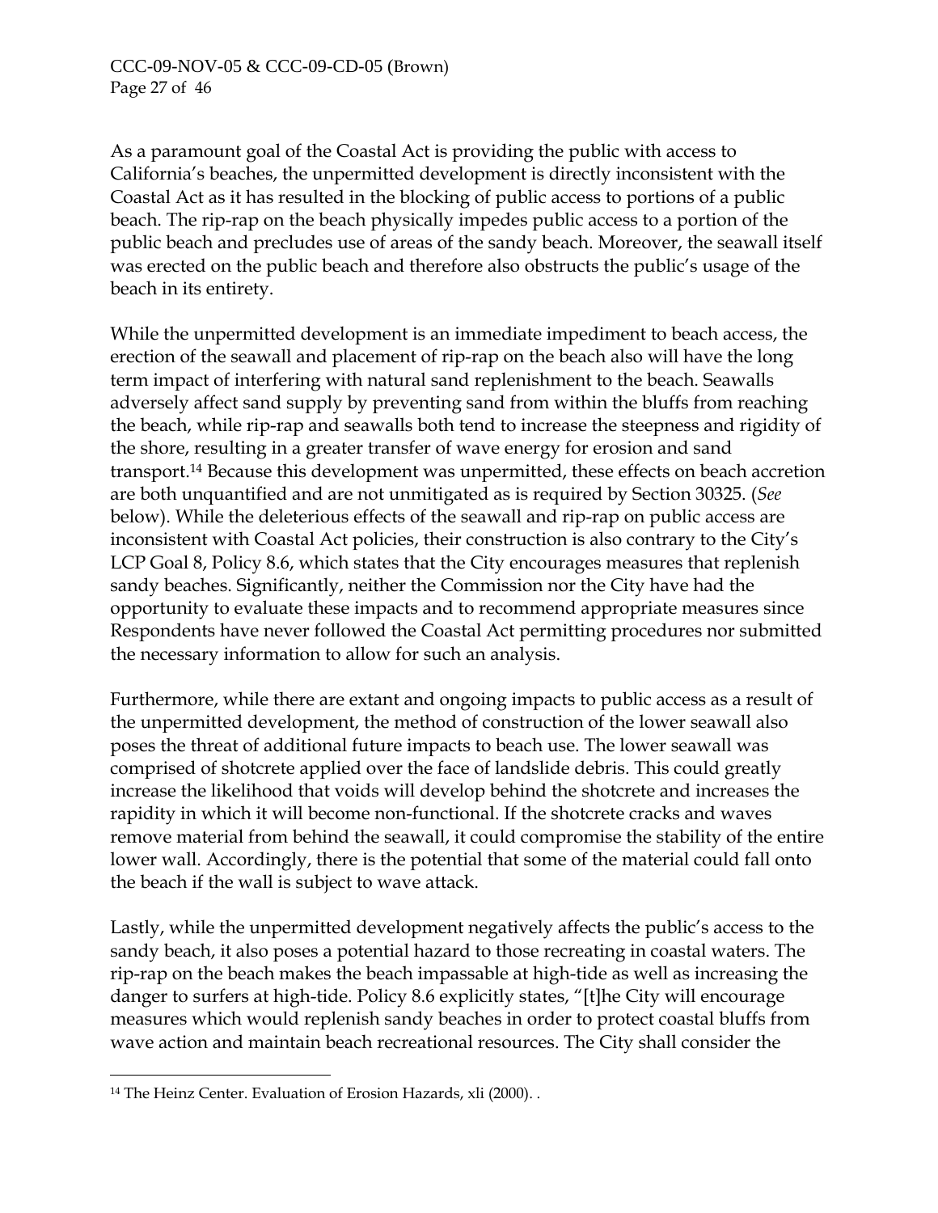As a paramount goal of the Coastal Act is providing the public with access to California's beaches, the unpermitted development is directly inconsistent with the Coastal Act as it has resulted in the blocking of public access to portions of a public beach. The rip-rap on the beach physically impedes public access to a portion of the public beach and precludes use of areas of the sandy beach. Moreover, the seawall itself was erected on the public beach and therefore also obstructs the public's usage of the beach in its entirety.

While the unpermitted development is an immediate impediment to beach access, the erection of the seawall and placement of rip-rap on the beach also will have the long term impact of interfering with natural sand replenishment to the beach. Seawalls adversely affect sand supply by preventing sand from within the bluffs from reaching the beach, while rip-rap and seawalls both tend to increase the steepness and rigidity of the shore, resulting in a greater transfer of wave energy for erosion and sand transport.[14] Because this development was unpermitted, these effects on beach accretion are both unquantified and are not unmitigated as is required by Section 30325. (*See* below). While the deleterious effects of the seawall and rip-rap on public access are inconsistent with Coastal Act policies, their construction is also contrary to the City's LCP Goal 8, Policy 8.6, which states that the City encourages measures that replenish sandy beaches. Significantly, neither the Commission nor the City have had the opportunity to evaluate these impacts and to recommend appropriate measures since Respondents have never followed the Coastal Act permitting procedures nor submitted the necessary information to allow for such an analysis.

Furthermore, while there are extant and ongoing impacts to public access as a result of the unpermitted development, the method of construction of the lower seawall also poses the threat of additional future impacts to beach use. The lower seawall was comprised of shotcrete applied over the face of landslide debris. This could greatly increase the likelihood that voids will develop behind the shotcrete and increases the rapidity in which it will become non-functional. If the shotcrete cracks and waves remove material from behind the seawall, it could compromise the stability of the entire lower wall. Accordingly, there is the potential that some of the material could fall onto the beach if the wall is subject to wave attack.

Lastly, while the unpermitted development negatively affects the public's access to the sandy beach, it also poses a potential hazard to those recreating in coastal waters. The rip-rap on the beach makes the beach impassable at high-tide as well as increasing the danger to surfers at high-tide. Policy 8.6 explicitly states, "[t]he City will encourage measures which would replenish sandy beaches in order to protect coastal bluffs from wave action and maintain beach recreational resources. The City shall consider the

---

[14] The Heinz Center. Evaluation of Erosion Hazards, xli (2000). .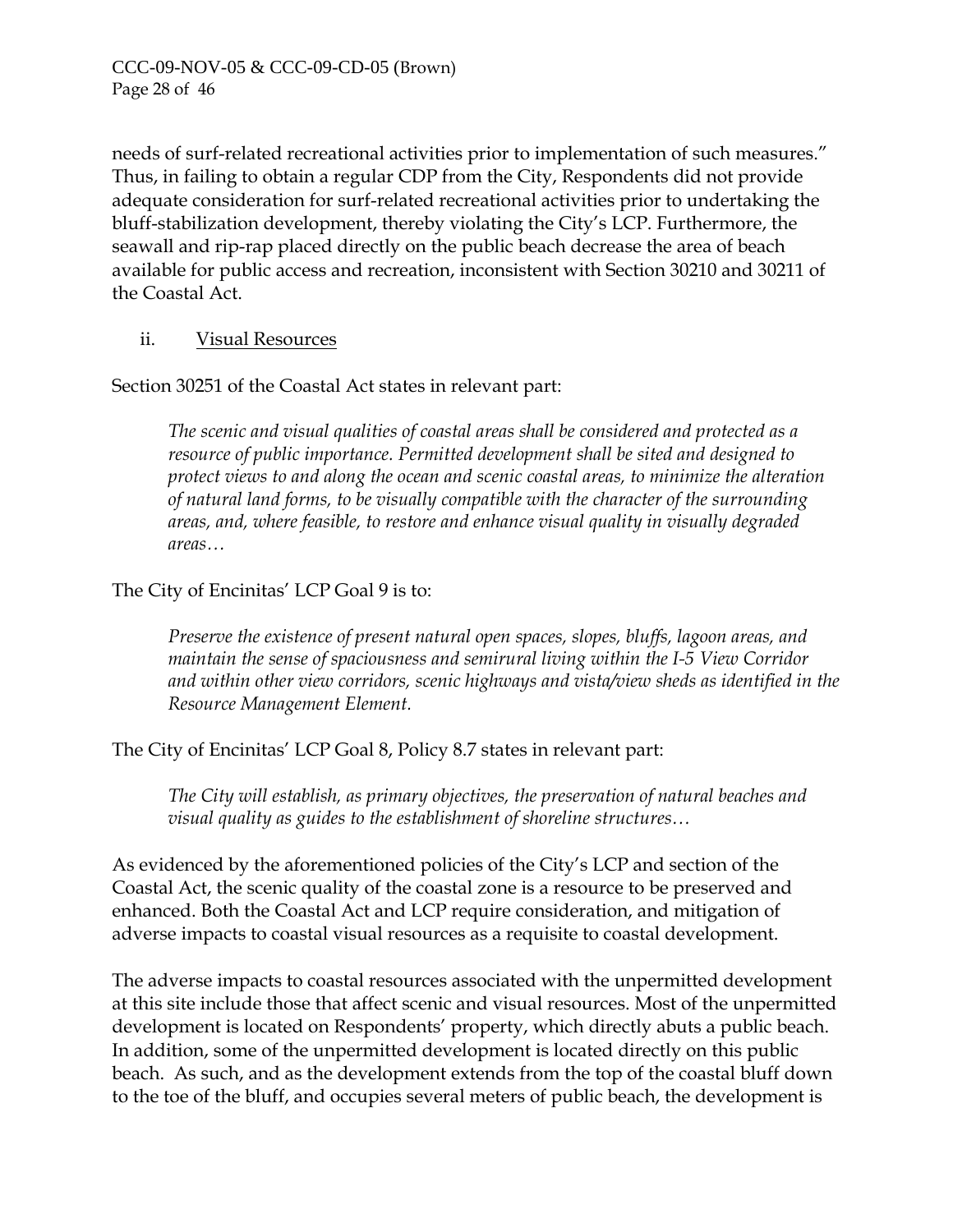needs of surf-related recreational activities prior to implementation of such measures." Thus, in failing to obtain a regular CDP from the City, Respondents did not provide adequate consideration for surf-related recreational activities prior to undertaking the bluff-stabilization development, thereby violating the City's LCP. Furthermore, the seawall and rip-rap placed directly on the public beach decrease the area of beach available for public access and recreation, inconsistent with Section 30210 and 30211 of the Coastal Act.

ii. <u>Visual Resources</u>

Section 30251 of the Coastal Act states in relevant part:

> *The scenic and visual qualities of coastal areas shall be considered and protected as a resource of public importance. Permitted development shall be sited and designed to protect views to and along the ocean and scenic coastal areas, to minimize the alteration of natural land forms, to be visually compatible with the character of the surrounding areas, and, where feasible, to restore and enhance visual quality in visually degraded areas…*

The City of Encinitas' LCP Goal 9 is to:

> *Preserve the existence of present natural open spaces, slopes, bluffs, lagoon areas, and maintain the sense of spaciousness and semirural living within the I-5 View Corridor and within other view corridors, scenic highways and vista/view sheds as identified in the Resource Management Element.*

The City of Encinitas' LCP Goal 8, Policy 8.7 states in relevant part:

> *The City will establish, as primary objectives, the preservation of natural beaches and visual quality as guides to the establishment of shoreline structures…*

As evidenced by the aforementioned policies of the City's LCP and section of the Coastal Act, the scenic quality of the coastal zone is a resource to be preserved and enhanced. Both the Coastal Act and LCP require consideration, and mitigation of adverse impacts to coastal visual resources as a requisite to coastal development.

The adverse impacts to coastal resources associated with the unpermitted development at this site include those that affect scenic and visual resources. Most of the unpermitted development is located on Respondents' property, which directly abuts a public beach. In addition, some of the unpermitted development is located directly on this public beach. As such, and as the development extends from the top of the coastal bluff down to the toe of the bluff, and occupies several meters of public beach, the development is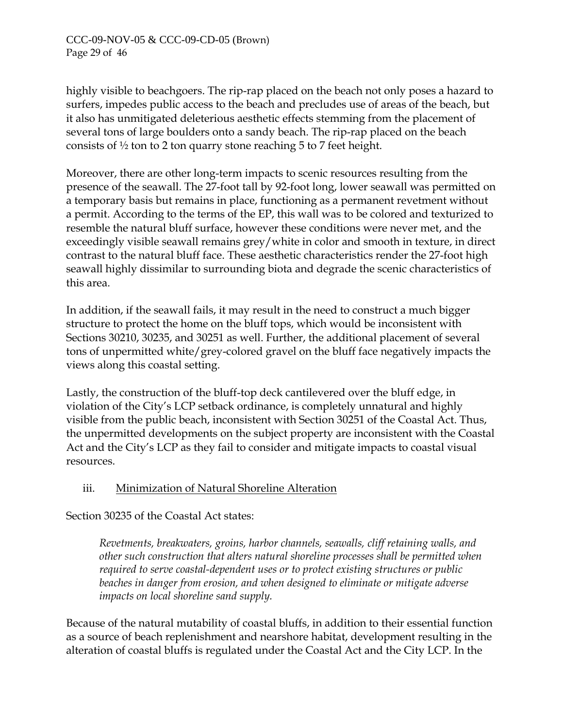highly visible to beachgoers. The rip-rap placed on the beach not only poses a hazard to surfers, impedes public access to the beach and precludes use of areas of the beach, but it also has unmitigated deleterious aesthetic effects stemming from the placement of several tons of large boulders onto a sandy beach. The rip-rap placed on the beach consists of ½ ton to 2 ton quarry stone reaching 5 to 7 feet height.

Moreover, there are other long-term impacts to scenic resources resulting from the presence of the seawall. The 27-foot tall by 92-foot long, lower seawall was permitted on a temporary basis but remains in place, functioning as a permanent revetment without a permit. According to the terms of the EP, this wall was to be colored and texturized to resemble the natural bluff surface, however these conditions were never met, and the exceedingly visible seawall remains grey/white in color and smooth in texture, in direct contrast to the natural bluff face. These aesthetic characteristics render the 27-foot high seawall highly dissimilar to surrounding biota and degrade the scenic characteristics of this area.

In addition, if the seawall fails, it may result in the need to construct a much bigger structure to protect the home on the bluff tops, which would be inconsistent with Sections 30210, 30235, and 30251 as well. Further, the additional placement of several tons of unpermitted white/grey-colored gravel on the bluff face negatively impacts the views along this coastal setting.

Lastly, the construction of the bluff-top deck cantilevered over the bluff edge, in violation of the City's LCP setback ordinance, is completely unnatural and highly visible from the public beach, inconsistent with Section 30251 of the Coastal Act. Thus, the unpermitted developments on the subject property are inconsistent with the Coastal Act and the City's LCP as they fail to consider and mitigate impacts to coastal visual resources.

iii. Minimization of Natural Shoreline Alteration

Section 30235 of the Coastal Act states:

> *Revetments, breakwaters, groins, harbor channels, seawalls, cliff retaining walls, and other such construction that alters natural shoreline processes shall be permitted when required to serve coastal-dependent uses or to protect existing structures or public beaches in danger from erosion, and when designed to eliminate or mitigate adverse impacts on local shoreline sand supply.*

Because of the natural mutability of coastal bluffs, in addition to their essential function as a source of beach replenishment and nearshore habitat, development resulting in the alteration of coastal bluffs is regulated under the Coastal Act and the City LCP. In the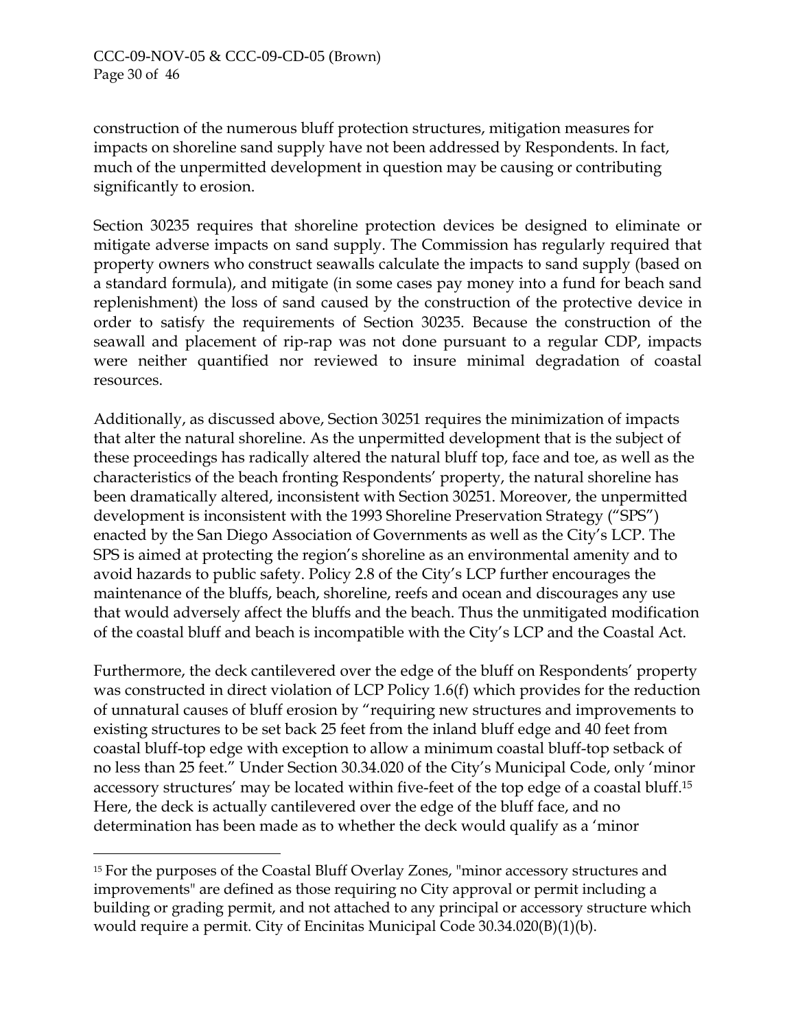construction of the numerous bluff protection structures, mitigation measures for impacts on shoreline sand supply have not been addressed by Respondents. In fact, much of the unpermitted development in question may be causing or contributing significantly to erosion.

Section 30235 requires that shoreline protection devices be designed to eliminate or mitigate adverse impacts on sand supply. The Commission has regularly required that property owners who construct seawalls calculate the impacts to sand supply (based on a standard formula), and mitigate (in some cases pay money into a fund for beach sand replenishment) the loss of sand caused by the construction of the protective device in order to satisfy the requirements of Section 30235. Because the construction of the seawall and placement of rip-rap was not done pursuant to a regular CDP, impacts were neither quantified nor reviewed to insure minimal degradation of coastal resources.

Additionally, as discussed above, Section 30251 requires the minimization of impacts that alter the natural shoreline. As the unpermitted development that is the subject of these proceedings has radically altered the natural bluff top, face and toe, as well as the characteristics of the beach fronting Respondents' property, the natural shoreline has been dramatically altered, inconsistent with Section 30251. Moreover, the unpermitted development is inconsistent with the 1993 Shoreline Preservation Strategy ("SPS") enacted by the San Diego Association of Governments as well as the City's LCP. The SPS is aimed at protecting the region's shoreline as an environmental amenity and to avoid hazards to public safety. Policy 2.8 of the City's LCP further encourages the maintenance of the bluffs, beach, shoreline, reefs and ocean and discourages any use that would adversely affect the bluffs and the beach. Thus the unmitigated modification of the coastal bluff and beach is incompatible with the City's LCP and the Coastal Act.

Furthermore, the deck cantilevered over the edge of the bluff on Respondents' property was constructed in direct violation of LCP Policy 1.6(f) which provides for the reduction of unnatural causes of bluff erosion by "requiring new structures and improvements to existing structures to be set back 25 feet from the inland bluff edge and 40 feet from coastal bluff-top edge with exception to allow a minimum coastal bluff-top setback of no less than 25 feet." Under Section 30.34.020 of the City's Municipal Code, only 'minor accessory structures' may be located within five-feet of the top edge of a coastal bluff.[15] Here, the deck is actually cantilevered over the edge of the bluff face, and no determination has been made as to whether the deck would qualify as a 'minor

[15] For the purposes of the Coastal Bluff Overlay Zones, "minor accessory structures and improvements" are defined as those requiring no City approval or permit including a building or grading permit, and not attached to any principal or accessory structure which would require a permit. City of Encinitas Municipal Code 30.34.020(B)(1)(b).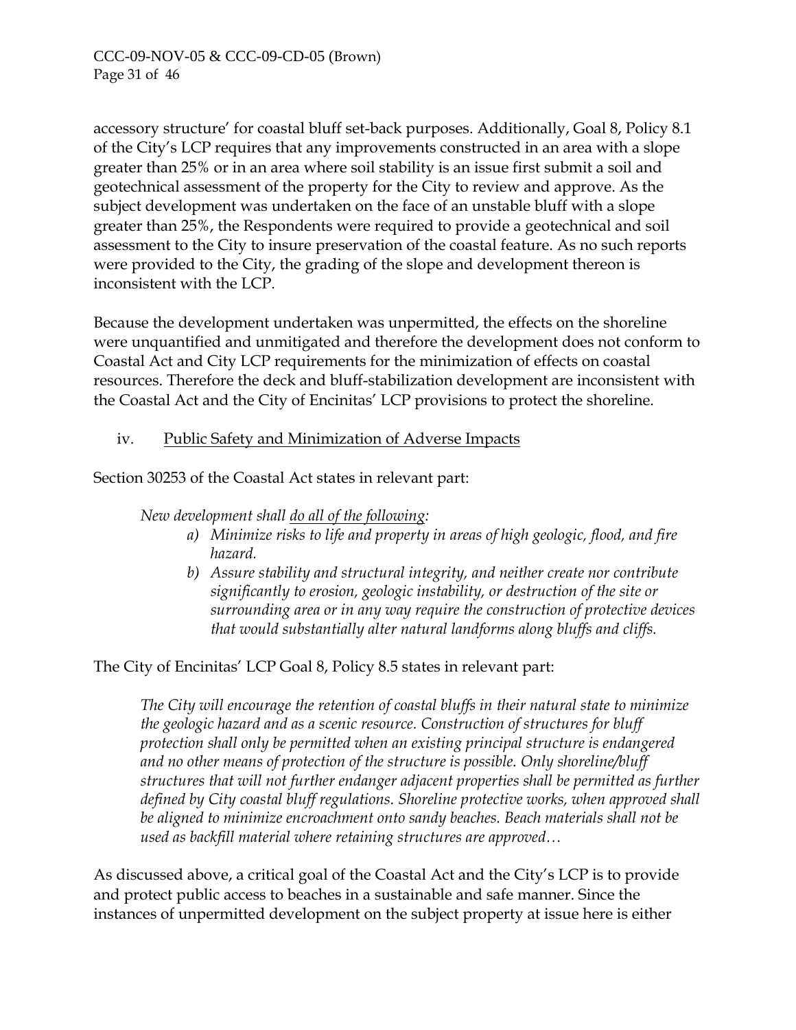accessory structure' for coastal bluff set-back purposes. Additionally, Goal 8, Policy 8.1 of the City's LCP requires that any improvements constructed in an area with a slope greater than 25% or in an area where soil stability is an issue first submit a soil and geotechnical assessment of the property for the City to review and approve. As the subject development was undertaken on the face of an unstable bluff with a slope greater than 25%, the Respondents were required to provide a geotechnical and soil assessment to the City to insure preservation of the coastal feature. As no such reports were provided to the City, the grading of the slope and development thereon is inconsistent with the LCP.

Because the development undertaken was unpermitted, the effects on the shoreline were unquantified and unmitigated and therefore the development does not conform to Coastal Act and City LCP requirements for the minimization of effects on coastal resources. Therefore the deck and bluff-stabilization development are inconsistent with the Coastal Act and the City of Encinitas' LCP provisions to protect the shoreline.

iv. <u>Public Safety and Minimization of Adverse Impacts</u>

Section 30253 of the Coastal Act states in relevant part:

> *New development shall <u>do all of the following</u>:*
>
> *a) Minimize risks to life and property in areas of high geologic, flood, and fire hazard.*
>
> *b) Assure stability and structural integrity, and neither create nor contribute significantly to erosion, geologic instability, or destruction of the site or surrounding area or in any way require the construction of protective devices that would substantially alter natural landforms along bluffs and cliffs.*

The City of Encinitas' LCP Goal 8, Policy 8.5 states in relevant part:

> *The City will encourage the retention of coastal bluffs in their natural state to minimize the geologic hazard and as a scenic resource. Construction of structures for bluff protection shall only be permitted when an existing principal structure is endangered and no other means of protection of the structure is possible. Only shoreline/bluff structures that will not further endanger adjacent properties shall be permitted as further defined by City coastal bluff regulations. Shoreline protective works, when approved shall be aligned to minimize encroachment onto sandy beaches. Beach materials shall not be used as backfill material where retaining structures are approved…*

As discussed above, a critical goal of the Coastal Act and the City's LCP is to provide and protect public access to beaches in a sustainable and safe manner. Since the instances of unpermitted development on the subject property at issue here is either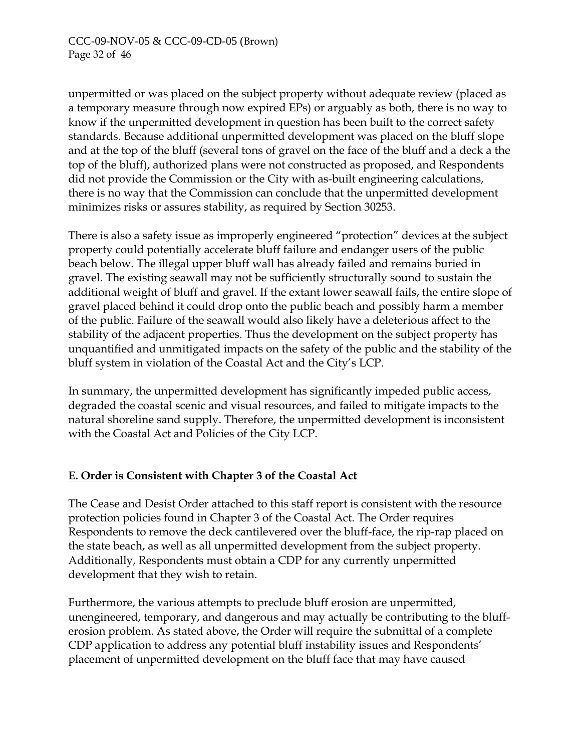unpermitted or was placed on the subject property without adequate review (placed as a temporary measure through now expired EPs) or arguably as both, there is no way to know if the unpermitted development in question has been built to the correct safety standards. Because additional unpermitted development was placed on the bluff slope and at the top of the bluff (several tons of gravel on the face of the bluff and a deck a the top of the bluff), authorized plans were not constructed as proposed, and Respondents did not provide the Commission or the City with as-built engineering calculations, there is no way that the Commission can conclude that the unpermitted development minimizes risks or assures stability, as required by Section 30253.

There is also a safety issue as improperly engineered "protection" devices at the subject property could potentially accelerate bluff failure and endanger users of the public beach below. The illegal upper bluff wall has already failed and remains buried in gravel. The existing seawall may not be sufficiently structurally sound to sustain the additional weight of bluff and gravel. If the extant lower seawall fails, the entire slope of gravel placed behind it could drop onto the public beach and possibly harm a member of the public. Failure of the seawall would also likely have a deleterious affect to the stability of the adjacent properties. Thus the development on the subject property has unquantified and unmitigated impacts on the safety of the public and the stability of the bluff system in violation of the Coastal Act and the City's LCP.

In summary, the unpermitted development has significantly impeded public access, degraded the coastal scenic and visual resources, and failed to mitigate impacts to the natural shoreline sand supply. Therefore, the unpermitted development is inconsistent with the Coastal Act and Policies of the City LCP.

## E. Order is Consistent with Chapter 3 of the Coastal Act

The Cease and Desist Order attached to this staff report is consistent with the resource protection policies found in Chapter 3 of the Coastal Act. The Order requires Respondents to remove the deck cantilevered over the bluff-face, the rip-rap placed on the state beach, as well as all unpermitted development from the subject property. Additionally, Respondents must obtain a CDP for any currently unpermitted development that they wish to retain.

Furthermore, the various attempts to preclude bluff erosion are unpermitted, unengineered, temporary, and dangerous and may actually be contributing to the bluff-erosion problem. As stated above, the Order will require the submittal of a complete CDP application to address any potential bluff instability issues and Respondents' placement of unpermitted development on the bluff face that may have caused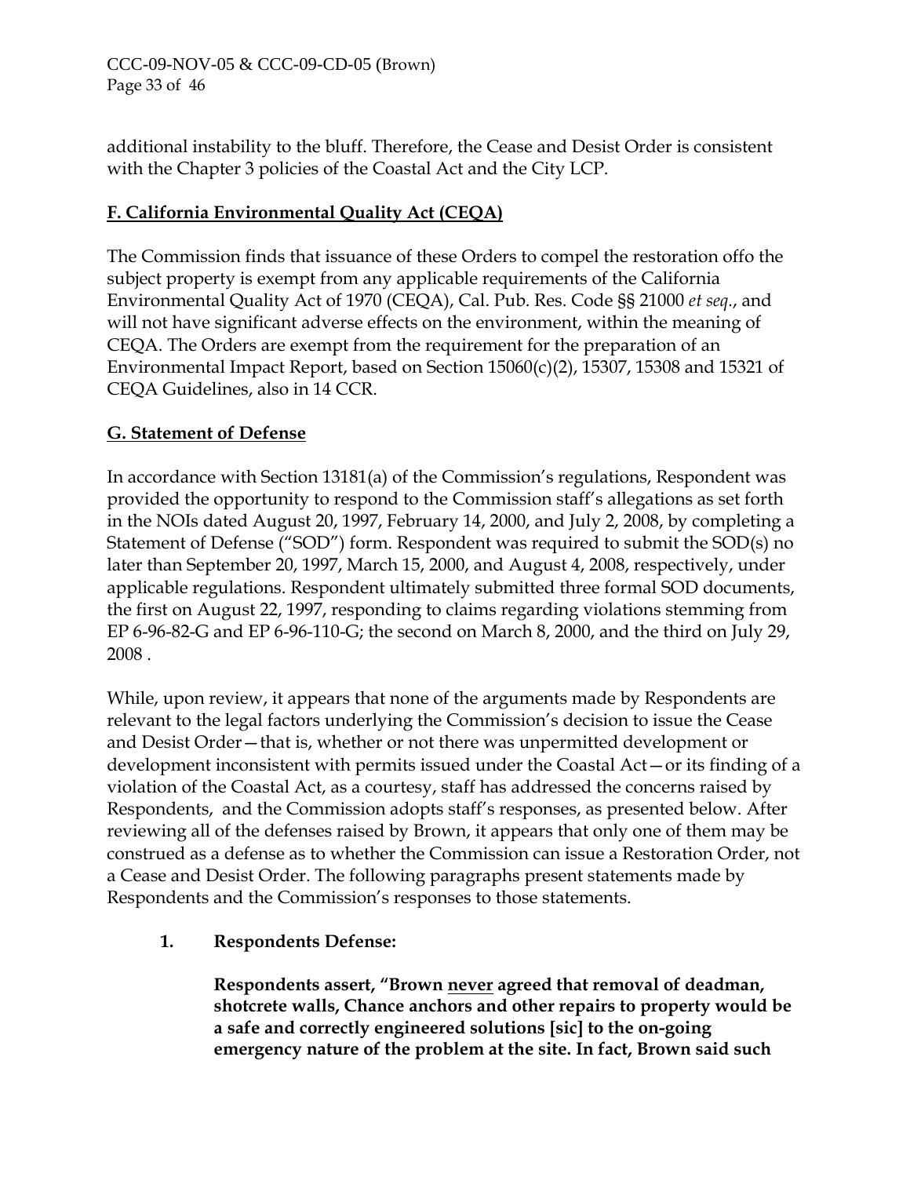additional instability to the bluff. Therefore, the Cease and Desist Order is consistent with the Chapter 3 policies of the Coastal Act and the City LCP.

## F. California Environmental Quality Act (CEQA)

The Commission finds that issuance of these Orders to compel the restoration offo the subject property is exempt from any applicable requirements of the California Environmental Quality Act of 1970 (CEQA), Cal. Pub. Res. Code §§ 21000 *et seq*., and will not have significant adverse effects on the environment, within the meaning of CEQA. The Orders are exempt from the requirement for the preparation of an Environmental Impact Report, based on Section 15060(c)(2), 15307, 15308 and 15321 of CEQA Guidelines, also in 14 CCR.

## G. Statement of Defense

In accordance with Section 13181(a) of the Commission's regulations, Respondent was provided the opportunity to respond to the Commission staff's allegations as set forth in the NOIs dated August 20, 1997, February 14, 2000, and July 2, 2008, by completing a Statement of Defense ("SOD") form. Respondent was required to submit the SOD(s) no later than September 20, 1997, March 15, 2000, and August 4, 2008, respectively, under applicable regulations. Respondent ultimately submitted three formal SOD documents, the first on August 22, 1997, responding to claims regarding violations stemming from EP 6-96-82-G and EP 6-96-110-G; the second on March 8, 2000, and the third on July 29, 2008 .

While, upon review, it appears that none of the arguments made by Respondents are relevant to the legal factors underlying the Commission's decision to issue the Cease and Desist Order—that is, whether or not there was unpermitted development or development inconsistent with permits issued under the Coastal Act—or its finding of a violation of the Coastal Act, as a courtesy, staff has addressed the concerns raised by Respondents, and the Commission adopts staff's responses, as presented below. After reviewing all of the defenses raised by Brown, it appears that only one of them may be construed as a defense as to whether the Commission can issue a Restoration Order, not a Cease and Desist Order. The following paragraphs present statements made by Respondents and the Commission's responses to those statements.

1. **Respondents Defense:**

   **Respondents assert, "Brown <u>never</u> agreed that removal of deadman, shotcrete walls, Chance anchors and other repairs to property would be a safe and correctly engineered solutions [sic] to the on-going emergency nature of the problem at the site. In fact, Brown said such**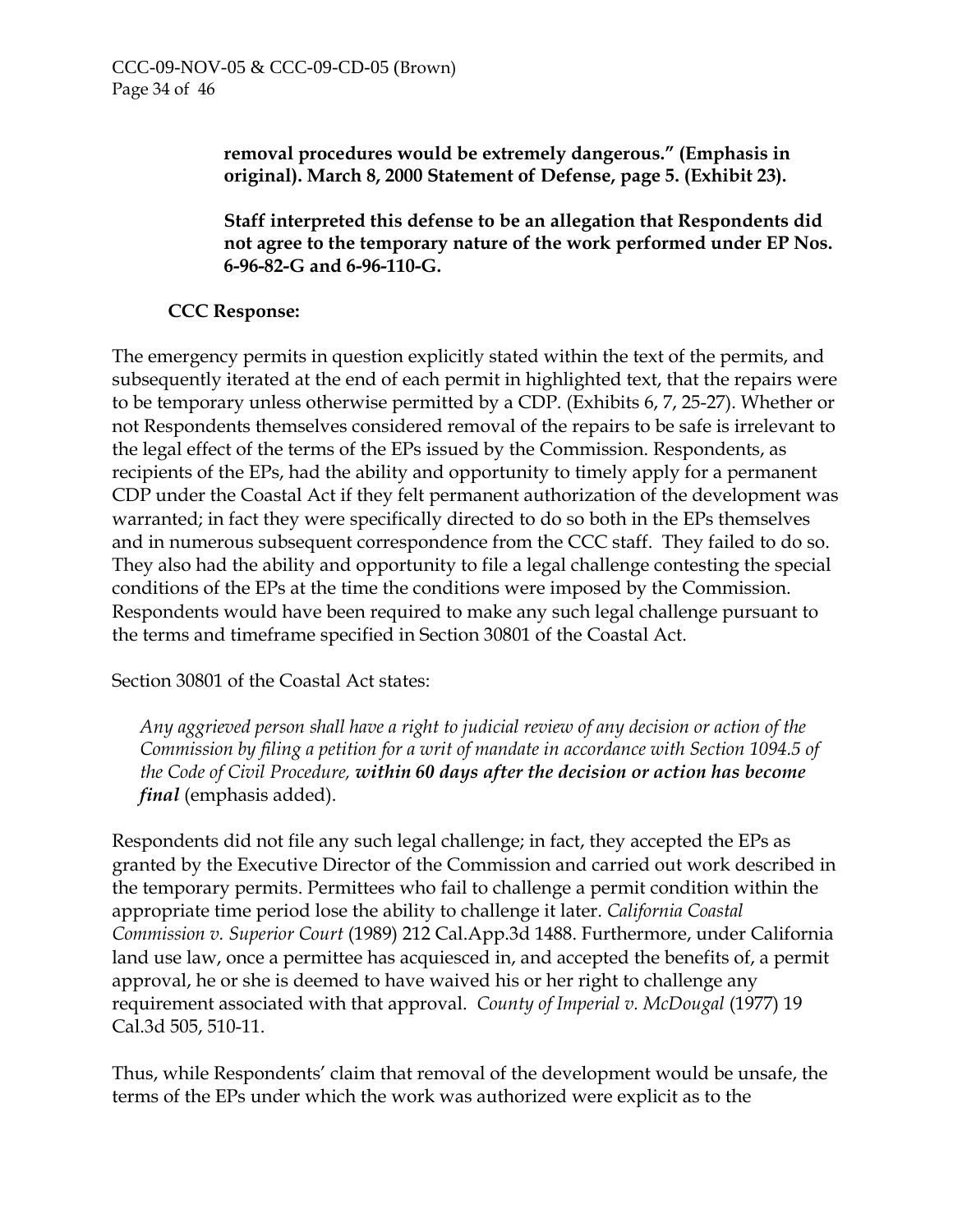> **removal procedures would be extremely dangerous." (Emphasis in original). March 8, 2000 Statement of Defense, page 5. (Exhibit 23).**
>
> **Staff interpreted this defense to be an allegation that Respondents did not agree to the temporary nature of the work performed under EP Nos. 6-96-82-G and 6-96-110-G.**

**CCC Response:**

The emergency permits in question explicitly stated within the text of the permits, and subsequently iterated at the end of each permit in highlighted text, that the repairs were to be temporary unless otherwise permitted by a CDP. (Exhibits 6, 7, 25-27). Whether or not Respondents themselves considered removal of the repairs to be safe is irrelevant to the legal effect of the terms of the EPs issued by the Commission. Respondents, as recipients of the EPs, had the ability and opportunity to timely apply for a permanent CDP under the Coastal Act if they felt permanent authorization of the development was warranted; in fact they were specifically directed to do so both in the EPs themselves and in numerous subsequent correspondence from the CCC staff. They failed to do so. They also had the ability and opportunity to file a legal challenge contesting the special conditions of the EPs at the time the conditions were imposed by the Commission. Respondents would have been required to make any such legal challenge pursuant to the terms and timeframe specified in Section 30801 of the Coastal Act.

Section 30801 of the Coastal Act states:

> *Any aggrieved person shall have a right to judicial review of any decision or action of the Commission by filing a petition for a writ of mandate in accordance with Section 1094.5 of the Code of Civil Procedure, **within 60 days after the decision or action has become final*** (emphasis added).

Respondents did not file any such legal challenge; in fact, they accepted the EPs as granted by the Executive Director of the Commission and carried out work described in the temporary permits. Permittees who fail to challenge a permit condition within the appropriate time period lose the ability to challenge it later. *California Coastal Commission v. Superior Court* (1989) 212 Cal.App.3d 1488. Furthermore, under California land use law, once a permittee has acquiesced in, and accepted the benefits of, a permit approval, he or she is deemed to have waived his or her right to challenge any requirement associated with that approval. *County of Imperial v. McDougal* (1977) 19 Cal.3d 505, 510-11.

Thus, while Respondents' claim that removal of the development would be unsafe, the terms of the EPs under which the work was authorized were explicit as to the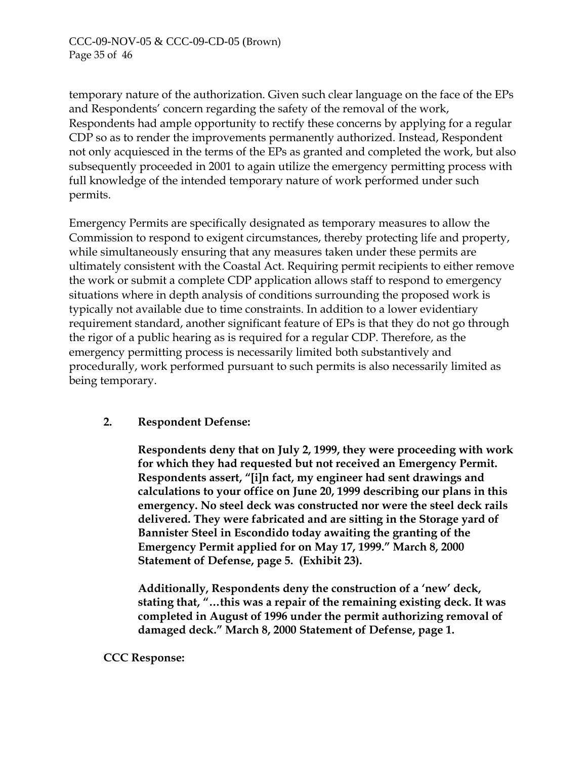temporary nature of the authorization. Given such clear language on the face of the EPs and Respondents' concern regarding the safety of the removal of the work, Respondents had ample opportunity to rectify these concerns by applying for a regular CDP so as to render the improvements permanently authorized. Instead, Respondent not only acquiesced in the terms of the EPs as granted and completed the work, but also subsequently proceeded in 2001 to again utilize the emergency permitting process with full knowledge of the intended temporary nature of work performed under such permits.

Emergency Permits are specifically designated as temporary measures to allow the Commission to respond to exigent circumstances, thereby protecting life and property, while simultaneously ensuring that any measures taken under these permits are ultimately consistent with the Coastal Act. Requiring permit recipients to either remove the work or submit a complete CDP application allows staff to respond to emergency situations where in depth analysis of conditions surrounding the proposed work is typically not available due to time constraints. In addition to a lower evidentiary requirement standard, another significant feature of EPs is that they do not go through the rigor of a public hearing as is required for a regular CDP. Therefore, as the emergency permitting process is necessarily limited both substantively and procedurally, work performed pursuant to such permits is also necessarily limited as being temporary.

**2. Respondent Defense:**

**Respondents deny that on July 2, 1999, they were proceeding with work for which they had requested but not received an Emergency Permit. Respondents assert, "[i]n fact, my engineer had sent drawings and calculations to your office on June 20, 1999 describing our plans in this emergency. No steel deck was constructed nor were the steel deck rails delivered. They were fabricated and are sitting in the Storage yard of Bannister Steel in Escondido today awaiting the granting of the Emergency Permit applied for on May 17, 1999." March 8, 2000 Statement of Defense, page 5. (Exhibit 23).**

**Additionally, Respondents deny the construction of a 'new' deck, stating that, "…this was a repair of the remaining existing deck. It was completed in August of 1996 under the permit authorizing removal of damaged deck." March 8, 2000 Statement of Defense, page 1.**

**CCC Response:**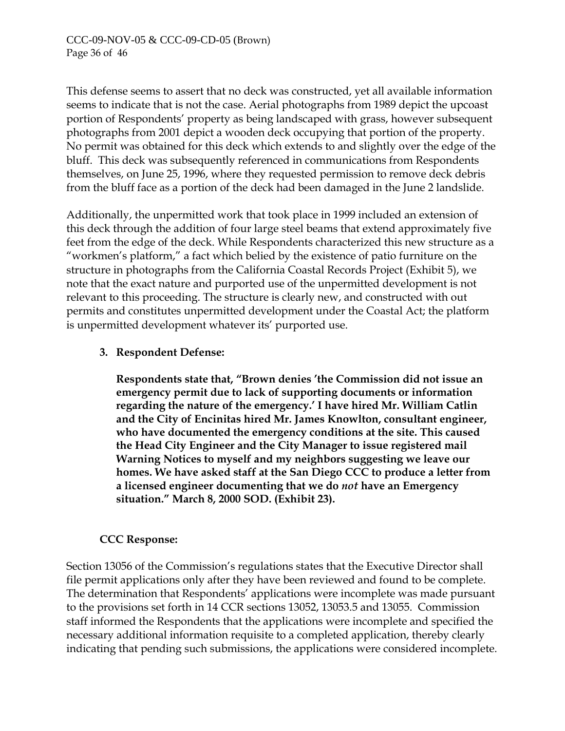This defense seems to assert that no deck was constructed, yet all available information seems to indicate that is not the case. Aerial photographs from 1989 depict the upcoast portion of Respondents' property as being landscaped with grass, however subsequent photographs from 2001 depict a wooden deck occupying that portion of the property. No permit was obtained for this deck which extends to and slightly over the edge of the bluff. This deck was subsequently referenced in communications from Respondents themselves, on June 25, 1996, where they requested permission to remove deck debris from the bluff face as a portion of the deck had been damaged in the June 2 landslide.

Additionally, the unpermitted work that took place in 1999 included an extension of this deck through the addition of four large steel beams that extend approximately five feet from the edge of the deck. While Respondents characterized this new structure as a "workmen's platform," a fact which belied by the existence of patio furniture on the structure in photographs from the California Coastal Records Project (Exhibit 5), we note that the exact nature and purported use of the unpermitted development is not relevant to this proceeding. The structure is clearly new, and constructed with out permits and constitutes unpermitted development under the Coastal Act; the platform is unpermitted development whatever its' purported use.

3. **Respondent Defense:**

   **Respondents state that, "Brown denies 'the Commission did not issue an emergency permit due to lack of supporting documents or information regarding the nature of the emergency.' I have hired Mr. William Catlin and the City of Encinitas hired Mr. James Knowlton, consultant engineer, who have documented the emergency conditions at the site. This caused the Head City Engineer and the City Manager to issue registered mail Warning Notices to myself and my neighbors suggesting we leave our homes. We have asked staff at the San Diego CCC to produce a letter from a licensed engineer documenting that we do *not* have an Emergency situation." March 8, 2000 SOD. (Exhibit 23).**

**CCC Response:**

Section 13056 of the Commission's regulations states that the Executive Director shall file permit applications only after they have been reviewed and found to be complete. The determination that Respondents' applications were incomplete was made pursuant to the provisions set forth in 14 CCR sections 13052, 13053.5 and 13055. Commission staff informed the Respondents that the applications were incomplete and specified the necessary additional information requisite to a completed application, thereby clearly indicating that pending such submissions, the applications were considered incomplete.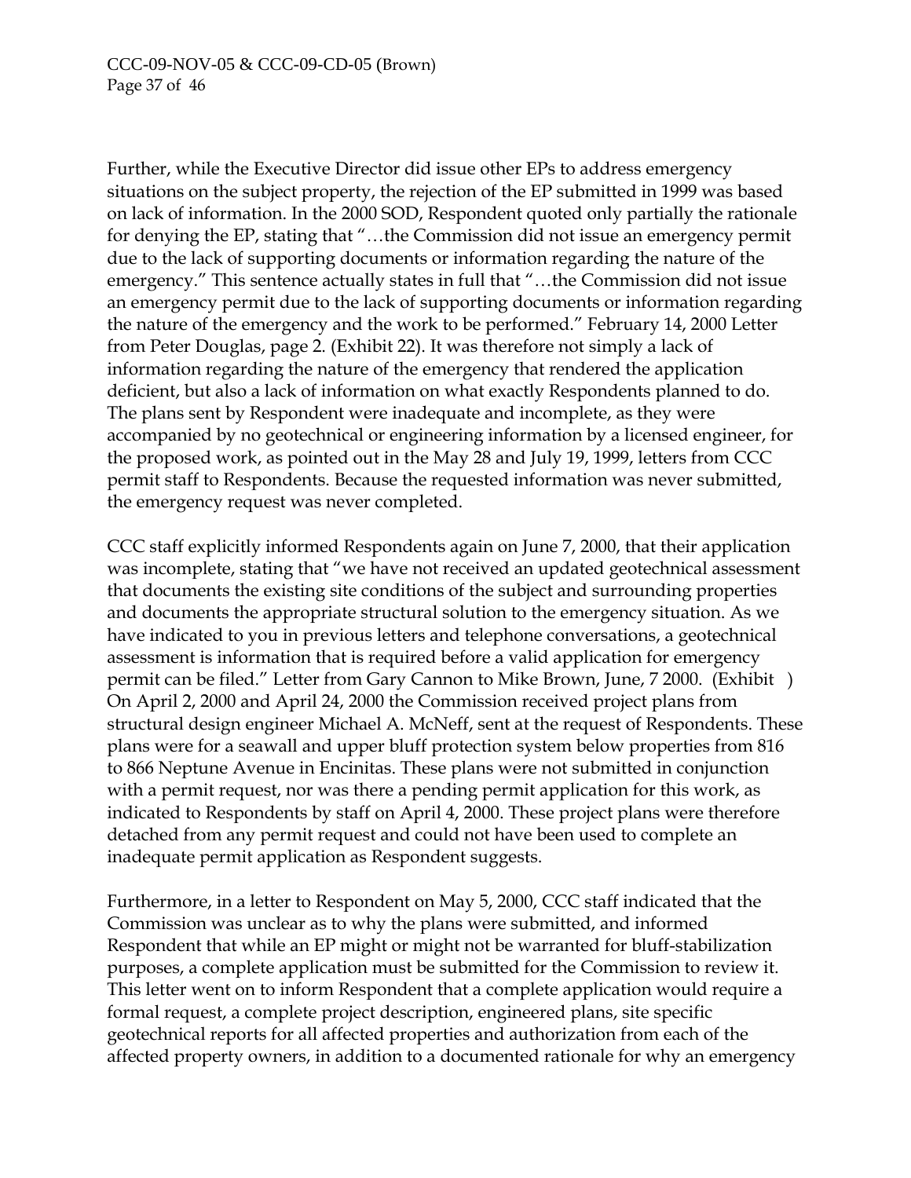Further, while the Executive Director did issue other EPs to address emergency situations on the subject property, the rejection of the EP submitted in 1999 was based on lack of information. In the 2000 SOD, Respondent quoted only partially the rationale for denying the EP, stating that "…the Commission did not issue an emergency permit due to the lack of supporting documents or information regarding the nature of the emergency." This sentence actually states in full that "…the Commission did not issue an emergency permit due to the lack of supporting documents or information regarding the nature of the emergency and the work to be performed." February 14, 2000 Letter from Peter Douglas, page 2. (Exhibit 22). It was therefore not simply a lack of information regarding the nature of the emergency that rendered the application deficient, but also a lack of information on what exactly Respondents planned to do. The plans sent by Respondent were inadequate and incomplete, as they were accompanied by no geotechnical or engineering information by a licensed engineer, for the proposed work, as pointed out in the May 28 and July 19, 1999, letters from CCC permit staff to Respondents. Because the requested information was never submitted, the emergency request was never completed.

CCC staff explicitly informed Respondents again on June 7, 2000, that their application was incomplete, stating that "we have not received an updated geotechnical assessment that documents the existing site conditions of the subject and surrounding properties and documents the appropriate structural solution to the emergency situation. As we have indicated to you in previous letters and telephone conversations, a geotechnical assessment is information that is required before a valid application for emergency permit can be filed." Letter from Gary Cannon to Mike Brown, June, 7 2000. (Exhibit ) On April 2, 2000 and April 24, 2000 the Commission received project plans from structural design engineer Michael A. McNeff, sent at the request of Respondents. These plans were for a seawall and upper bluff protection system below properties from 816 to 866 Neptune Avenue in Encinitas. These plans were not submitted in conjunction with a permit request, nor was there a pending permit application for this work, as indicated to Respondents by staff on April 4, 2000. These project plans were therefore detached from any permit request and could not have been used to complete an inadequate permit application as Respondent suggests.

Furthermore, in a letter to Respondent on May 5, 2000, CCC staff indicated that the Commission was unclear as to why the plans were submitted, and informed Respondent that while an EP might or might not be warranted for bluff-stabilization purposes, a complete application must be submitted for the Commission to review it. This letter went on to inform Respondent that a complete application would require a formal request, a complete project description, engineered plans, site specific geotechnical reports for all affected properties and authorization from each of the affected property owners, in addition to a documented rationale for why an emergency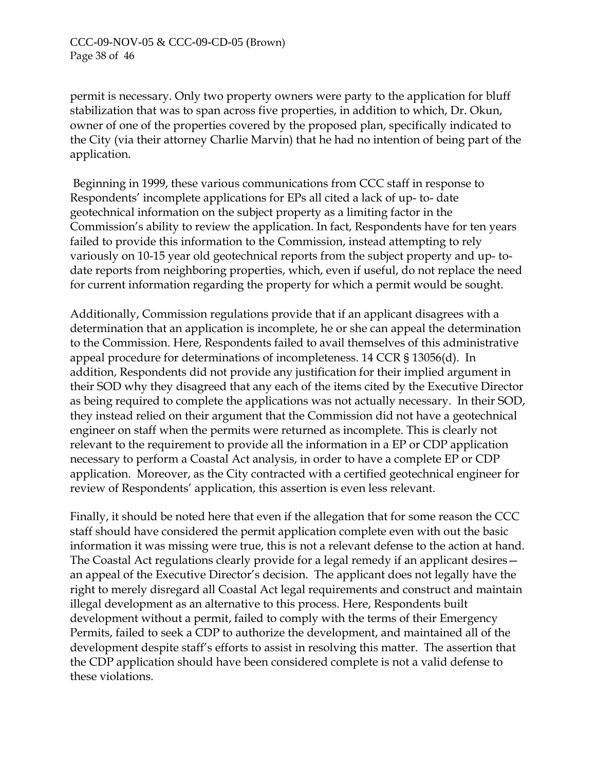permit is necessary. Only two property owners were party to the application for bluff stabilization that was to span across five properties, in addition to which, Dr. Okun, owner of one of the properties covered by the proposed plan, specifically indicated to the City (via their attorney Charlie Marvin) that he had no intention of being part of the application.

Beginning in 1999, these various communications from CCC staff in response to Respondents' incomplete applications for EPs all cited a lack of up- to- date geotechnical information on the subject property as a limiting factor in the Commission's ability to review the application. In fact, Respondents have for ten years failed to provide this information to the Commission, instead attempting to rely variously on 10-15 year old geotechnical reports from the subject property and up- to-date reports from neighboring properties, which, even if useful, do not replace the need for current information regarding the property for which a permit would be sought.

Additionally, Commission regulations provide that if an applicant disagrees with a determination that an application is incomplete, he or she can appeal the determination to the Commission. Here, Respondents failed to avail themselves of this administrative appeal procedure for determinations of incompleteness. 14 CCR § 13056(d). In addition, Respondents did not provide any justification for their implied argument in their SOD why they disagreed that any each of the items cited by the Executive Director as being required to complete the applications was not actually necessary. In their SOD, they instead relied on their argument that the Commission did not have a geotechnical engineer on staff when the permits were returned as incomplete. This is clearly not relevant to the requirement to provide all the information in a EP or CDP application necessary to perform a Coastal Act analysis, in order to have a complete EP or CDP application. Moreover, as the City contracted with a certified geotechnical engineer for review of Respondents' application, this assertion is even less relevant.

Finally, it should be noted here that even if the allegation that for some reason the CCC staff should have considered the permit application complete even with out the basic information it was missing were true, this is not a relevant defense to the action at hand. The Coastal Act regulations clearly provide for a legal remedy if an applicant desires—an appeal of the Executive Director's decision. The applicant does not legally have the right to merely disregard all Coastal Act legal requirements and construct and maintain illegal development as an alternative to this process. Here, Respondents built development without a permit, failed to comply with the terms of their Emergency Permits, failed to seek a CDP to authorize the development, and maintained all of the development despite staff's efforts to assist in resolving this matter. The assertion that the CDP application should have been considered complete is not a valid defense to these violations.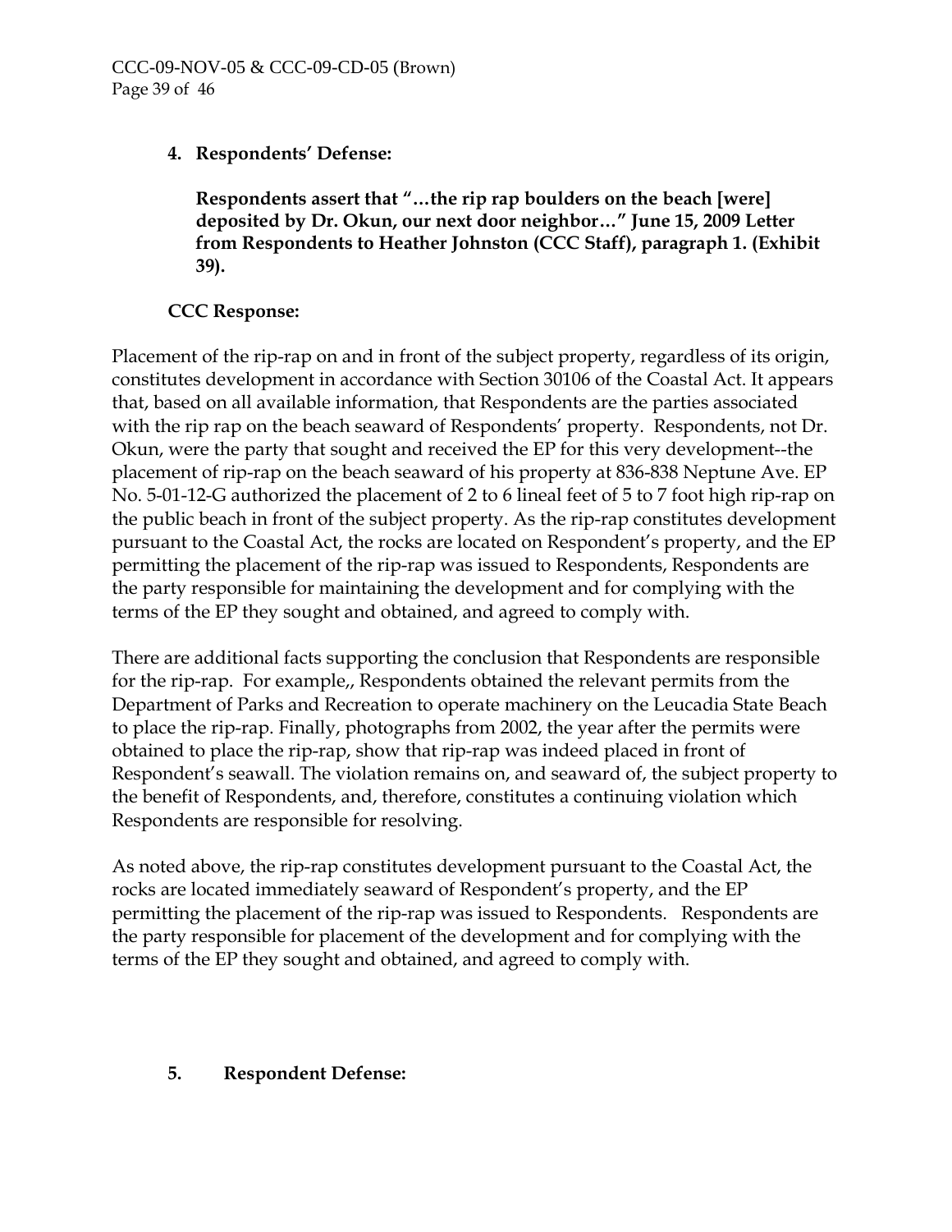**4. Respondents' Defense:**

**Respondents assert that "…the rip rap boulders on the beach [were] deposited by Dr. Okun, our next door neighbor…" June 15, 2009 Letter from Respondents to Heather Johnston (CCC Staff), paragraph 1. (Exhibit 39).**

**CCC Response:**

Placement of the rip-rap on and in front of the subject property, regardless of its origin, constitutes development in accordance with Section 30106 of the Coastal Act. It appears that, based on all available information, that Respondents are the parties associated with the rip rap on the beach seaward of Respondents' property. Respondents, not Dr. Okun, were the party that sought and received the EP for this very development--the placement of rip-rap on the beach seaward of his property at 836-838 Neptune Ave. EP No. 5-01-12-G authorized the placement of 2 to 6 lineal feet of 5 to 7 foot high rip-rap on the public beach in front of the subject property. As the rip-rap constitutes development pursuant to the Coastal Act, the rocks are located on Respondent's property, and the EP permitting the placement of the rip-rap was issued to Respondents, Respondents are the party responsible for maintaining the development and for complying with the terms of the EP they sought and obtained, and agreed to comply with.

There are additional facts supporting the conclusion that Respondents are responsible for the rip-rap. For example,, Respondents obtained the relevant permits from the Department of Parks and Recreation to operate machinery on the Leucadia State Beach to place the rip-rap. Finally, photographs from 2002, the year after the permits were obtained to place the rip-rap, show that rip-rap was indeed placed in front of Respondent's seawall. The violation remains on, and seaward of, the subject property to the benefit of Respondents, and, therefore, constitutes a continuing violation which Respondents are responsible for resolving.

As noted above, the rip-rap constitutes development pursuant to the Coastal Act, the rocks are located immediately seaward of Respondent's property, and the EP permitting the placement of the rip-rap was issued to Respondents. Respondents are the party responsible for placement of the development and for complying with the terms of the EP they sought and obtained, and agreed to comply with.

**5. Respondent Defense:**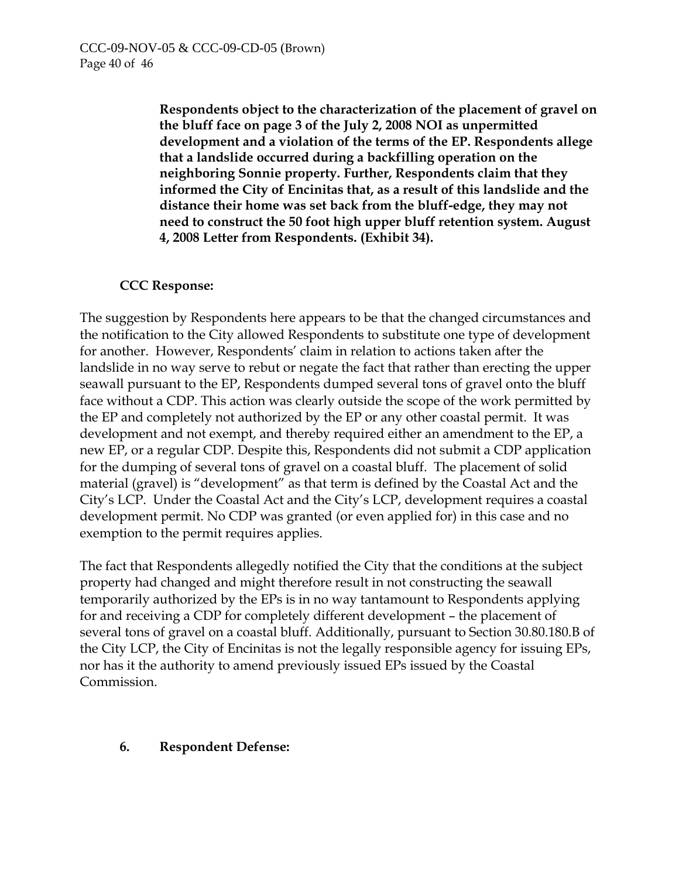**Respondents object to the characterization of the placement of gravel on the bluff face on page 3 of the July 2, 2008 NOI as unpermitted development and a violation of the terms of the EP. Respondents allege that a landslide occurred during a backfilling operation on the neighboring Sonnie property. Further, Respondents claim that they informed the City of Encinitas that, as a result of this landslide and the distance their home was set back from the bluff-edge, they may not need to construct the 50 foot high upper bluff retention system. August 4, 2008 Letter from Respondents. (Exhibit 34).**

**CCC Response:**

The suggestion by Respondents here appears to be that the changed circumstances and the notification to the City allowed Respondents to substitute one type of development for another. However, Respondents' claim in relation to actions taken after the landslide in no way serve to rebut or negate the fact that rather than erecting the upper seawall pursuant to the EP, Respondents dumped several tons of gravel onto the bluff face without a CDP. This action was clearly outside the scope of the work permitted by the EP and completely not authorized by the EP or any other coastal permit. It was development and not exempt, and thereby required either an amendment to the EP, a new EP, or a regular CDP. Despite this, Respondents did not submit a CDP application for the dumping of several tons of gravel on a coastal bluff. The placement of solid material (gravel) is "development" as that term is defined by the Coastal Act and the City's LCP. Under the Coastal Act and the City's LCP, development requires a coastal development permit. No CDP was granted (or even applied for) in this case and no exemption to the permit requires applies.

The fact that Respondents allegedly notified the City that the conditions at the subject property had changed and might therefore result in not constructing the seawall temporarily authorized by the EPs is in no way tantamount to Respondents applying for and receiving a CDP for completely different development – the placement of several tons of gravel on a coastal bluff. Additionally, pursuant to Section 30.80.180.B of the City LCP, the City of Encinitas is not the legally responsible agency for issuing EPs, nor has it the authority to amend previously issued EPs issued by the Coastal Commission.

**6. Respondent Defense:**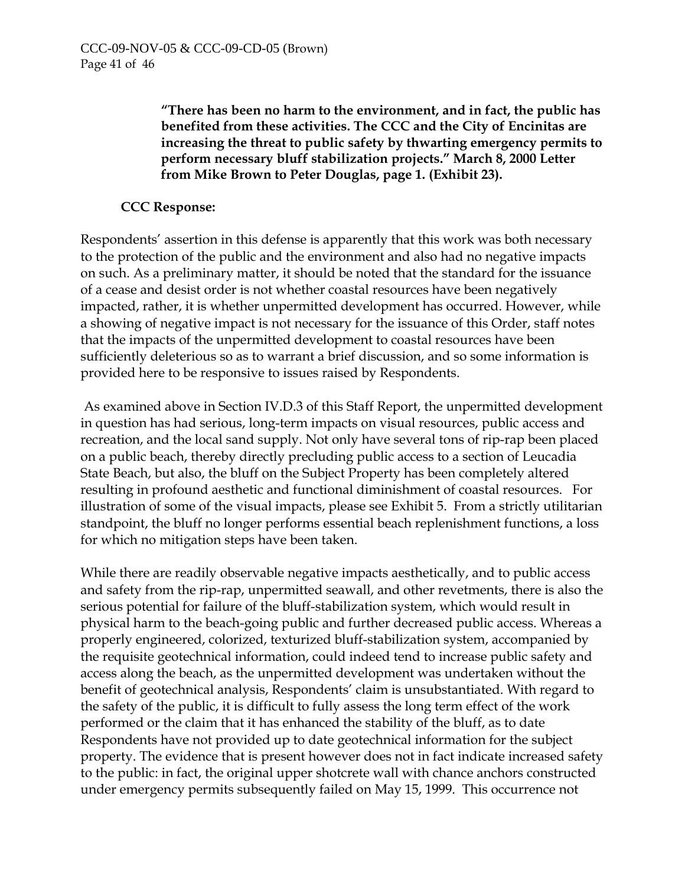**"There has been no harm to the environment, and in fact, the public has benefited from these activities. The CCC and the City of Encinitas are increasing the threat to public safety by thwarting emergency permits to perform necessary bluff stabilization projects." March 8, 2000 Letter from Mike Brown to Peter Douglas, page 1. (Exhibit 23).**

**CCC Response:**

Respondents' assertion in this defense is apparently that this work was both necessary to the protection of the public and the environment and also had no negative impacts on such. As a preliminary matter, it should be noted that the standard for the issuance of a cease and desist order is not whether coastal resources have been negatively impacted, rather, it is whether unpermitted development has occurred. However, while a showing of negative impact is not necessary for the issuance of this Order, staff notes that the impacts of the unpermitted development to coastal resources have been sufficiently deleterious so as to warrant a brief discussion, and so some information is provided here to be responsive to issues raised by Respondents.

As examined above in Section IV.D.3 of this Staff Report, the unpermitted development in question has had serious, long-term impacts on visual resources, public access and recreation, and the local sand supply. Not only have several tons of rip-rap been placed on a public beach, thereby directly precluding public access to a section of Leucadia State Beach, but also, the bluff on the Subject Property has been completely altered resulting in profound aesthetic and functional diminishment of coastal resources. For illustration of some of the visual impacts, please see Exhibit 5. From a strictly utilitarian standpoint, the bluff no longer performs essential beach replenishment functions, a loss for which no mitigation steps have been taken.

While there are readily observable negative impacts aesthetically, and to public access and safety from the rip-rap, unpermitted seawall, and other revetments, there is also the serious potential for failure of the bluff-stabilization system, which would result in physical harm to the beach-going public and further decreased public access. Whereas a properly engineered, colorized, texturized bluff-stabilization system, accompanied by the requisite geotechnical information, could indeed tend to increase public safety and access along the beach, as the unpermitted development was undertaken without the benefit of geotechnical analysis, Respondents' claim is unsubstantiated. With regard to the safety of the public, it is difficult to fully assess the long term effect of the work performed or the claim that it has enhanced the stability of the bluff, as to date Respondents have not provided up to date geotechnical information for the subject property. The evidence that is present however does not in fact indicate increased safety to the public: in fact, the original upper shotcrete wall with chance anchors constructed under emergency permits subsequently failed on May 15, 1999. This occurrence not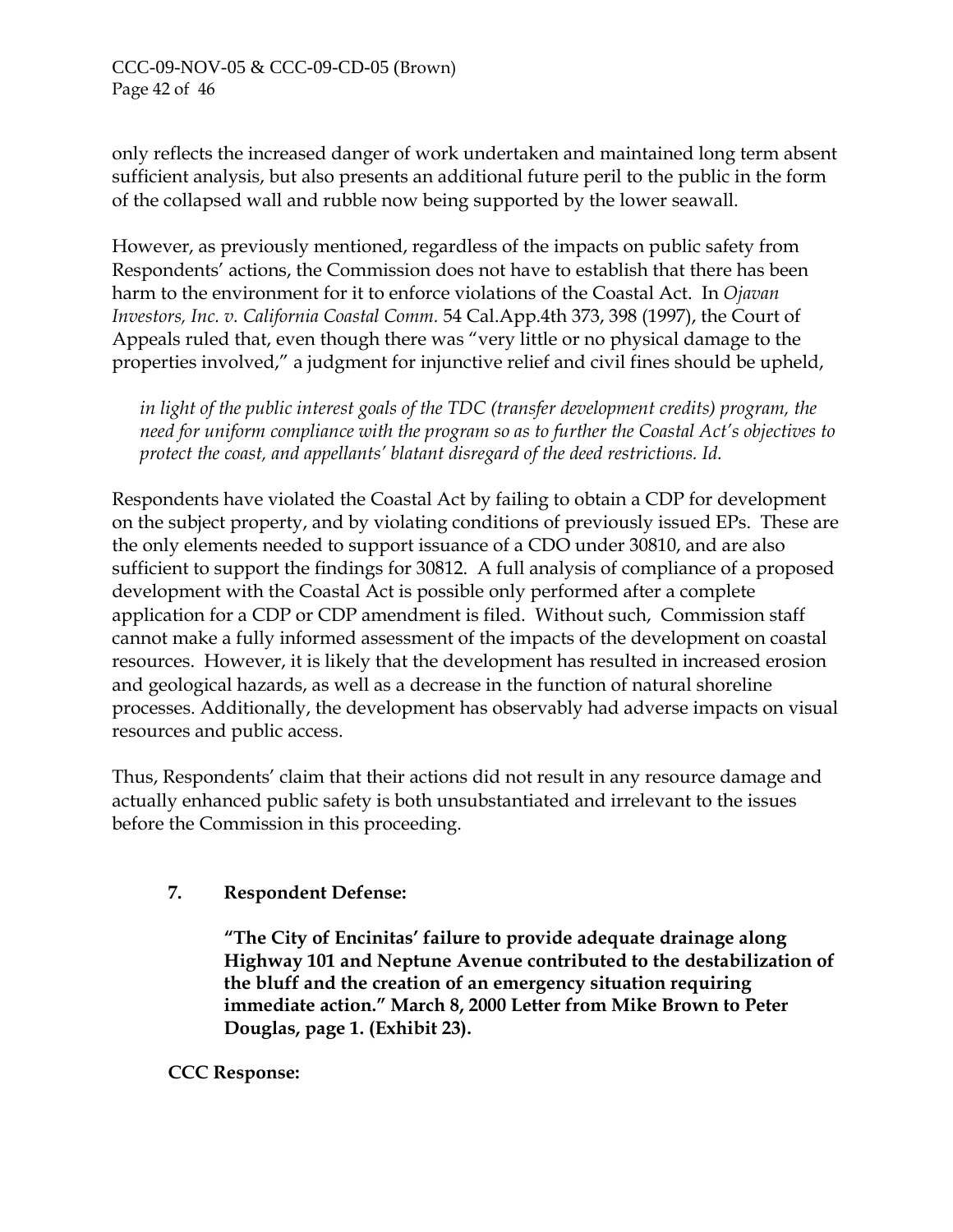only reflects the increased danger of work undertaken and maintained long term absent sufficient analysis, but also presents an additional future peril to the public in the form of the collapsed wall and rubble now being supported by the lower seawall.

However, as previously mentioned, regardless of the impacts on public safety from Respondents' actions, the Commission does not have to establish that there has been harm to the environment for it to enforce violations of the Coastal Act. In *Ojavan Investors, Inc. v. California Coastal Comm.* 54 Cal.App.4th 373, 398 (1997), the Court of Appeals ruled that, even though there was "very little or no physical damage to the properties involved," a judgment for injunctive relief and civil fines should be upheld,

> *in light of the public interest goals of the TDC (transfer development credits) program, the need for uniform compliance with the program so as to further the Coastal Act's objectives to protect the coast, and appellants' blatant disregard of the deed restrictions. Id.*

Respondents have violated the Coastal Act by failing to obtain a CDP for development on the subject property, and by violating conditions of previously issued EPs. These are the only elements needed to support issuance of a CDO under 30810, and are also sufficient to support the findings for 30812. A full analysis of compliance of a proposed development with the Coastal Act is possible only performed after a complete application for a CDP or CDP amendment is filed. Without such, Commission staff cannot make a fully informed assessment of the impacts of the development on coastal resources. However, it is likely that the development has resulted in increased erosion and geological hazards, as well as a decrease in the function of natural shoreline processes. Additionally, the development has observably had adverse impacts on visual resources and public access.

Thus, Respondents' claim that their actions did not result in any resource damage and actually enhanced public safety is both unsubstantiated and irrelevant to the issues before the Commission in this proceeding.

**7. Respondent Defense:**

> **"The City of Encinitas' failure to provide adequate drainage along Highway 101 and Neptune Avenue contributed to the destabilization of the bluff and the creation of an emergency situation requiring immediate action." March 8, 2000 Letter from Mike Brown to Peter Douglas, page 1. (Exhibit 23).**

**CCC Response:**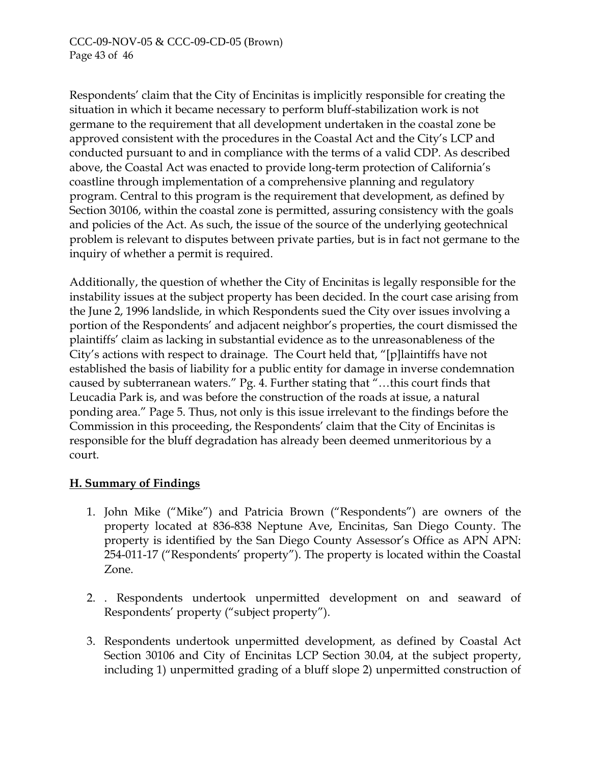Respondents' claim that the City of Encinitas is implicitly responsible for creating the situation in which it became necessary to perform bluff-stabilization work is not germane to the requirement that all development undertaken in the coastal zone be approved consistent with the procedures in the Coastal Act and the City's LCP and conducted pursuant to and in compliance with the terms of a valid CDP. As described above, the Coastal Act was enacted to provide long-term protection of California's coastline through implementation of a comprehensive planning and regulatory program. Central to this program is the requirement that development, as defined by Section 30106, within the coastal zone is permitted, assuring consistency with the goals and policies of the Act. As such, the issue of the source of the underlying geotechnical problem is relevant to disputes between private parties, but is in fact not germane to the inquiry of whether a permit is required.

Additionally, the question of whether the City of Encinitas is legally responsible for the instability issues at the subject property has been decided. In the court case arising from the June 2, 1996 landslide, in which Respondents sued the City over issues involving a portion of the Respondents' and adjacent neighbor's properties, the court dismissed the plaintiffs' claim as lacking in substantial evidence as to the unreasonableness of the City's actions with respect to drainage. The Court held that, "[p]laintiffs have not established the basis of liability for a public entity for damage in inverse condemnation caused by subterranean waters." Pg. 4. Further stating that "…this court finds that Leucadia Park is, and was before the construction of the roads at issue, a natural ponding area." Page 5. Thus, not only is this issue irrelevant to the findings before the Commission in this proceeding, the Respondents' claim that the City of Encinitas is responsible for the bluff degradation has already been deemed unmeritorious by a court.

## H. Summary of Findings

1. John Mike ("Mike") and Patricia Brown ("Respondents") are owners of the property located at 836-838 Neptune Ave, Encinitas, San Diego County. The property is identified by the San Diego County Assessor's Office as APN APN: 254-011-17 ("Respondents' property"). The property is located within the Coastal Zone.

2. . Respondents undertook unpermitted development on and seaward of Respondents' property ("subject property").

3. Respondents undertook unpermitted development, as defined by Coastal Act Section 30106 and City of Encinitas LCP Section 30.04, at the subject property, including 1) unpermitted grading of a bluff slope 2) unpermitted construction of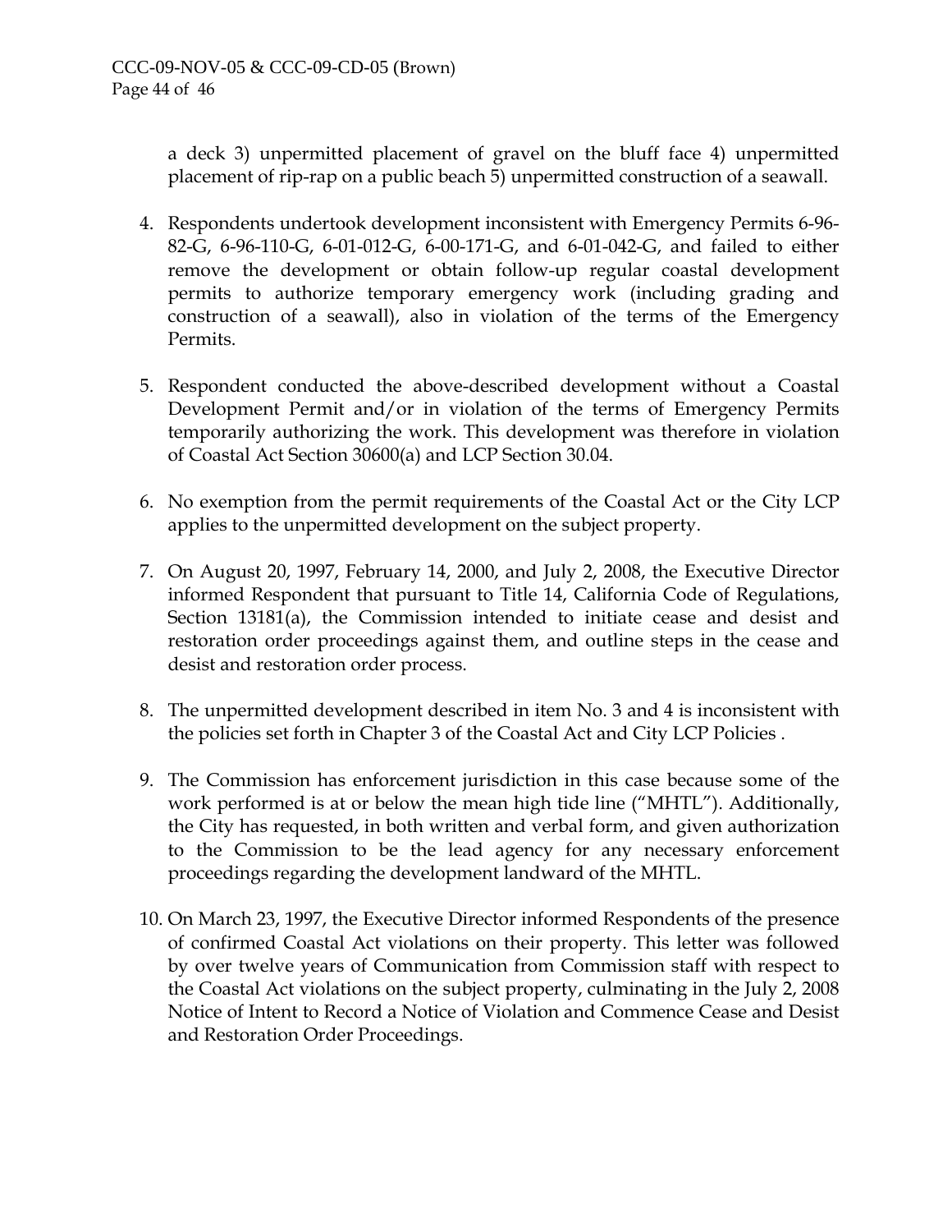a deck 3) unpermitted placement of gravel on the bluff face 4) unpermitted placement of rip-rap on a public beach 5) unpermitted construction of a seawall.

4. Respondents undertook development inconsistent with Emergency Permits 6-96-82-G, 6-96-110-G, 6-01-012-G, 6-00-171-G, and 6-01-042-G, and failed to either remove the development or obtain follow-up regular coastal development permits to authorize temporary emergency work (including grading and construction of a seawall), also in violation of the terms of the Emergency Permits.

5. Respondent conducted the above-described development without a Coastal Development Permit and/or in violation of the terms of Emergency Permits temporarily authorizing the work. This development was therefore in violation of Coastal Act Section 30600(a) and LCP Section 30.04.

6. No exemption from the permit requirements of the Coastal Act or the City LCP applies to the unpermitted development on the subject property.

7. On August 20, 1997, February 14, 2000, and July 2, 2008, the Executive Director informed Respondent that pursuant to Title 14, California Code of Regulations, Section 13181(a), the Commission intended to initiate cease and desist and restoration order proceedings against them, and outline steps in the cease and desist and restoration order process.

8. The unpermitted development described in item No. 3 and 4 is inconsistent with the policies set forth in Chapter 3 of the Coastal Act and City LCP Policies .

9. The Commission has enforcement jurisdiction in this case because some of the work performed is at or below the mean high tide line ("MHTL"). Additionally, the City has requested, in both written and verbal form, and given authorization to the Commission to be the lead agency for any necessary enforcement proceedings regarding the development landward of the MHTL.

10. On March 23, 1997, the Executive Director informed Respondents of the presence of confirmed Coastal Act violations on their property. This letter was followed by over twelve years of Communication from Commission staff with respect to the Coastal Act violations on the subject property, culminating in the July 2, 2008 Notice of Intent to Record a Notice of Violation and Commence Cease and Desist and Restoration Order Proceedings.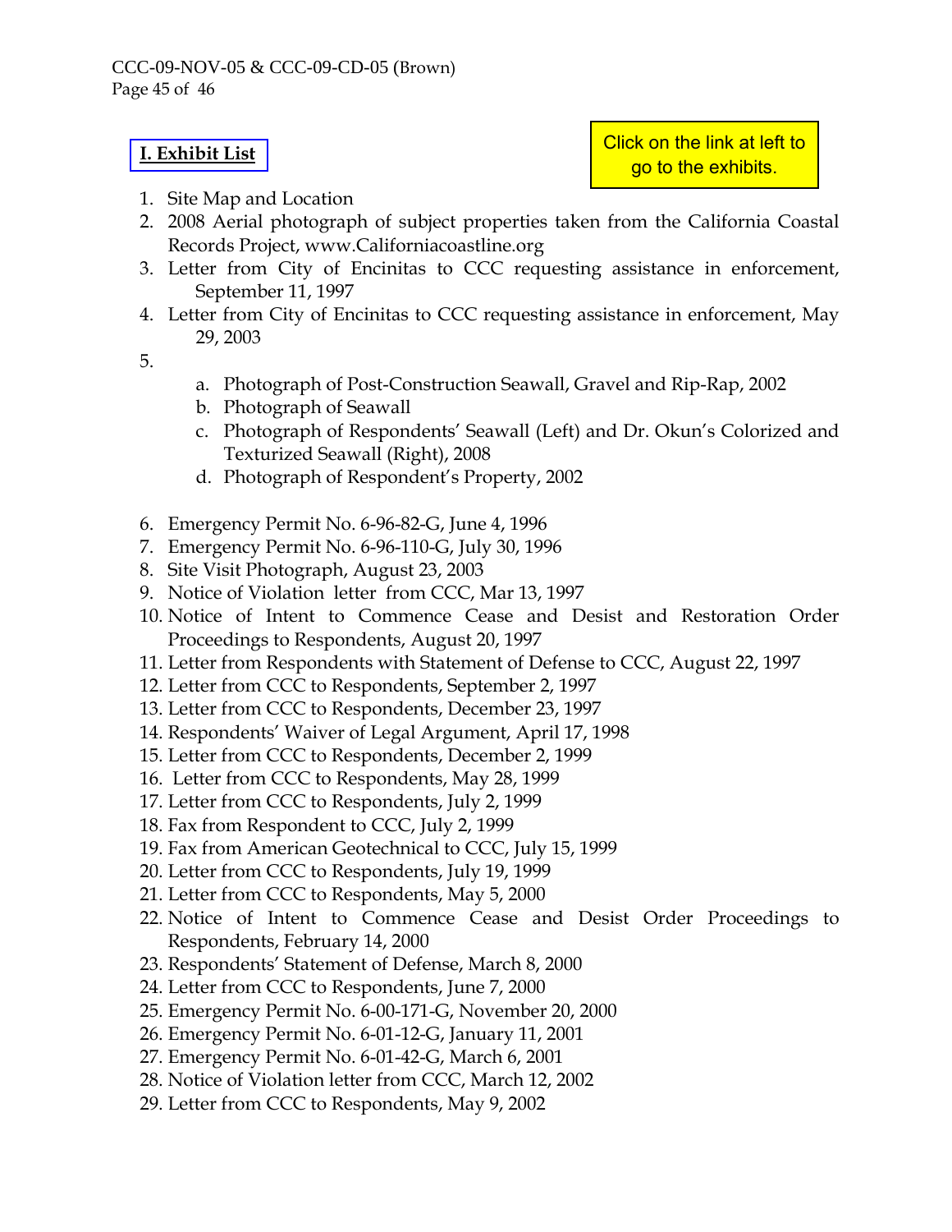## I. Exhibit List

Click on the link at left to go to the exhibits.

1. Site Map and Location
2. 2008 Aerial photograph of subject properties taken from the California Coastal Records Project, www.Californiacoastline.org
3. Letter from City of Encinitas to CCC requesting assistance in enforcement, September 11, 1997
4. Letter from City of Encinitas to CCC requesting assistance in enforcement, May 29, 2003
5. 
    a. Photograph of Post-Construction Seawall, Gravel and Rip-Rap, 2002
    b. Photograph of Seawall
    c. Photograph of Respondents' Seawall (Left) and Dr. Okun's Colorized and Texturized Seawall (Right), 2008
    d. Photograph of Respondent's Property, 2002
6. Emergency Permit No. 6-96-82-G, June 4, 1996
7. Emergency Permit No. 6-96-110-G, July 30, 1996
8. Site Visit Photograph, August 23, 2003
9. Notice of Violation letter from CCC, Mar 13, 1997
10. Notice of Intent to Commence Cease and Desist and Restoration Order Proceedings to Respondents, August 20, 1997
11. Letter from Respondents with Statement of Defense to CCC, August 22, 1997
12. Letter from CCC to Respondents, September 2, 1997
13. Letter from CCC to Respondents, December 23, 1997
14. Respondents' Waiver of Legal Argument, April 17, 1998
15. Letter from CCC to Respondents, December 2, 1999
16. Letter from CCC to Respondents, May 28, 1999
17. Letter from CCC to Respondents, July 2, 1999
18. Fax from Respondent to CCC, July 2, 1999
19. Fax from American Geotechnical to CCC, July 15, 1999
20. Letter from CCC to Respondents, July 19, 1999
21. Letter from CCC to Respondents, May 5, 2000
22. Notice of Intent to Commence Cease and Desist Order Proceedings to Respondents, February 14, 2000
23. Respondents' Statement of Defense, March 8, 2000
24. Letter from CCC to Respondents, June 7, 2000
25. Emergency Permit No. 6-00-171-G, November 20, 2000
26. Emergency Permit No. 6-01-12-G, January 11, 2001
27. Emergency Permit No. 6-01-42-G, March 6, 2001
28. Notice of Violation letter from CCC, March 12, 2002
29. Letter from CCC to Respondents, May 9, 2002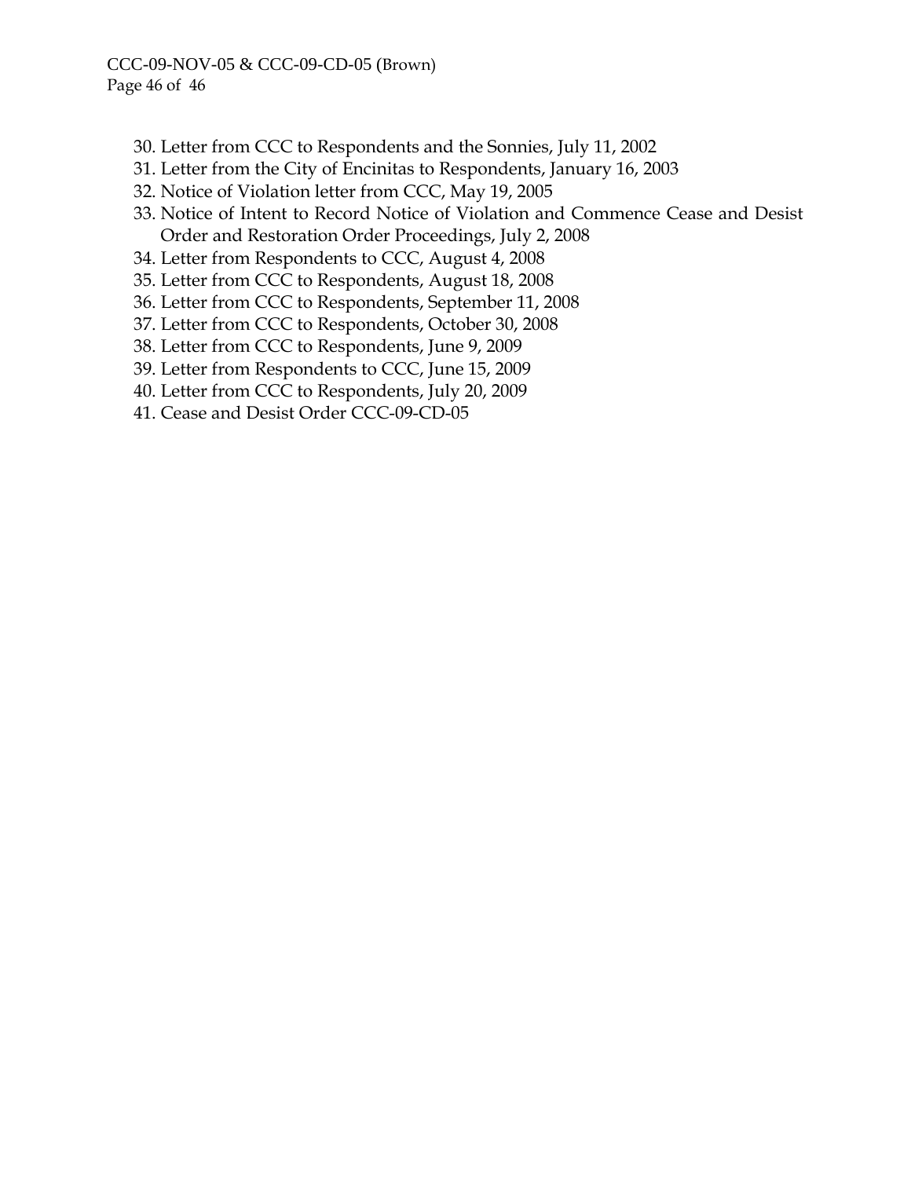30. Letter from CCC to Respondents and the Sonnies, July 11, 2002
31. Letter from the City of Encinitas to Respondents, January 16, 2003
32. Notice of Violation letter from CCC, May 19, 2005
33. Notice of Intent to Record Notice of Violation and Commence Cease and Desist Order and Restoration Order Proceedings, July 2, 2008
34. Letter from Respondents to CCC, August 4, 2008
35. Letter from CCC to Respondents, August 18, 2008
36. Letter from CCC to Respondents, September 11, 2008
37. Letter from CCC to Respondents, October 30, 2008
38. Letter from CCC to Respondents, June 9, 2009
39. Letter from Respondents to CCC, June 15, 2009
40. Letter from CCC to Respondents, July 20, 2009
41. Cease and Desist Order CCC-09-CD-05